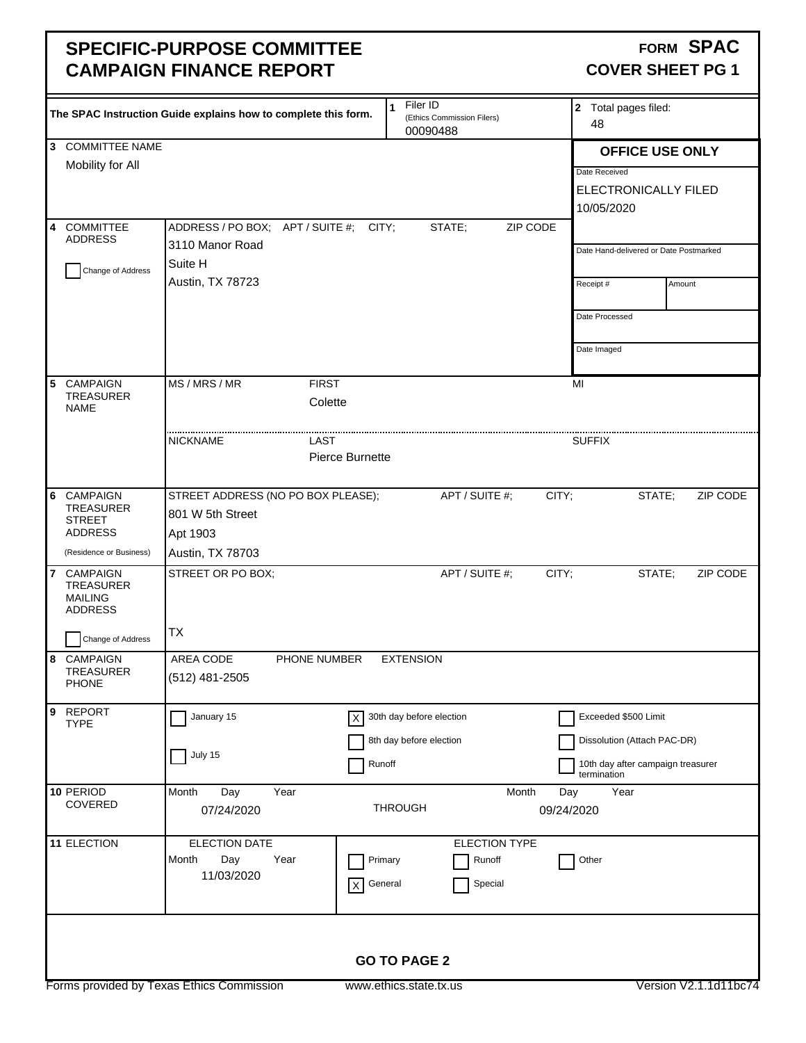# SPECIFIC-PURPOSE COMMITTEE CAMPAIGN FINANCE REPORT

## FORM SPAC COVER SHEET PG 1

The SPAC Instruction Guide explains how to complete this form.

| | | |
|---|---|---|
| **1** Filer ID (Ethics Commission Filers) | 00090488 | |
| **2** Total pages filed: | 48 | |
| **3** COMMITTEE NAME | Mobility for All | |
| **4** COMMITTEE ADDRESS | ADDRESS / PO BOX; APT / SUITE #; CITY; STATE; ZIP CODE | 3110 Manor Road<br>Suite H<br>Austin, TX 78723 |
| ☐ Change of Address | | |

**OFFICE USE ONLY**

| | |
|---|---|
| Date Received | ELECTRONICALLY FILED 10/05/2020 |
| Date Hand-delivered or Date Postmarked | |
| Receipt # | Amount |
| Date Processed | |
| Date Imaged | |

| | | |
|---|---|---|
| **5** CAMPAIGN TREASURER NAME | MS / MRS / MR: <br>FIRST: Colette<br>MI: | NICKNAME: <br>LAST: Pierce Burnette<br>SUFFIX: |
| **6** CAMPAIGN TREASURER STREET ADDRESS (Residence or Business) | STREET ADDRESS (NO PO BOX PLEASE); APT / SUITE #; CITY; STATE; ZIP CODE | 801 W 5th Street<br>Apt 1903<br>Austin, TX 78703 |
| **7** CAMPAIGN TREASURER MAILING ADDRESS | STREET OR PO BOX; APT / SUITE #; CITY; STATE; ZIP CODE | TX |
| ☐ Change of Address | | |
| **8** CAMPAIGN TREASURER PHONE | AREA CODE / PHONE NUMBER / EXTENSION | (512) 481-2505 |

**9** REPORT TYPE

- ☐ January 15
- ☐ July 15
- ☒ 30th day before election
- ☐ 8th day before election
- ☐ Runoff
- ☐ Exceeded $500 Limit
- ☐ Dissolution (Attach PAC-DR)
- ☐ 10th day after campaign treasurer termination

**10** PERIOD COVERED

| Month Day Year | | Month Day Year |
|---|---|---|
| 07/24/2020 | THROUGH | 09/24/2020 |

**11** ELECTION

| ELECTION DATE (Month Day Year) | ELECTION TYPE |
|---|---|
| 11/03/2020 | ☐ Primary ☐ Runoff ☐ Other<br>☒ General ☐ Special |

**GO TO PAGE 2**

Forms provided by Texas Ethics Commission    www.ethics.state.tx.us    Version V2.1.1d11bc74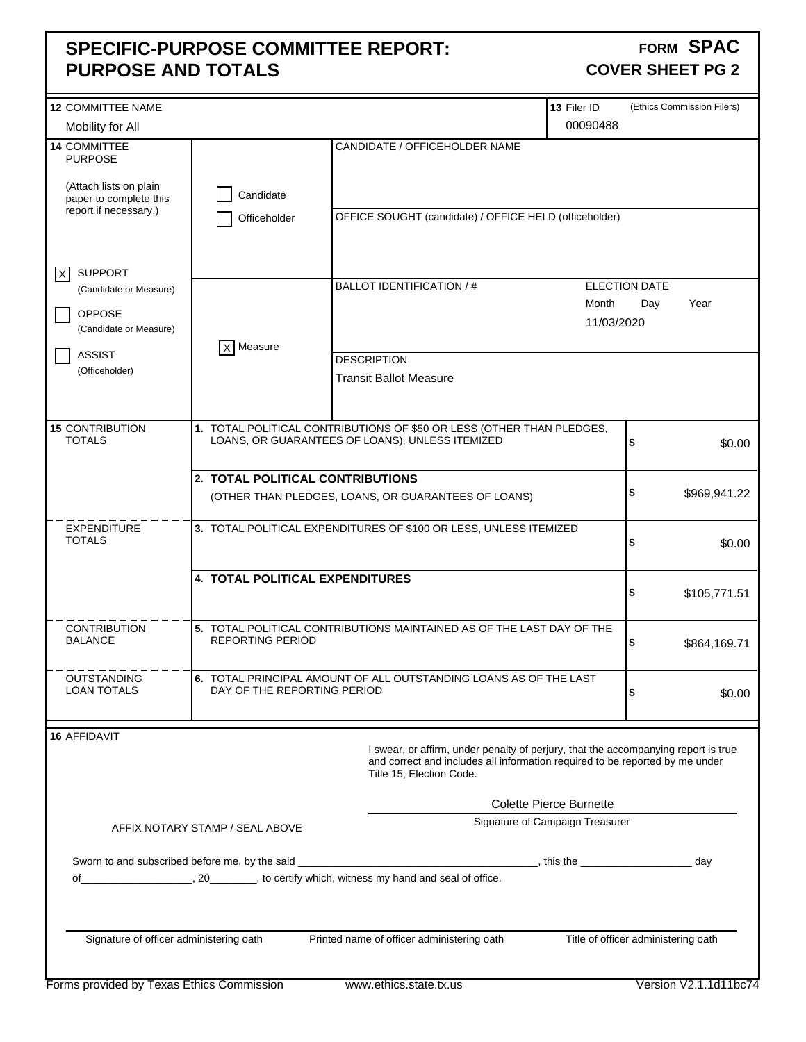# SPECIFIC-PURPOSE COMMITTEE REPORT: PURPOSE AND TOTALS

**FORM SPAC**
**COVER SHEET PG 2**

| 12 COMMITTEE NAME | 13 Filer ID (Ethics Commission Filers) |
|---|---|
| Mobility for All | 00090488 |

**14 COMMITTEE PURPOSE**

(Attach lists on plain paper to complete this report if necessary.)

- [X] SUPPORT (Candidate or Measure)
- [ ] OPPOSE (Candidate or Measure)
- [ ] ASSIST (Officeholder)

- [ ] Candidate
- [ ] Officeholder

CANDIDATE / OFFICEHOLDER NAME:

OFFICE SOUGHT (candidate) / OFFICE HELD (officeholder):

- [X] Measure

BALLOT IDENTIFICATION / #:

ELECTION DATE (Month Day Year): 11/03/2020

DESCRIPTION: Transit Ballot Measure

| | | |
|---|---|---|
| **15 CONTRIBUTION TOTALS** | 1. TOTAL POLITICAL CONTRIBUTIONS OF $50 OR LESS (OTHER THAN PLEDGES, LOANS, OR GUARANTEES OF LOANS), UNLESS ITEMIZED | $ $0.00 |
| | 2. **TOTAL POLITICAL CONTRIBUTIONS** (OTHER THAN PLEDGES, LOANS, OR GUARANTEES OF LOANS) | $ $969,941.22 |
| **EXPENDITURE TOTALS** | 3. TOTAL POLITICAL EXPENDITURES OF $100 OR LESS, UNLESS ITEMIZED | $ $0.00 |
| | 4. **TOTAL POLITICAL EXPENDITURES** | $ $105,771.51 |
| **CONTRIBUTION BALANCE** | 5. TOTAL POLITICAL CONTRIBUTIONS MAINTAINED AS OF THE LAST DAY OF THE REPORTING PERIOD | $ $864,169.71 |
| **OUTSTANDING LOAN TOTALS** | 6. TOTAL PRINCIPAL AMOUNT OF ALL OUTSTANDING LOANS AS OF THE LAST DAY OF THE REPORTING PERIOD | $ $0.00 |

**16 AFFIDAVIT**

I swear, or affirm, under penalty of perjury, that the accompanying report is true and correct and includes all information required to be reported by me under Title 15, Election Code.

Colette Pierce Burnette

Signature of Campaign Treasurer

AFFIX NOTARY STAMP / SEAL ABOVE

Sworn to and subscribed before me, by the said ________________________________, this the ______________ day of________________, 20________, to certify which, witness my hand and seal of office.

| Signature of officer administering oath | Printed name of officer administering oath | Title of officer administering oath |
|---|---|---|

Forms provided by Texas Ethics Commission www.ethics.state.tx.us Version V2.1.1d11bc74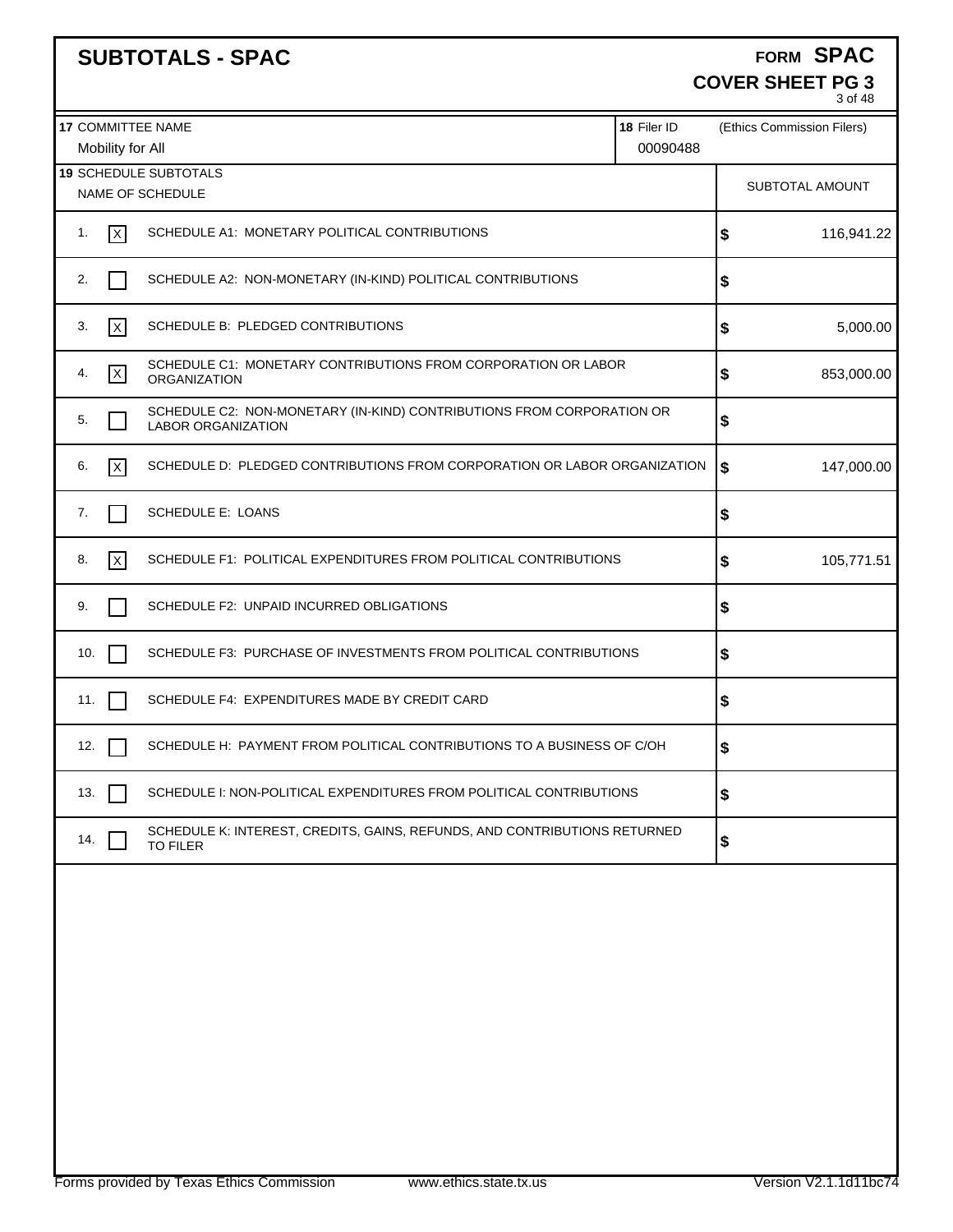# SUBTOTALS - SPAC

**FORM SPAC**
**COVER SHEET PG 3**

| 17 COMMITTEE NAME | 18 Filer ID | (Ethics Commission Filers) |
|---|---|---|
| Mobility for All | 00090488 | |

**19** SCHEDULE SUBTOTALS

| # | Checked | NAME OF SCHEDULE | SUBTOTAL AMOUNT |
|---|---|---|---|
| 1. | [X] | SCHEDULE A1: MONETARY POLITICAL CONTRIBUTIONS | $ 116,941.22 |
| 2. | [ ] | SCHEDULE A2: NON-MONETARY (IN-KIND) POLITICAL CONTRIBUTIONS | $ |
| 3. | [X] | SCHEDULE B: PLEDGED CONTRIBUTIONS | $ 5,000.00 |
| 4. | [X] | SCHEDULE C1: MONETARY CONTRIBUTIONS FROM CORPORATION OR LABOR ORGANIZATION | $ 853,000.00 |
| 5. | [ ] | SCHEDULE C2: NON-MONETARY (IN-KIND) CONTRIBUTIONS FROM CORPORATION OR LABOR ORGANIZATION | $ |
| 6. | [X] | SCHEDULE D: PLEDGED CONTRIBUTIONS FROM CORPORATION OR LABOR ORGANIZATION | $ 147,000.00 |
| 7. | [ ] | SCHEDULE E: LOANS | $ |
| 8. | [X] | SCHEDULE F1: POLITICAL EXPENDITURES FROM POLITICAL CONTRIBUTIONS | $ 105,771.51 |
| 9. | [ ] | SCHEDULE F2: UNPAID INCURRED OBLIGATIONS | $ |
| 10. | [ ] | SCHEDULE F3: PURCHASE OF INVESTMENTS FROM POLITICAL CONTRIBUTIONS | $ |
| 11. | [ ] | SCHEDULE F4: EXPENDITURES MADE BY CREDIT CARD | $ |
| 12. | [ ] | SCHEDULE H: PAYMENT FROM POLITICAL CONTRIBUTIONS TO A BUSINESS OF C/OH | $ |
| 13. | [ ] | SCHEDULE I: NON-POLITICAL EXPENDITURES FROM POLITICAL CONTRIBUTIONS | $ |
| 14. | [ ] | SCHEDULE K: INTEREST, CREDITS, GAINS, REFUNDS, AND CONTRIBUTIONS RETURNED TO FILER | $ |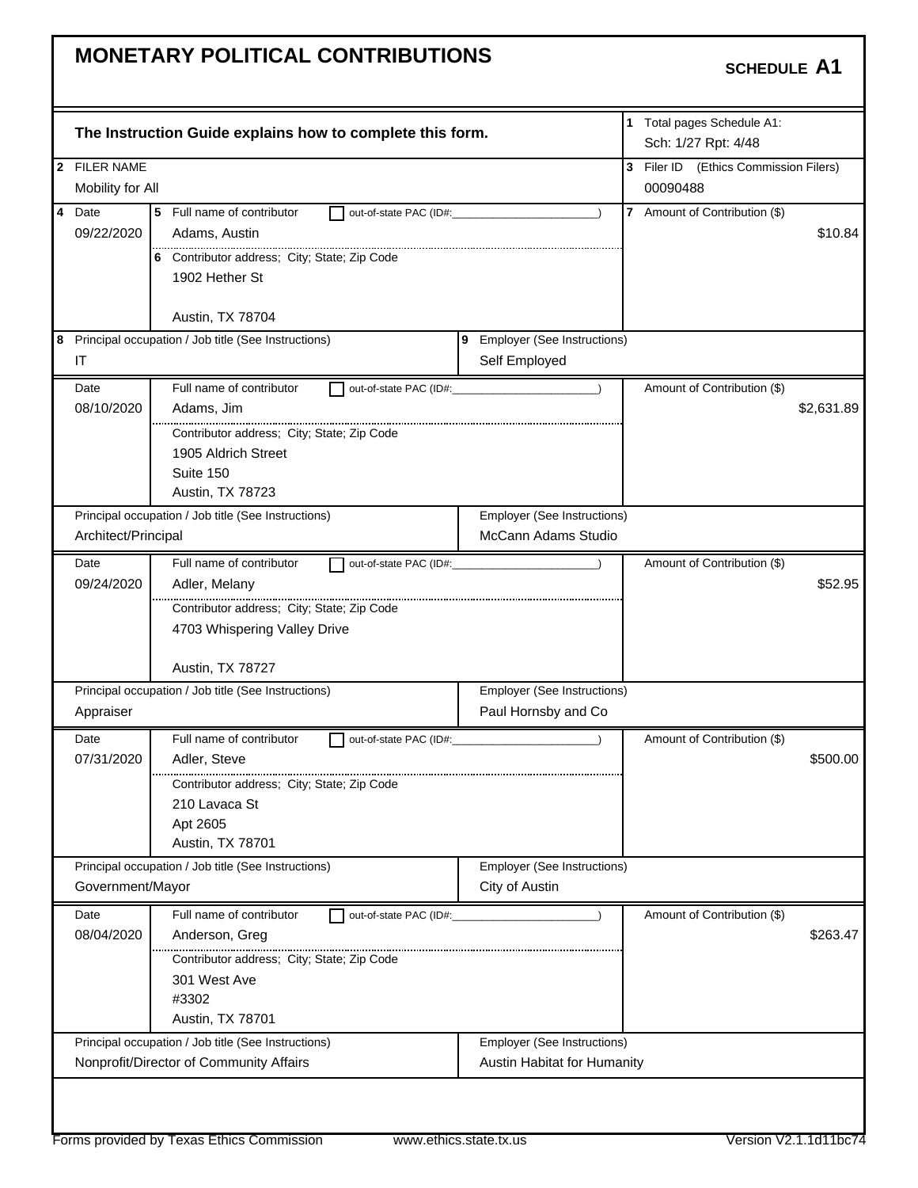# MONETARY POLITICAL CONTRIBUTIONS

**SCHEDULE A1**

**The Instruction Guide explains how to complete this form.**

1 Total pages Schedule A1: Sch: 1/27 Rpt: 4/48

2 FILER NAME: Mobility for All

3 Filer ID (Ethics Commission Filers): 00090488

| 4 Date | 5 Full name of contributor | 6 Contributor address; City; State; Zip Code | 7 Amount of Contribution ($) | 8 Principal occupation / Job title | 9 Employer |
|---|---|---|---|---|---|
| 09/22/2020 | Adams, Austin | 1902 Hether St, Austin, TX 78704 | $10.84 | IT | Self Employed |
| 08/10/2020 | Adams, Jim | 1905 Aldrich Street, Suite 150, Austin, TX 78723 | $2,631.89 | Architect/Principal | McCann Adams Studio |
| 09/24/2020 | Adler, Melany | 4703 Whispering Valley Drive, Austin, TX 78727 | $52.95 | Appraiser | Paul Hornsby and Co |
| 07/31/2020 | Adler, Steve | 210 Lavaca St, Apt 2605, Austin, TX 78701 | $500.00 | Government/Mayor | City of Austin |
| 08/04/2020 | Anderson, Greg | 301 West Ave, #3302, Austin, TX 78701 | $263.47 | Nonprofit/Director of Community Affairs | Austin Habitat for Humanity |

Forms provided by Texas Ethics Commission www.ethics.state.tx.us Version V2.1.1d11bc74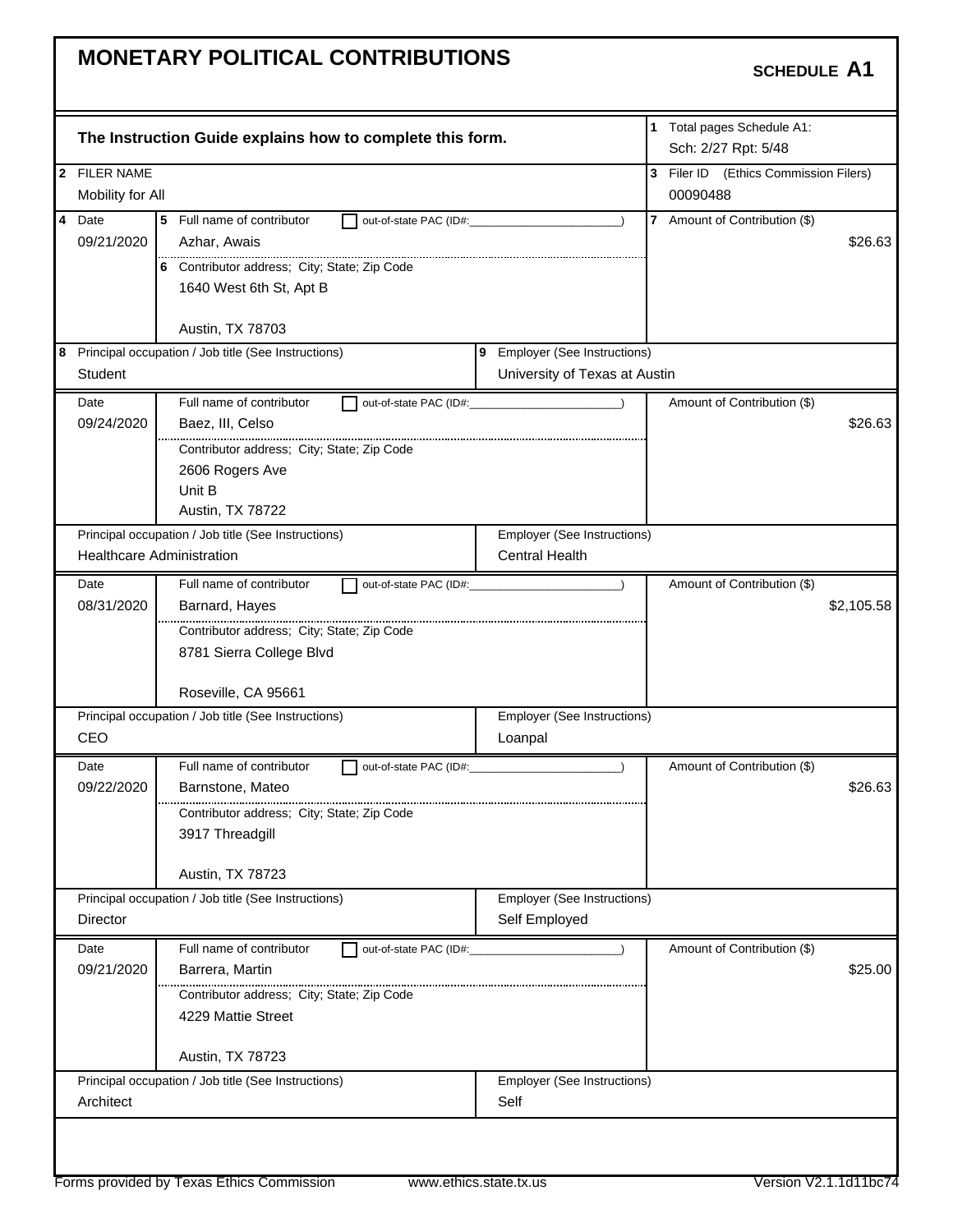# MONETARY POLITICAL CONTRIBUTIONS

**SCHEDULE A1**

**The Instruction Guide explains how to complete this form.**

1 Total pages Schedule A1: Sch: 2/27 Rpt: 5/48

2 FILER NAME: Mobility for All

3 Filer ID (Ethics Commission Filers): 00090488

| 4 Date | 5 Full name of contributor | 6 Contributor address; City; State; Zip Code | 7 Amount of Contribution ($) | 8 Principal occupation / Job title | 9 Employer |
|---|---|---|---|---|---|
| 09/21/2020 | Azhar, Awais | 1640 West 6th St, Apt B, Austin, TX 78703 | $26.63 | Student | University of Texas at Austin |
| 09/24/2020 | Baez, III, Celso | 2606 Rogers Ave, Unit B, Austin, TX 78722 | $26.63 | Healthcare Administration | Central Health |
| 08/31/2020 | Barnard, Hayes | 8781 Sierra College Blvd, Roseville, CA 95661 | $2,105.58 | CEO | Loanpal |
| 09/22/2020 | Barnstone, Mateo | 3917 Threadgill, Austin, TX 78723 | $26.63 | Director | Self Employed |
| 09/21/2020 | Barrera, Martin | 4229 Mattie Street, Austin, TX 78723 | $25.00 | Architect | Self |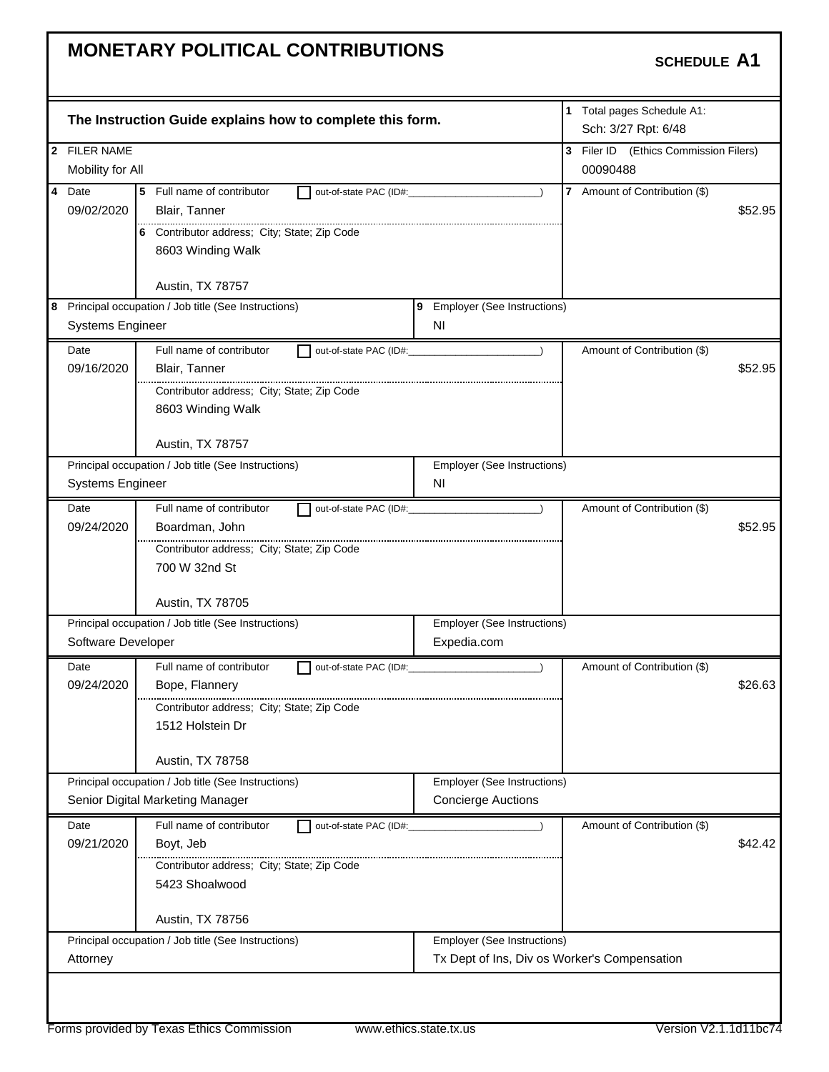# MONETARY POLITICAL CONTRIBUTIONS

**SCHEDULE A1**

**The Instruction Guide explains how to complete this form.**

1 Total pages Schedule A1: Sch: 3/27 Rpt: 6/48

2 FILER NAME: Mobility for All

3 Filer ID (Ethics Commission Filers): 00090488

| 4 Date | 5 Full name of contributor | 6 Contributor address; City; State; Zip Code | 7 Amount of Contribution ($) | 8 Principal occupation / Job title | 9 Employer |
|---|---|---|---|---|---|
| 09/02/2020 | Blair, Tanner | 8603 Winding Walk, Austin, TX 78757 | $52.95 | Systems Engineer | NI |
| 09/16/2020 | Blair, Tanner | 8603 Winding Walk, Austin, TX 78757 | $52.95 | Systems Engineer | NI |
| 09/24/2020 | Boardman, John | 700 W 32nd St, Austin, TX 78705 | $52.95 | Software Developer | Expedia.com |
| 09/24/2020 | Bope, Flannery | 1512 Holstein Dr, Austin, TX 78758 | $26.63 | Senior Digital Marketing Manager | Concierge Auctions |
| 09/21/2020 | Boyt, Jeb | 5423 Shoalwood, Austin, TX 78756 | $42.42 | Attorney | Tx Dept of Ins, Div os Worker's Compensation |

Forms provided by Texas Ethics Commission www.ethics.state.tx.us Version V2.1.1d11bc74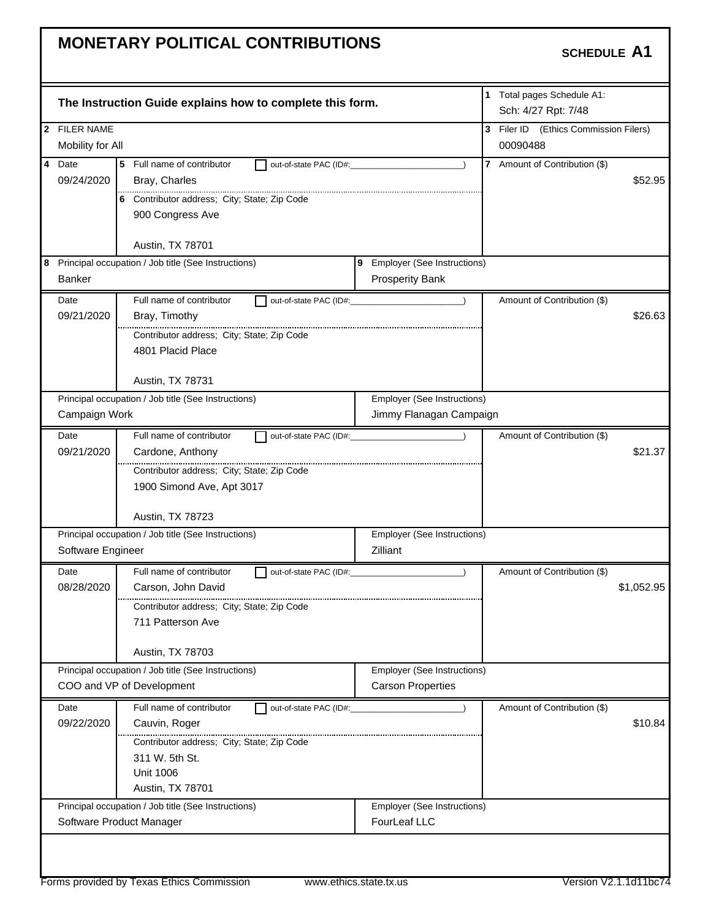# MONETARY POLITICAL CONTRIBUTIONS

**SCHEDULE A1**

**The Instruction Guide explains how to complete this form.**

1 Total pages Schedule A1: Sch: 4/27 Rpt: 7/48

2 FILER NAME: Mobility for All

3 Filer ID (Ethics Commission Filers): 00090488

| 4 Date | 5 Full name of contributor | 6 Contributor address; City; State; Zip Code | 7 Amount of Contribution ($) | 8 Principal occupation / Job title | 9 Employer |
|---|---|---|---|---|---|
| 09/24/2020 | Bray, Charles | 900 Congress Ave, Austin, TX 78701 | $52.95 | Banker | Prosperity Bank |
| 09/21/2020 | Bray, Timothy | 4801 Placid Place, Austin, TX 78731 | $26.63 | Campaign Work | Jimmy Flanagan Campaign |
| 09/21/2020 | Cardone, Anthony | 1900 Simond Ave, Apt 3017, Austin, TX 78723 | $21.37 | Software Engineer | Zilliant |
| 08/28/2020 | Carson, John David | 711 Patterson Ave, Austin, TX 78703 | $1,052.95 | COO and VP of Development | Carson Properties |
| 09/22/2020 | Cauvin, Roger | 311 W. 5th St., Unit 1006, Austin, TX 78701 | $10.84 | Software Product Manager | FourLeaf LLC |

Out-of-state PAC (ID#): not checked for any contributor.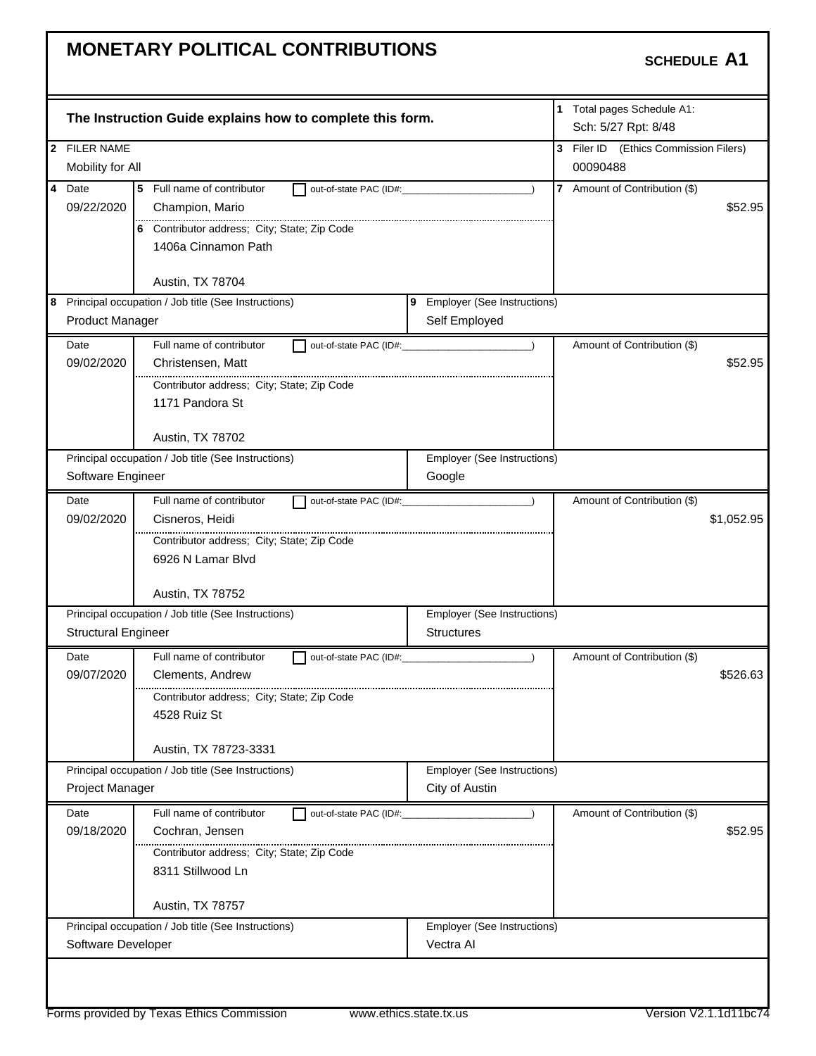# MONETARY POLITICAL CONTRIBUTIONS

**SCHEDULE A1**

**The Instruction Guide explains how to complete this form.**

1 Total pages Schedule A1: Sch: 5/27 Rpt: 8/48

2 FILER NAME: Mobility for All

3 Filer ID (Ethics Commission Filers): 00090488

| 4 Date | 5 Full name of contributor / 6 Contributor address; City; State; Zip Code | 7 Amount of Contribution ($) | 8 Principal occupation / Job title | 9 Employer |
|---|---|---|---|---|
| 09/22/2020 | Champion, Mario<br>1406a Cinnamon Path<br>Austin, TX 78704 | $52.95 | Product Manager | Self Employed |
| 09/02/2020 | Christensen, Matt<br>1171 Pandora St<br>Austin, TX 78702 | $52.95 | Software Engineer | Google |
| 09/02/2020 | Cisneros, Heidi<br>6926 N Lamar Blvd<br>Austin, TX 78752 | $1,052.95 | Structural Engineer | Structures |
| 09/07/2020 | Clements, Andrew<br>4528 Ruiz St<br>Austin, TX 78723-3331 | $526.63 | Project Manager | City of Austin |
| 09/18/2020 | Cochran, Jensen<br>8311 Stillwood Ln<br>Austin, TX 78757 | $52.95 | Software Developer | Vectra AI |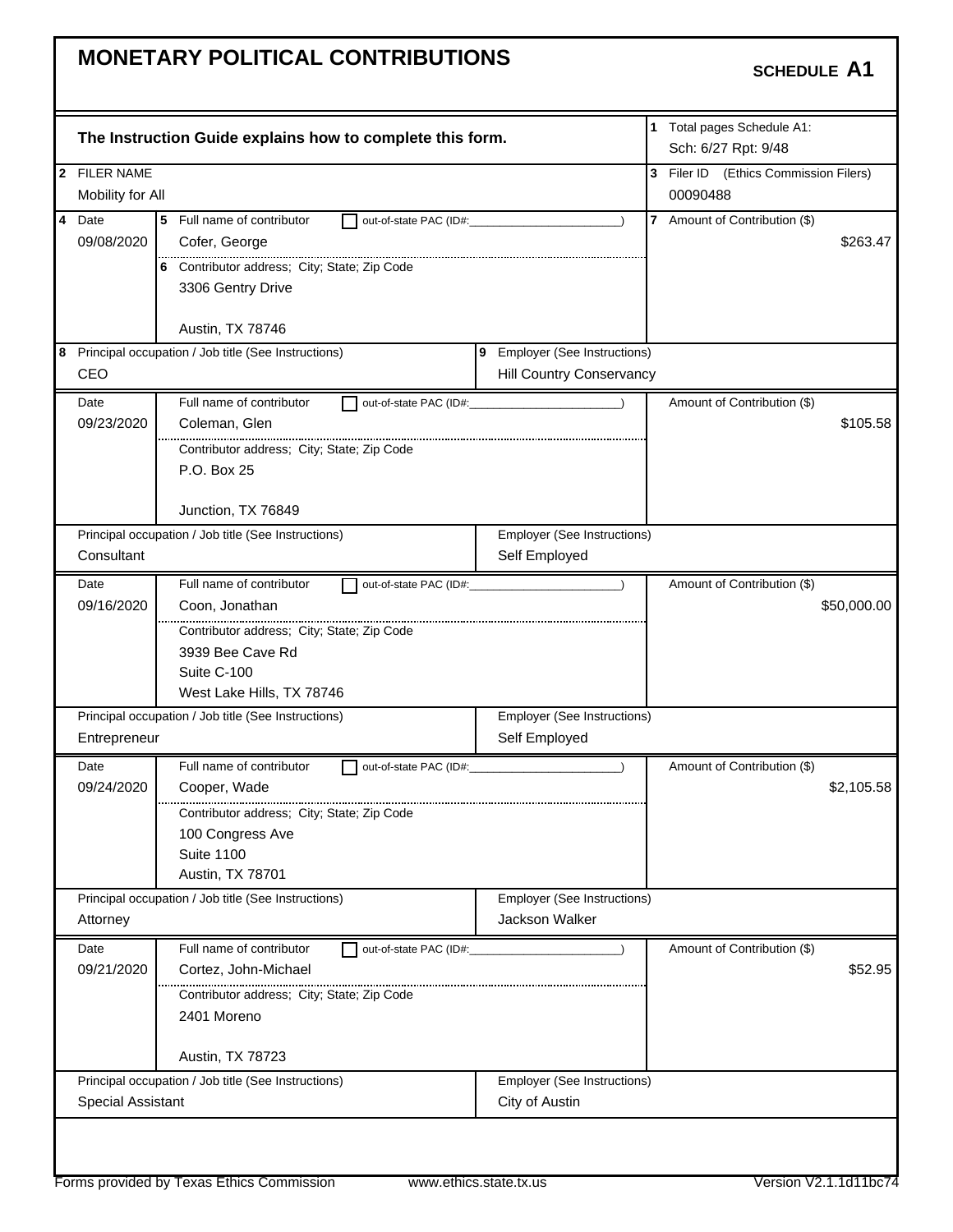# MONETARY POLITICAL CONTRIBUTIONS

**SCHEDULE A1**

**The Instruction Guide explains how to complete this form.**

1 Total pages Schedule A1: Sch: 6/27 Rpt: 9/48

2 FILER NAME: Mobility for All

3 Filer ID (Ethics Commission Filers): 00090488

| 4 Date | 5 Full name of contributor | 6 Contributor address; City; State; Zip Code | 7 Amount of Contribution ($) | 8 Principal occupation / Job title | 9 Employer |
|---|---|---|---|---|---|
| 09/08/2020 | Cofer, George | 3306 Gentry Drive, Austin, TX 78746 | $263.47 | CEO | Hill Country Conservancy |
| 09/23/2020 | Coleman, Glen | P.O. Box 25, Junction, TX 76849 | $105.58 | Consultant | Self Employed |
| 09/16/2020 | Coon, Jonathan | 3939 Bee Cave Rd, Suite C-100, West Lake Hills, TX 78746 | $50,000.00 | Entrepreneur | Self Employed |
| 09/24/2020 | Cooper, Wade | 100 Congress Ave, Suite 1100, Austin, TX 78701 | $2,105.58 | Attorney | Jackson Walker |
| 09/21/2020 | Cortez, John-Michael | 2401 Moreno, Austin, TX 78723 | $52.95 | Special Assistant | City of Austin |

Out-of-state PAC (ID#: ) — not checked for any contributor.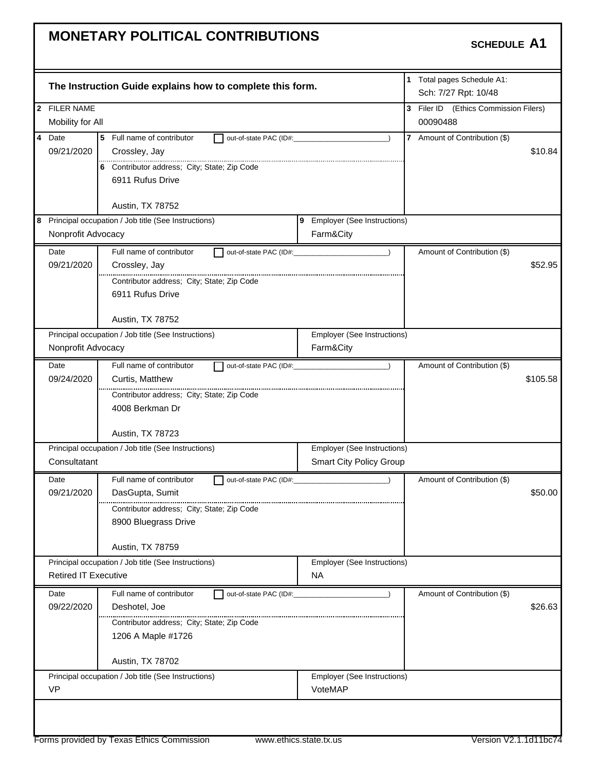# MONETARY POLITICAL CONTRIBUTIONS

**SCHEDULE A1**

**The Instruction Guide explains how to complete this form.**

1 Total pages Schedule A1: Sch: 7/27 Rpt: 10/48

2 FILER NAME: Mobility for All

3 Filer ID (Ethics Commission Filers): 00090488

| 4 Date | 5 Full name of contributor | 6 Contributor address; City; State; Zip Code | 7 Amount of Contribution ($) | 8 Principal occupation / Job title (See Instructions) | 9 Employer (See Instructions) |
|---|---|---|---|---|---|
| 09/21/2020 | Crossley, Jay | 6911 Rufus Drive, Austin, TX 78752 | $10.84 | Nonprofit Advocacy | Farm&City |
| 09/21/2020 | Crossley, Jay | 6911 Rufus Drive, Austin, TX 78752 | $52.95 | Nonprofit Advocacy | Farm&City |
| 09/24/2020 | Curtis, Matthew | 4008 Berkman Dr, Austin, TX 78723 | $105.58 | Consultatant | Smart City Policy Group |
| 09/21/2020 | DasGupta, Sumit | 8900 Bluegrass Drive, Austin, TX 78759 | $50.00 | Retired IT Executive | NA |
| 09/22/2020 | Deshotel, Joe | 1206 A Maple #1726, Austin, TX 78702 | $26.63 | VP | VoteMAP |

Forms provided by Texas Ethics Commission www.ethics.state.tx.us Version V2.1.1d11bc74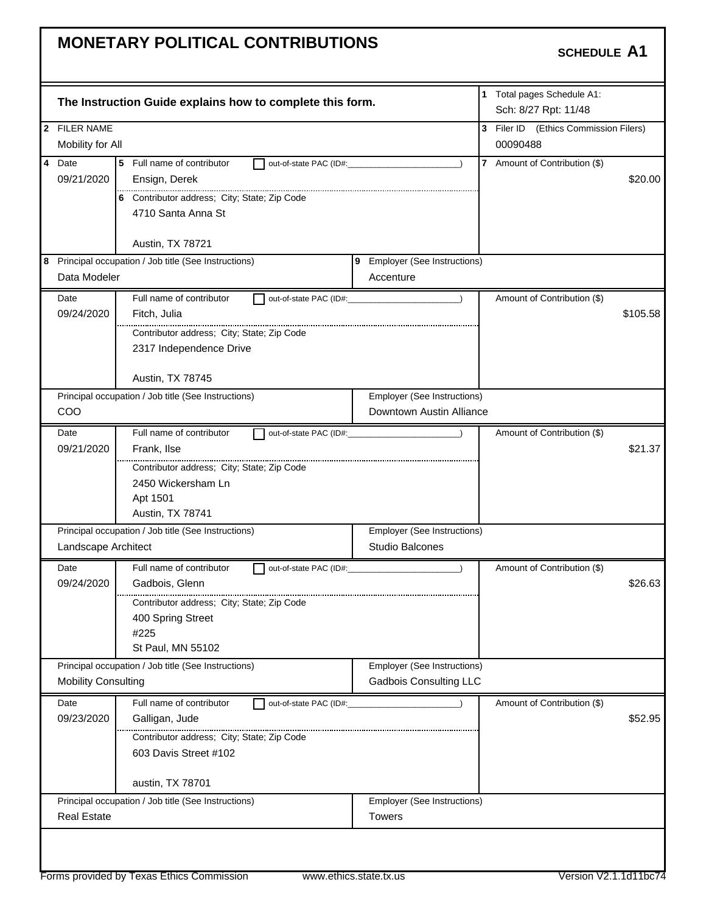# MONETARY POLITICAL CONTRIBUTIONS

**SCHEDULE A1**

**The Instruction Guide explains how to complete this form.**

1 Total pages Schedule A1: Sch: 8/27 Rpt: 11/48

2 FILER NAME: Mobility for All

3 Filer ID (Ethics Commission Filers): 00090488

| 4 Date | 5 Full name of contributor / 6 Contributor address; City; State; Zip Code | 7 Amount of Contribution ($) |
|---|---|---|
| 09/21/2020 | Ensign, Derek<br>4710 Santa Anna St<br>Austin, TX 78721 | $20.00 |
| | 8 Principal occupation / Job title: Data Modeler | 9 Employer: Accenture |
| 09/24/2020 | Fitch, Julia<br>2317 Independence Drive<br>Austin, TX 78745 | $105.58 |
| | Principal occupation / Job title: COO | Employer: Downtown Austin Alliance |
| 09/21/2020 | Frank, Ilse<br>2450 Wickersham Ln<br>Apt 1501<br>Austin, TX 78741 | $21.37 |
| | Principal occupation / Job title: Landscape Architect | Employer: Studio Balcones |
| 09/24/2020 | Gadbois, Glenn<br>400 Spring Street<br>#225<br>St Paul, MN 55102 | $26.63 |
| | Principal occupation / Job title: Mobility Consulting | Employer: Gadbois Consulting LLC |
| 09/23/2020 | Galligan, Jude<br>603 Davis Street #102<br>austin, TX 78701 | $52.95 |
| | Principal occupation / Job title: Real Estate | Employer: Towers |

Forms provided by Texas Ethics Commission www.ethics.state.tx.us Version V2.1.1d11bc74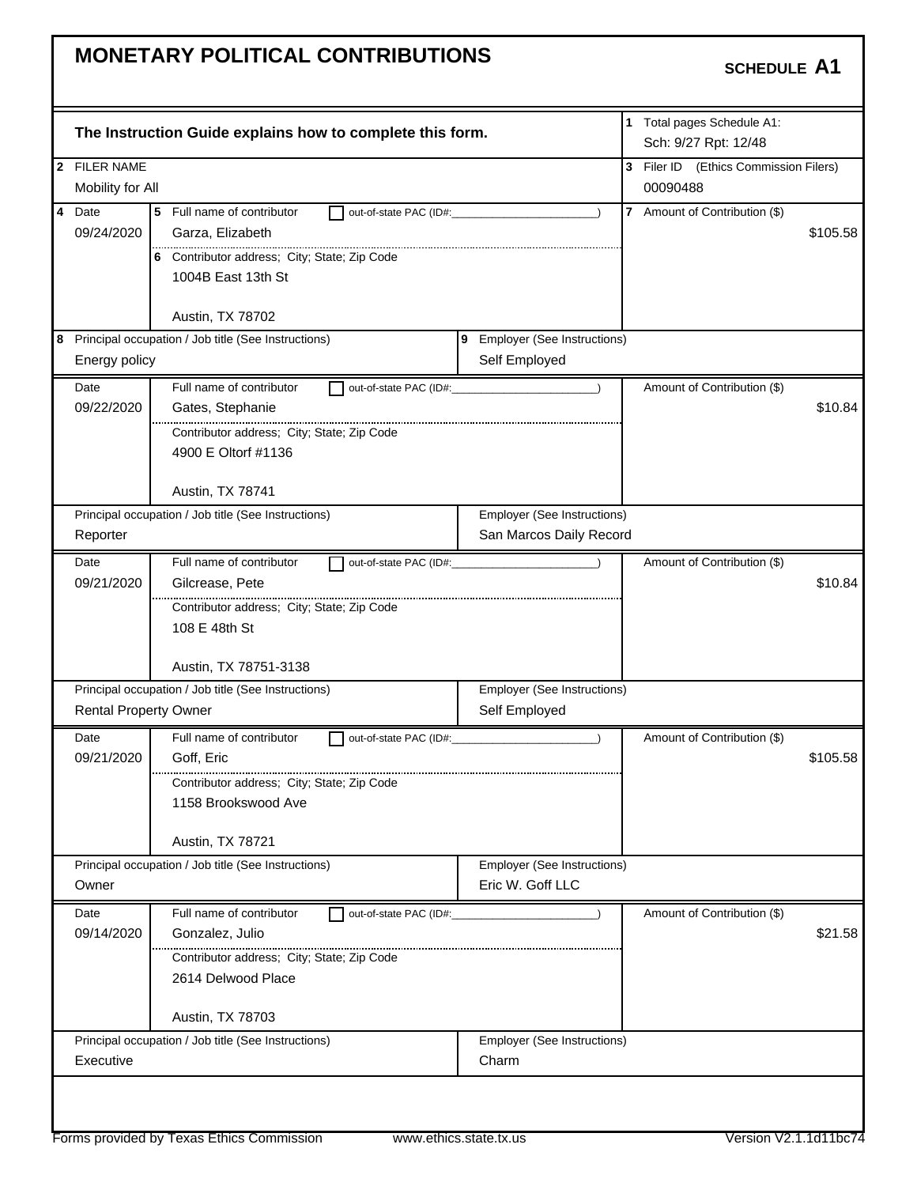# MONETARY POLITICAL CONTRIBUTIONS

**SCHEDULE A1**

**The Instruction Guide explains how to complete this form.**

1 Total pages Schedule A1: Sch: 9/27 Rpt: 12/48

2 FILER NAME: Mobility for All

3 Filer ID (Ethics Commission Filers): 00090488

| 4 Date | 5 Full name of contributor | 6 Contributor address; City; State; Zip Code | 7 Amount of Contribution ($) | 8 Principal occupation / Job title | 9 Employer |
|---|---|---|---|---|---|
| 09/24/2020 | Garza, Elizabeth | 1004B East 13th St, Austin, TX 78702 | $105.58 | Energy policy | Self Employed |
| 09/22/2020 | Gates, Stephanie | 4900 E Oltorf #1136, Austin, TX 78741 | $10.84 | Reporter | San Marcos Daily Record |
| 09/21/2020 | Gilcrease, Pete | 108 E 48th St, Austin, TX 78751-3138 | $10.84 | Rental Property Owner | Self Employed |
| 09/21/2020 | Goff, Eric | 1158 Brookswood Ave, Austin, TX 78721 | $105.58 | Owner | Eric W. Goff LLC |
| 09/14/2020 | Gonzalez, Julio | 2614 Delwood Place, Austin, TX 78703 | $21.58 | Executive | Charm |

Out-of-state PAC (ID#: ________) — not checked for any contributor.

Forms provided by Texas Ethics Commission www.ethics.state.tx.us Version V2.1.1d11bc74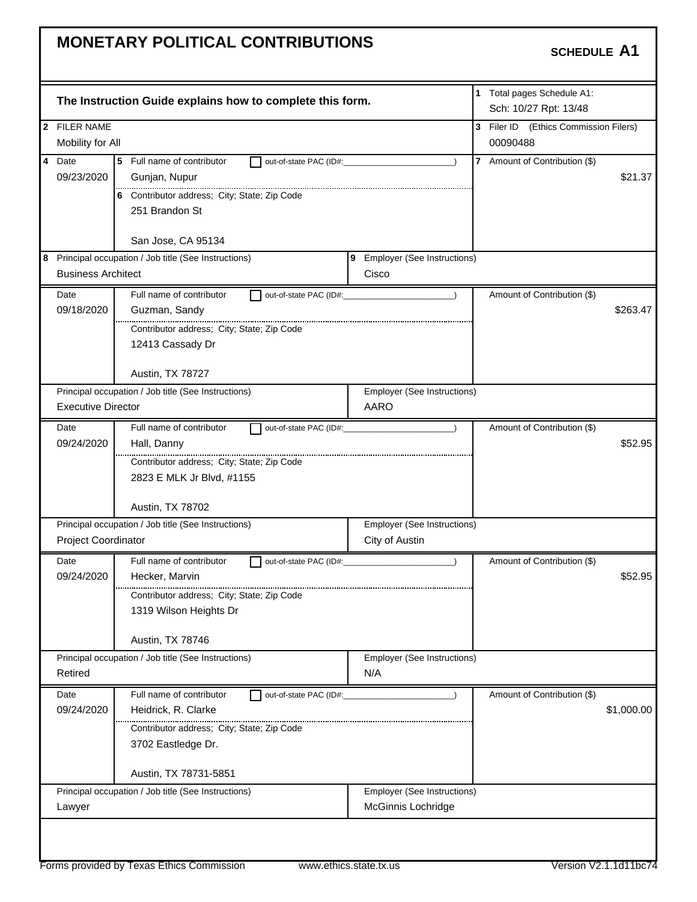# MONETARY POLITICAL CONTRIBUTIONS

**SCHEDULE A1**

**The Instruction Guide explains how to complete this form.**

1 Total pages Schedule A1: Sch: 10/27 Rpt: 13/48

2 FILER NAME: Mobility for All

3 Filer ID (Ethics Commission Filers): 00090488

| 4 Date | 5 Full name of contributor | 6 Contributor address; City; State; Zip Code | 7 Amount of Contribution ($) | 8 Principal occupation / Job title | 9 Employer |
|---|---|---|---|---|---|
| 09/23/2020 | Gunjan, Nupur | 251 Brandon St, San Jose, CA 95134 | $21.37 | Business Architect | Cisco |
| 09/18/2020 | Guzman, Sandy | 12413 Cassady Dr, Austin, TX 78727 | $263.47 | Executive Director | AARO |
| 09/24/2020 | Hall, Danny | 2823 E MLK Jr Blvd, #1155, Austin, TX 78702 | $52.95 | Project Coordinator | City of Austin |
| 09/24/2020 | Hecker, Marvin | 1319 Wilson Heights Dr, Austin, TX 78746 | $52.95 | Retired | N/A |
| 09/24/2020 | Heidrick, R. Clarke | 3702 Eastledge Dr., Austin, TX 78731-5851 | $1,000.00 | Lawyer | McGinnis Lochridge |

Forms provided by Texas Ethics Commission www.ethics.state.tx.us Version V2.1.1d11bc74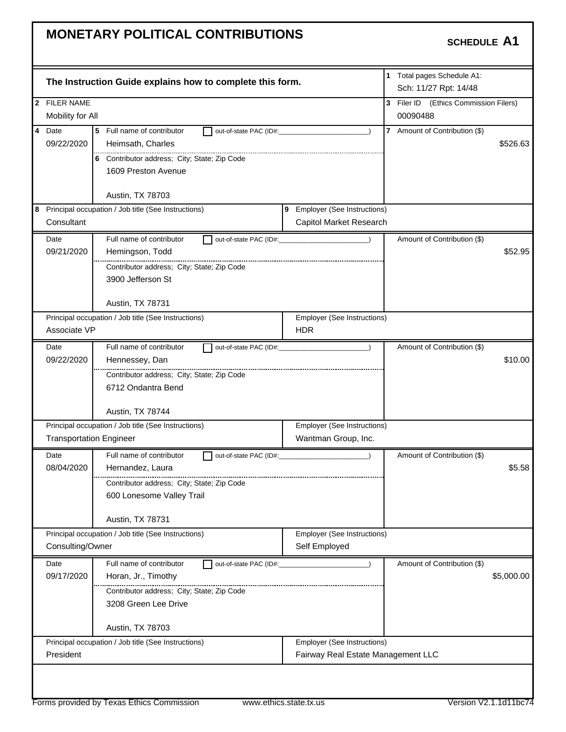# MONETARY POLITICAL CONTRIBUTIONS

**SCHEDULE A1**

**The Instruction Guide explains how to complete this form.**

1 Total pages Schedule A1: Sch: 11/27 Rpt: 14/48

2 FILER NAME: Mobility for All

3 Filer ID (Ethics Commission Filers): 00090488

| 4 Date | 5 Full name of contributor | 6 Contributor address; City; State; Zip Code | 7 Amount of Contribution ($) | 8 Principal occupation / Job title | 9 Employer |
|---|---|---|---|---|---|
| 09/22/2020 | Heimsath, Charles | 1609 Preston Avenue, Austin, TX 78703 | $526.63 | Consultant | Capitol Market Research |
| 09/21/2020 | Hemingson, Todd | 3900 Jefferson St, Austin, TX 78731 | $52.95 | Associate VP | HDR |
| 09/22/2020 | Hennessey, Dan | 6712 Ondantra Bend, Austin, TX 78744 | $10.00 | Transportation Engineer | Wantman Group, Inc. |
| 08/04/2020 | Hernandez, Laura | 600 Lonesome Valley Trail, Austin, TX 78731 | $5.58 | Consulting/Owner | Self Employed |
| 09/17/2020 | Horan, Jr., Timothy | 3208 Green Lee Drive, Austin, TX 78703 | $5,000.00 | President | Fairway Real Estate Management LLC |

Forms provided by Texas Ethics Commission www.ethics.state.tx.us Version V2.1.1d11bc74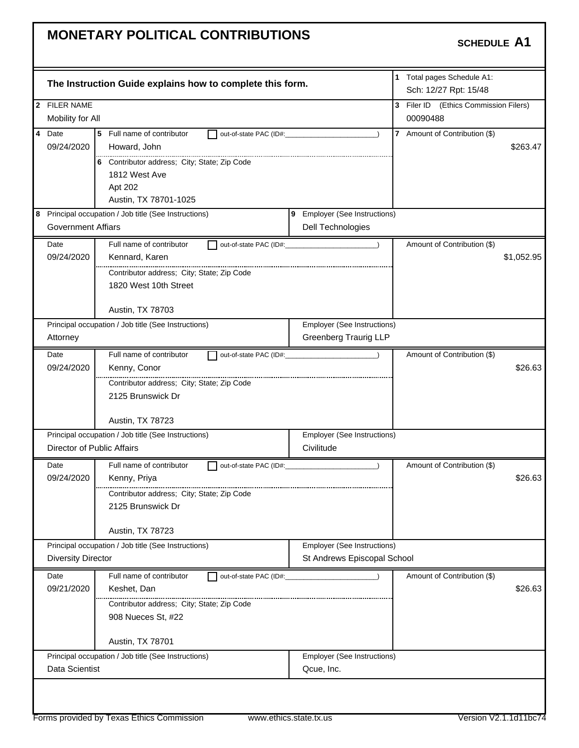# MONETARY POLITICAL CONTRIBUTIONS

**SCHEDULE A1**

**The Instruction Guide explains how to complete this form.**

1 Total pages Schedule A1: Sch: 12/27 Rpt: 15/48

2 FILER NAME: Mobility for All

3 Filer ID (Ethics Commission Filers): 00090488

| 4 Date | 5 Full name of contributor | 6 Contributor address; City; State; Zip Code | 7 Amount of Contribution ($) | 8 Principal occupation / Job title | 9 Employer |
|---|---|---|---|---|---|
| 09/24/2020 | Howard, John | 1812 West Ave, Apt 202, Austin, TX 78701-1025 | $263.47 | Government Affairs | Dell Technologies |
| 09/24/2020 | Kennard, Karen | 1820 West 10th Street, Austin, TX 78703 | $1,052.95 | Attorney | Greenberg Traurig LLP |
| 09/24/2020 | Kenny, Conor | 2125 Brunswick Dr, Austin, TX 78723 | $26.63 | Director of Public Affairs | Civilitude |
| 09/24/2020 | Kenny, Priya | 2125 Brunswick Dr, Austin, TX 78723 | $26.63 | Diversity Director | St Andrews Episcopal School |
| 09/21/2020 | Keshet, Dan | 908 Nueces St, #22, Austin, TX 78701 | $26.63 | Data Scientist | Qcue, Inc. |

Forms provided by Texas Ethics Commission www.ethics.state.tx.us Version V2.1.1d11bc74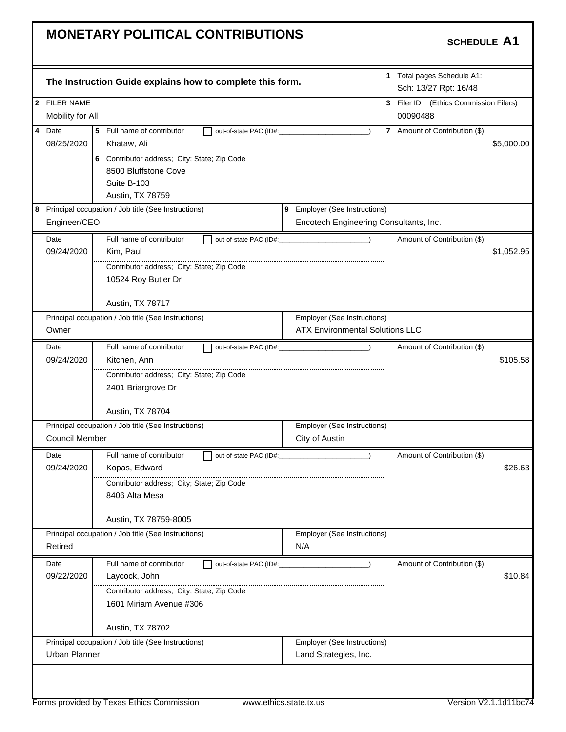# MONETARY POLITICAL CONTRIBUTIONS

**SCHEDULE A1**

**The Instruction Guide explains how to complete this form.**

1 Total pages Schedule A1: Sch: 13/27 Rpt: 16/48

2 FILER NAME: Mobility for All

3 Filer ID (Ethics Commission Filers): 00090488

| 4 Date | 5 Full name of contributor / 6 Contributor address; City; State; Zip Code | 7 Amount of Contribution ($) |
|---|---|---|
| 08/25/2020 | Khataw, Ali<br>8500 Bluffstone Cove<br>Suite B-103<br>Austin, TX 78759 | $5,000.00 |
| | **8 Principal occupation / Job title:** Engineer/CEO | **9 Employer:** Encotech Engineering Consultants, Inc. |
| 09/24/2020 | Kim, Paul<br>10524 Roy Butler Dr<br>Austin, TX 78717 | $1,052.95 |
| | **Principal occupation / Job title:** Owner | **Employer:** ATX Environmental Solutions LLC |
| 09/24/2020 | Kitchen, Ann<br>2401 Briargrove Dr<br>Austin, TX 78704 | $105.58 |
| | **Principal occupation / Job title:** Council Member | **Employer:** City of Austin |
| 09/24/2020 | Kopas, Edward<br>8406 Alta Mesa<br>Austin, TX 78759-8005 | $26.63 |
| | **Principal occupation / Job title:** Retired | **Employer:** N/A |
| 09/22/2020 | Laycock, John<br>1601 Miriam Avenue #306<br>Austin, TX 78702 | $10.84 |
| | **Principal occupation / Job title:** Urban Planner | **Employer:** Land Strategies, Inc. |

Forms provided by Texas Ethics Commission www.ethics.state.tx.us Version V2.1.1d11bc74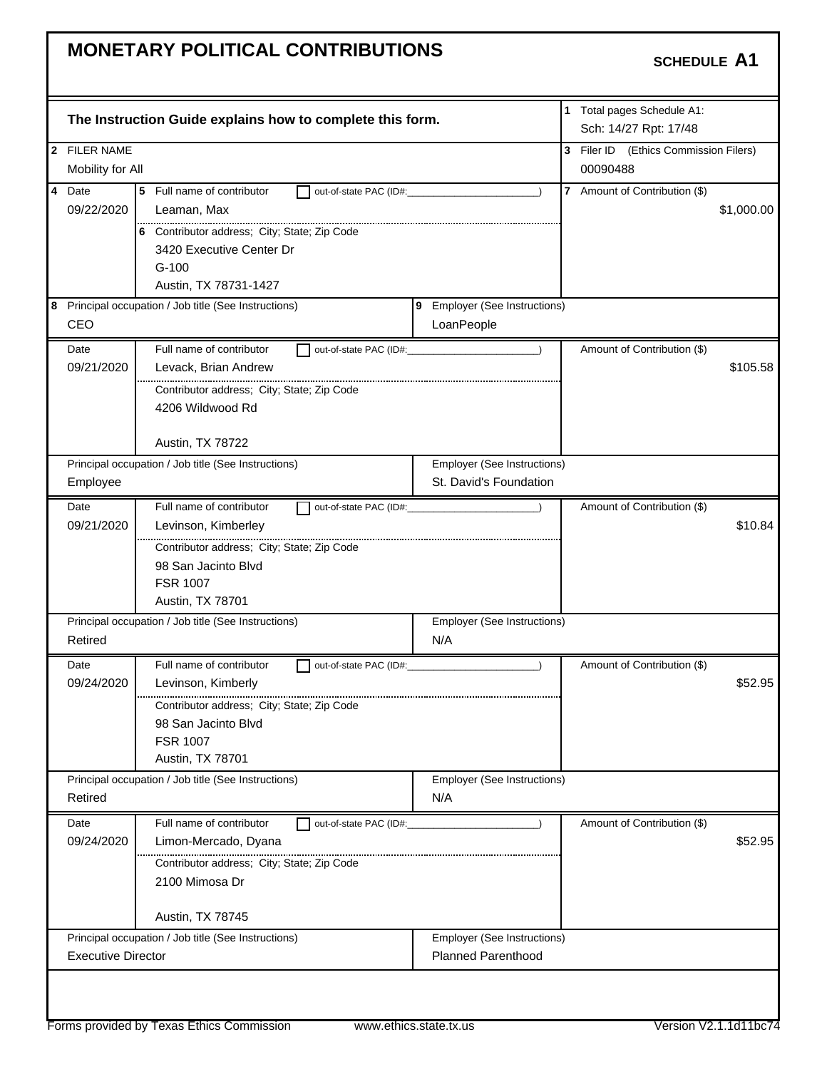# MONETARY POLITICAL CONTRIBUTIONS

**SCHEDULE A1**

**The Instruction Guide explains how to complete this form.**

1 Total pages Schedule A1: Sch: 14/27 Rpt: 17/48

2 FILER NAME: Mobility for All

3 Filer ID (Ethics Commission Filers): 00090488

| 4 Date | 5 Full name of contributor / 6 Contributor address; City; State; Zip Code | 7 Amount of Contribution ($) |
|---|---|---|
| 09/22/2020 | Leaman, Max<br>3420 Executive Center Dr<br>G-100<br>Austin, TX 78731-1427 | $1,000.00 |
| | 8 Principal occupation / Job title: CEO<br>9 Employer: LoanPeople | |
| 09/21/2020 | Levack, Brian Andrew<br>4206 Wildwood Rd<br>Austin, TX 78722 | $105.58 |
| | Principal occupation / Job title: Employee<br>Employer: St. David's Foundation | |
| 09/21/2020 | Levinson, Kimberley<br>98 San Jacinto Blvd<br>FSR 1007<br>Austin, TX 78701 | $10.84 |
| | Principal occupation / Job title: Retired<br>Employer: N/A | |
| 09/24/2020 | Levinson, Kimberly<br>98 San Jacinto Blvd<br>FSR 1007<br>Austin, TX 78701 | $52.95 |
| | Principal occupation / Job title: Retired<br>Employer: N/A | |
| 09/24/2020 | Limon-Mercado, Dyana<br>2100 Mimosa Dr<br>Austin, TX 78745 | $52.95 |
| | Principal occupation / Job title: Executive Director<br>Employer: Planned Parenthood | |

Forms provided by Texas Ethics Commission www.ethics.state.tx.us Version V2.1.1d11bc74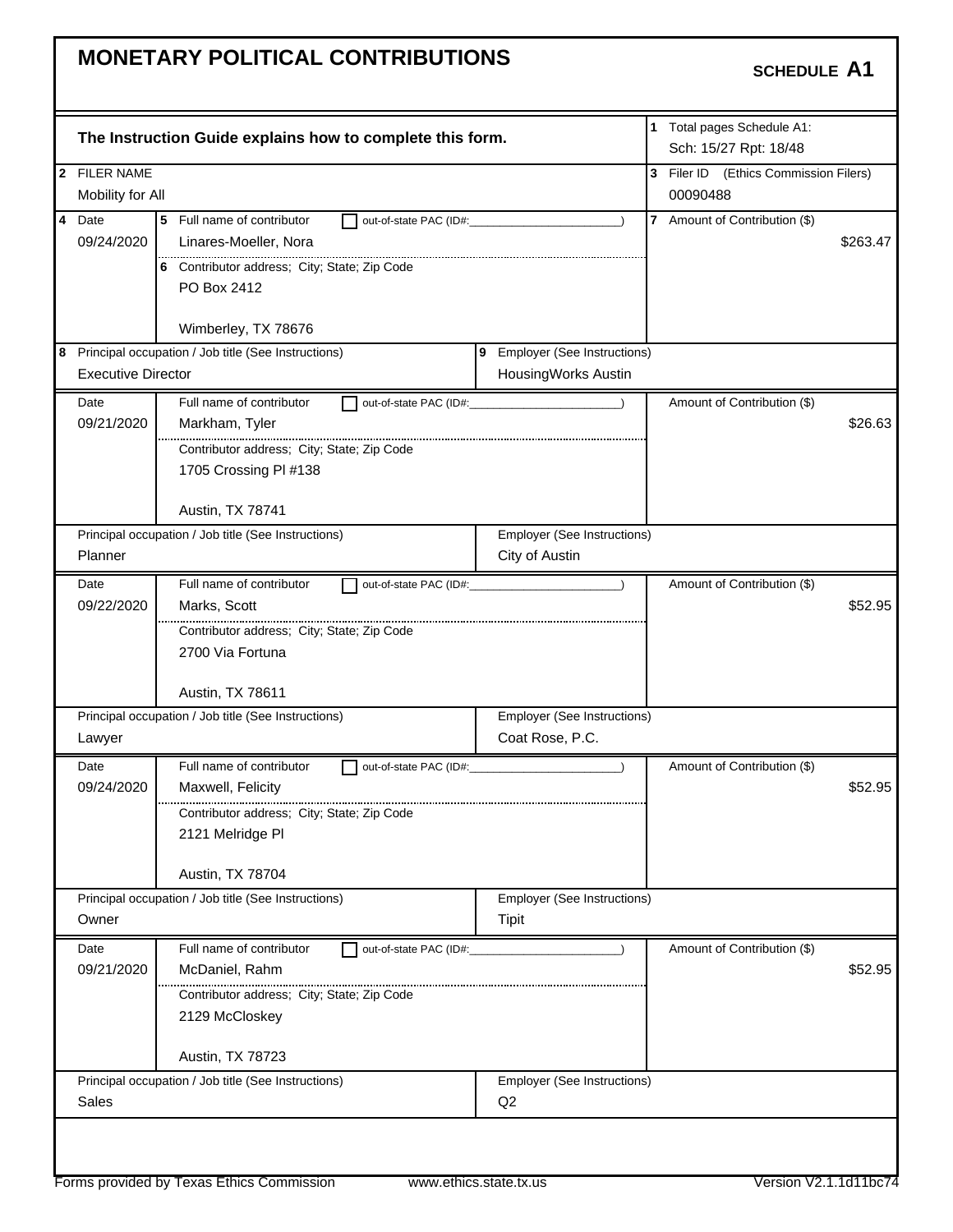# MONETARY POLITICAL CONTRIBUTIONS

**SCHEDULE A1**

**The Instruction Guide explains how to complete this form.**

1 Total pages Schedule A1: Sch: 15/27 Rpt: 18/48

2 FILER NAME: Mobility for All

3 Filer ID (Ethics Commission Filers): 00090488

| 4 Date | 5 Full name of contributor | 6 Contributor address; City; State; Zip Code | 7 Amount of Contribution ($) | 8 Principal occupation / Job title | 9 Employer |
|---|---|---|---|---|---|
| 09/24/2020 | Linares-Moeller, Nora | PO Box 2412, Wimberley, TX 78676 | $263.47 | Executive Director | HousingWorks Austin |
| 09/21/2020 | Markham, Tyler | 1705 Crossing Pl #138, Austin, TX 78741 | $26.63 | Planner | City of Austin |
| 09/22/2020 | Marks, Scott | 2700 Via Fortuna, Austin, TX 78611 | $52.95 | Lawyer | Coat Rose, P.C. |
| 09/24/2020 | Maxwell, Felicity | 2121 Melridge Pl, Austin, TX 78704 | $52.95 | Owner | Tipit |
| 09/21/2020 | McDaniel, Rahm | 2129 McCloskey, Austin, TX 78723 | $52.95 | Sales | Q2 |

Forms provided by Texas Ethics Commission www.ethics.state.tx.us Version V2.1.1d11bc74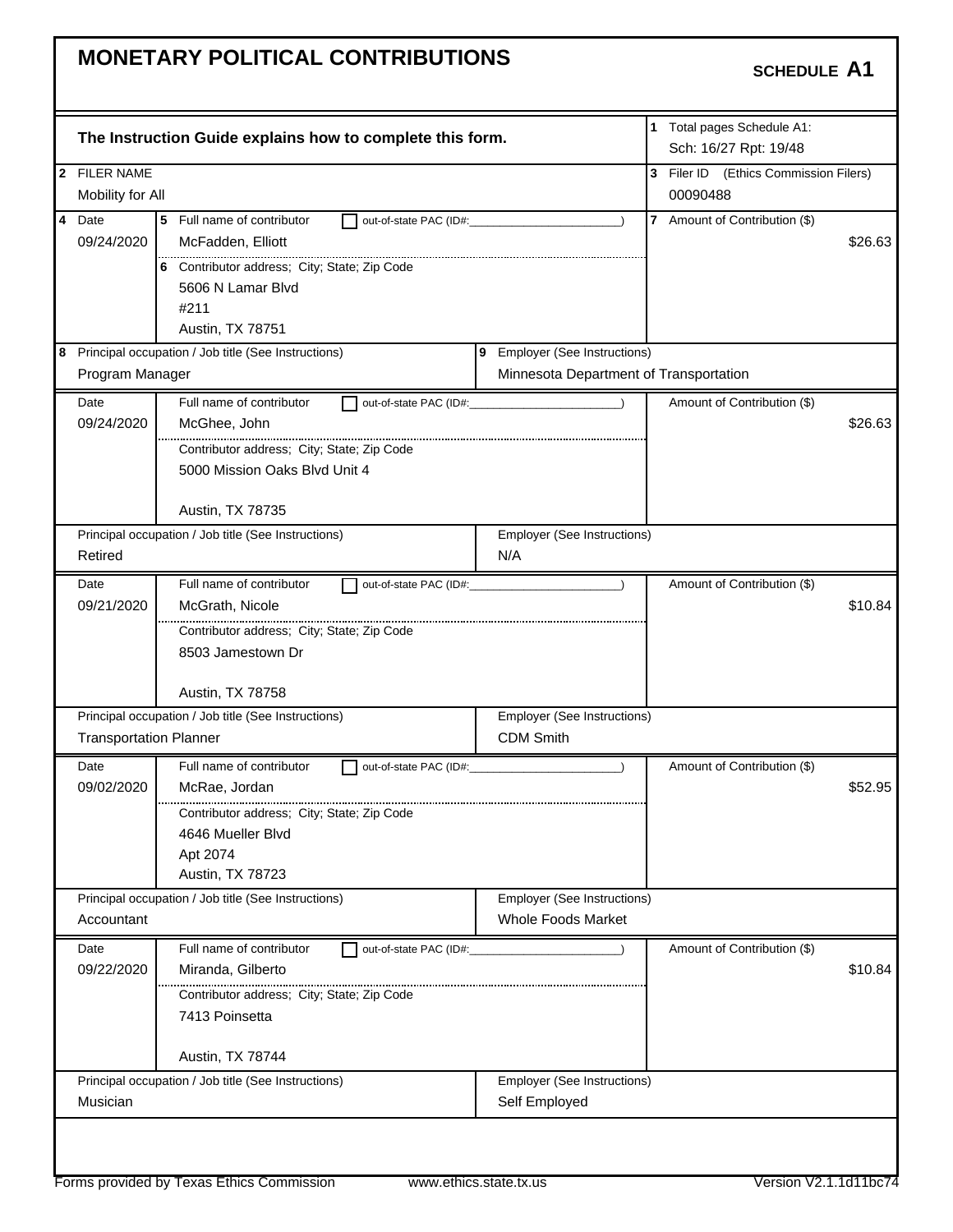# MONETARY POLITICAL CONTRIBUTIONS

**SCHEDULE A1**

**The Instruction Guide explains how to complete this form.**

1 Total pages Schedule A1: Sch: 16/27 Rpt: 19/48

2 FILER NAME: Mobility for All

3 Filer ID (Ethics Commission Filers): 00090488

| 4 Date | 5 Full name of contributor | 6 Contributor address; City; State; Zip Code | 7 Amount of Contribution ($) | 8 Principal occupation / Job title | 9 Employer |
|---|---|---|---|---|---|
| 09/24/2020 | McFadden, Elliott | 5606 N Lamar Blvd #211 Austin, TX 78751 | $26.63 | Program Manager | Minnesota Department of Transportation |
| 09/24/2020 | McGhee, John | 5000 Mission Oaks Blvd Unit 4 Austin, TX 78735 | $26.63 | Retired | N/A |
| 09/21/2020 | McGrath, Nicole | 8503 Jamestown Dr Austin, TX 78758 | $10.84 | Transportation Planner | CDM Smith |
| 09/02/2020 | McRae, Jordan | 4646 Mueller Blvd Apt 2074 Austin, TX 78723 | $52.95 | Accountant | Whole Foods Market |
| 09/22/2020 | Miranda, Gilberto | 7413 Poinsetta Austin, TX 78744 | $10.84 | Musician | Self Employed |

Forms provided by Texas Ethics Commission www.ethics.state.tx.us Version V2.1.1d11bc74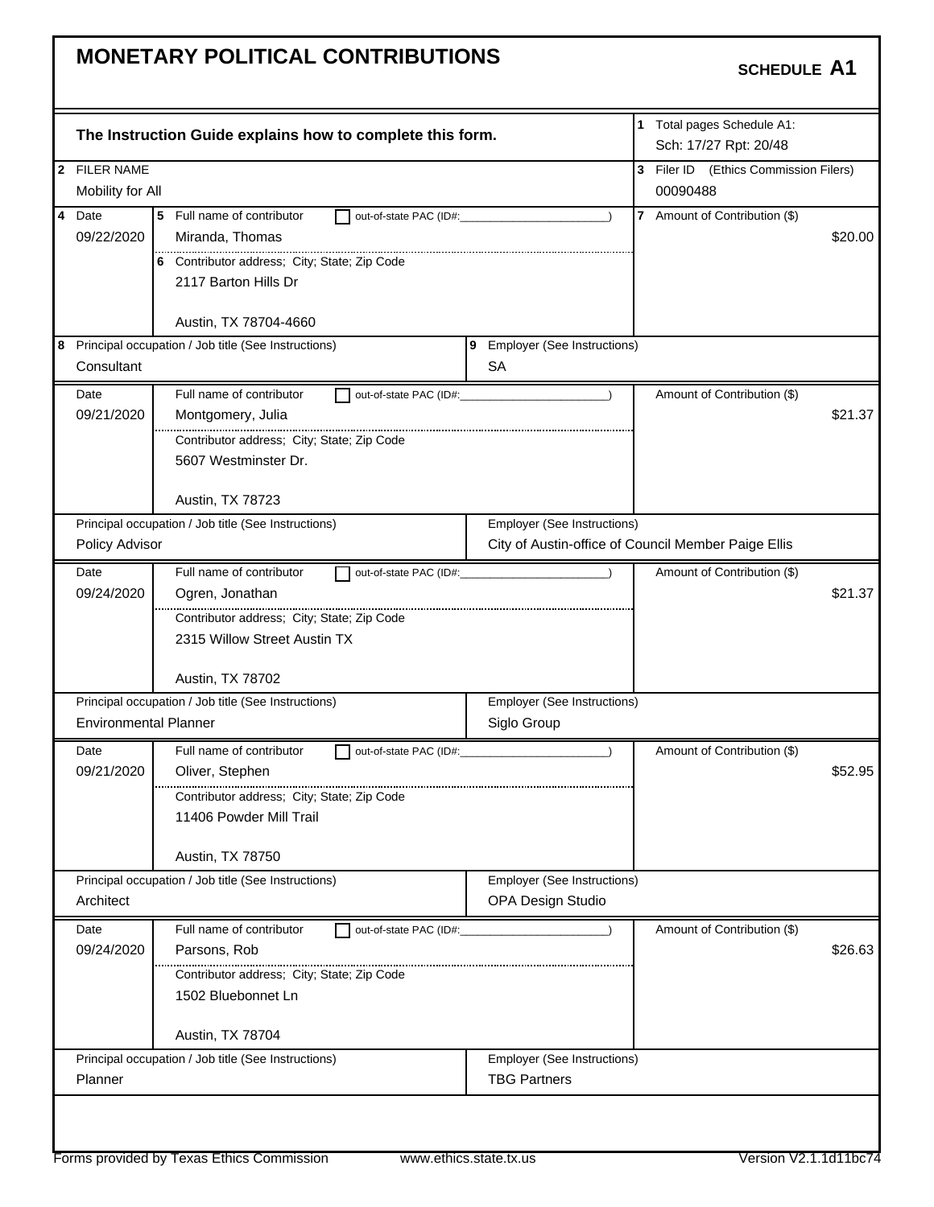# MONETARY POLITICAL CONTRIBUTIONS

**SCHEDULE A1**

**The Instruction Guide explains how to complete this form.**

1 Total pages Schedule A1: Sch: 17/27 Rpt: 20/48

2 FILER NAME: Mobility for All

3 Filer ID (Ethics Commission Filers): 00090488

| 4 Date | 5 Full name of contributor | 6 Contributor address; City; State; Zip Code | 7 Amount of Contribution ($) | 8 Principal occupation / Job title | 9 Employer |
|---|---|---|---|---|---|
| 09/22/2020 | Miranda, Thomas | 2117 Barton Hills Dr, Austin, TX 78704-4660 | $20.00 | Consultant | SA |
| 09/21/2020 | Montgomery, Julia | 5607 Westminster Dr., Austin, TX 78723 | $21.37 | Policy Advisor | City of Austin-office of Council Member Paige Ellis |
| 09/24/2020 | Ogren, Jonathan | 2315 Willow Street Austin TX, Austin, TX 78702 | $21.37 | Environmental Planner | Siglo Group |
| 09/21/2020 | Oliver, Stephen | 11406 Powder Mill Trail, Austin, TX 78750 | $52.95 | Architect | OPA Design Studio |
| 09/24/2020 | Parsons, Rob | 1502 Bluebonnet Ln, Austin, TX 78704 | $26.63 | Planner | TBG Partners |

Forms provided by Texas Ethics Commission www.ethics.state.tx.us Version V2.1.1d11bc74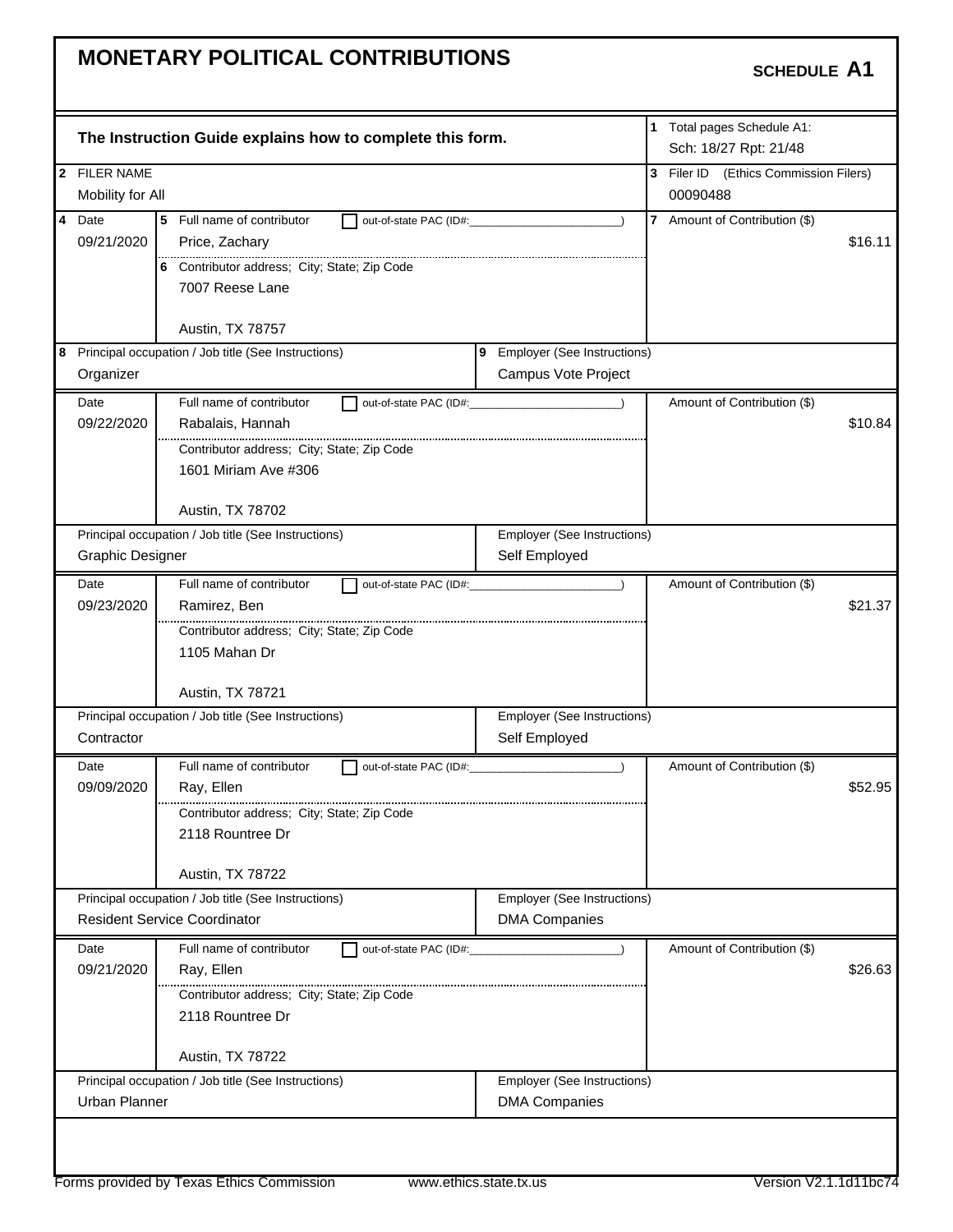# MONETARY POLITICAL CONTRIBUTIONS

**SCHEDULE A1**

**The Instruction Guide explains how to complete this form.**

1 Total pages Schedule A1: Sch: 18/27 Rpt: 21/48

2 FILER NAME: Mobility for All

3 Filer ID (Ethics Commission Filers): 00090488

| 4 Date | 5 Full name of contributor | 6 Contributor address; City; State; Zip Code | 7 Amount of Contribution ($) | 8 Principal occupation / Job title | 9 Employer |
|---|---|---|---|---|---|
| 09/21/2020 | Price, Zachary | 7007 Reese Lane, Austin, TX 78757 | $16.11 | Organizer | Campus Vote Project |
| 09/22/2020 | Rabalais, Hannah | 1601 Miriam Ave #306, Austin, TX 78702 | $10.84 | Graphic Designer | Self Employed |
| 09/23/2020 | Ramirez, Ben | 1105 Mahan Dr, Austin, TX 78721 | $21.37 | Contractor | Self Employed |
| 09/09/2020 | Ray, Ellen | 2118 Rountree Dr, Austin, TX 78722 | $52.95 | Resident Service Coordinator | DMA Companies |
| 09/21/2020 | Ray, Ellen | 2118 Rountree Dr, Austin, TX 78722 | $26.63 | Urban Planner | DMA Companies |

Forms provided by Texas Ethics Commission www.ethics.state.tx.us Version V2.1.1d11bc74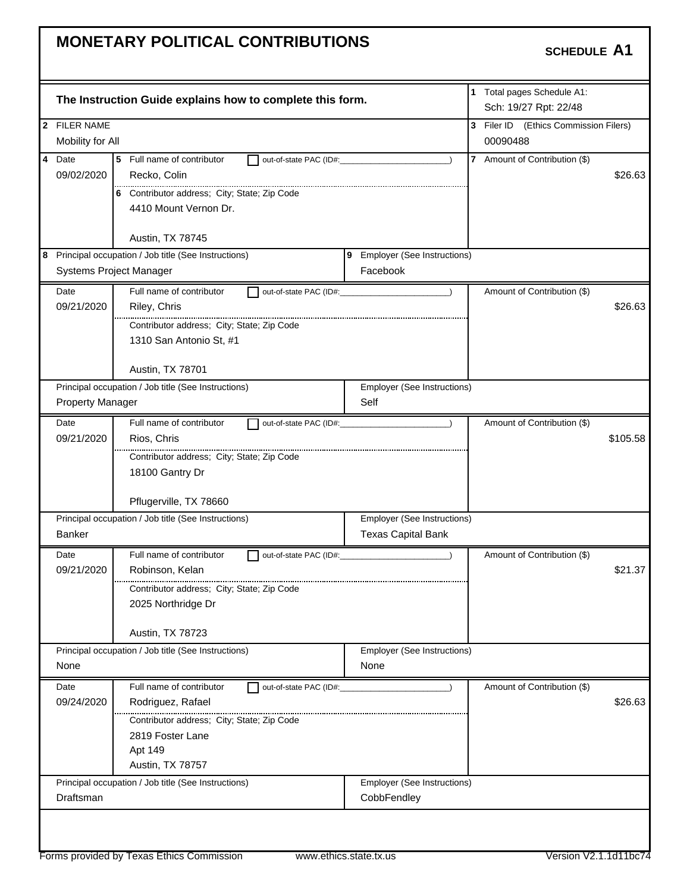# MONETARY POLITICAL CONTRIBUTIONS

**SCHEDULE A1**

**The Instruction Guide explains how to complete this form.**

1 Total pages Schedule A1: Sch: 19/27 Rpt: 22/48

2 FILER NAME: Mobility for All

3 Filer ID (Ethics Commission Filers): 00090488

| 4 Date | 5 Full name of contributor | 6 Contributor address; City; State; Zip Code | 7 Amount of Contribution ($) | 8 Principal occupation / Job title | 9 Employer |
|---|---|---|---|---|---|
| 09/02/2020 | Recko, Colin | 4410 Mount Vernon Dr. Austin, TX 78745 | $26.63 | Systems Project Manager | Facebook |
| 09/21/2020 | Riley, Chris | 1310 San Antonio St, #1 Austin, TX 78701 | $26.63 | Property Manager | Self |
| 09/21/2020 | Rios, Chris | 18100 Gantry Dr Pflugerville, TX 78660 | $105.58 | Banker | Texas Capital Bank |
| 09/21/2020 | Robinson, Kelan | 2025 Northridge Dr Austin, TX 78723 | $21.37 | None | None |
| 09/24/2020 | Rodriguez, Rafael | 2819 Foster Lane Apt 149 Austin, TX 78757 | $26.63 | Draftsman | CobbFendley |

Forms provided by Texas Ethics Commission www.ethics.state.tx.us Version V2.1.1d11bc74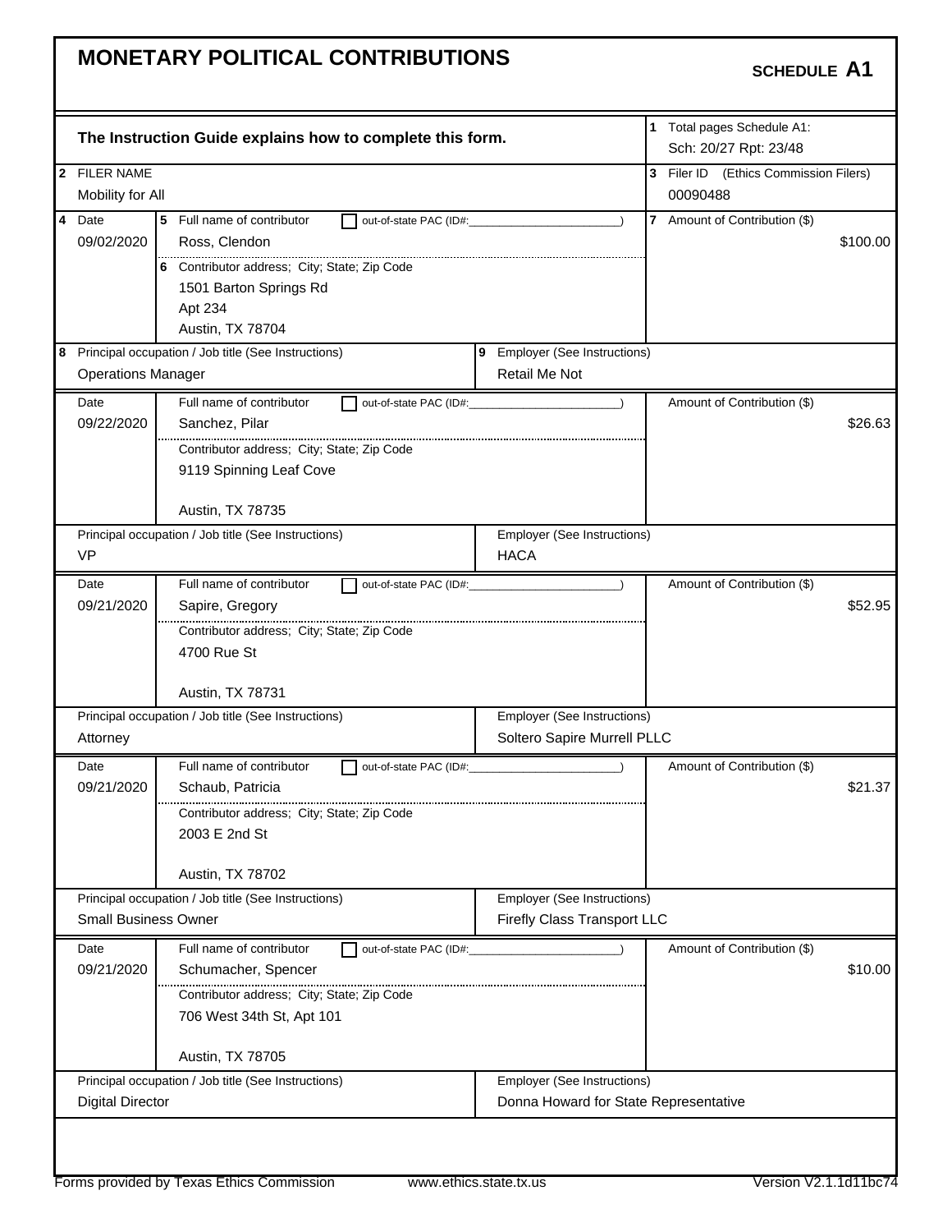# MONETARY POLITICAL CONTRIBUTIONS

**SCHEDULE A1**

**The Instruction Guide explains how to complete this form.**

1 Total pages Schedule A1: Sch: 20/27 Rpt: 23/48

2 FILER NAME: Mobility for All

3 Filer ID (Ethics Commission Filers): 00090488

| 4 Date | 5 Full name of contributor | 6 Contributor address; City; State; Zip Code | 7 Amount of Contribution ($) | 8 Principal occupation / Job title | 9 Employer |
|---|---|---|---|---|---|
| 09/02/2020 | Ross, Clendon | 1501 Barton Springs Rd, Apt 234, Austin, TX 78704 | $100.00 | Operations Manager | Retail Me Not |
| 09/22/2020 | Sanchez, Pilar | 9119 Spinning Leaf Cove, Austin, TX 78735 | $26.63 | VP | HACA |
| 09/21/2020 | Sapire, Gregory | 4700 Rue St, Austin, TX 78731 | $52.95 | Attorney | Soltero Sapire Murrell PLLC |
| 09/21/2020 | Schaub, Patricia | 2003 E 2nd St, Austin, TX 78702 | $21.37 | Small Business Owner | Firefly Class Transport LLC |
| 09/21/2020 | Schumacher, Spencer | 706 West 34th St, Apt 101, Austin, TX 78705 | $10.00 | Digital Director | Donna Howard for State Representative |

Forms provided by Texas Ethics Commission www.ethics.state.tx.us Version V2.1.1d11bc74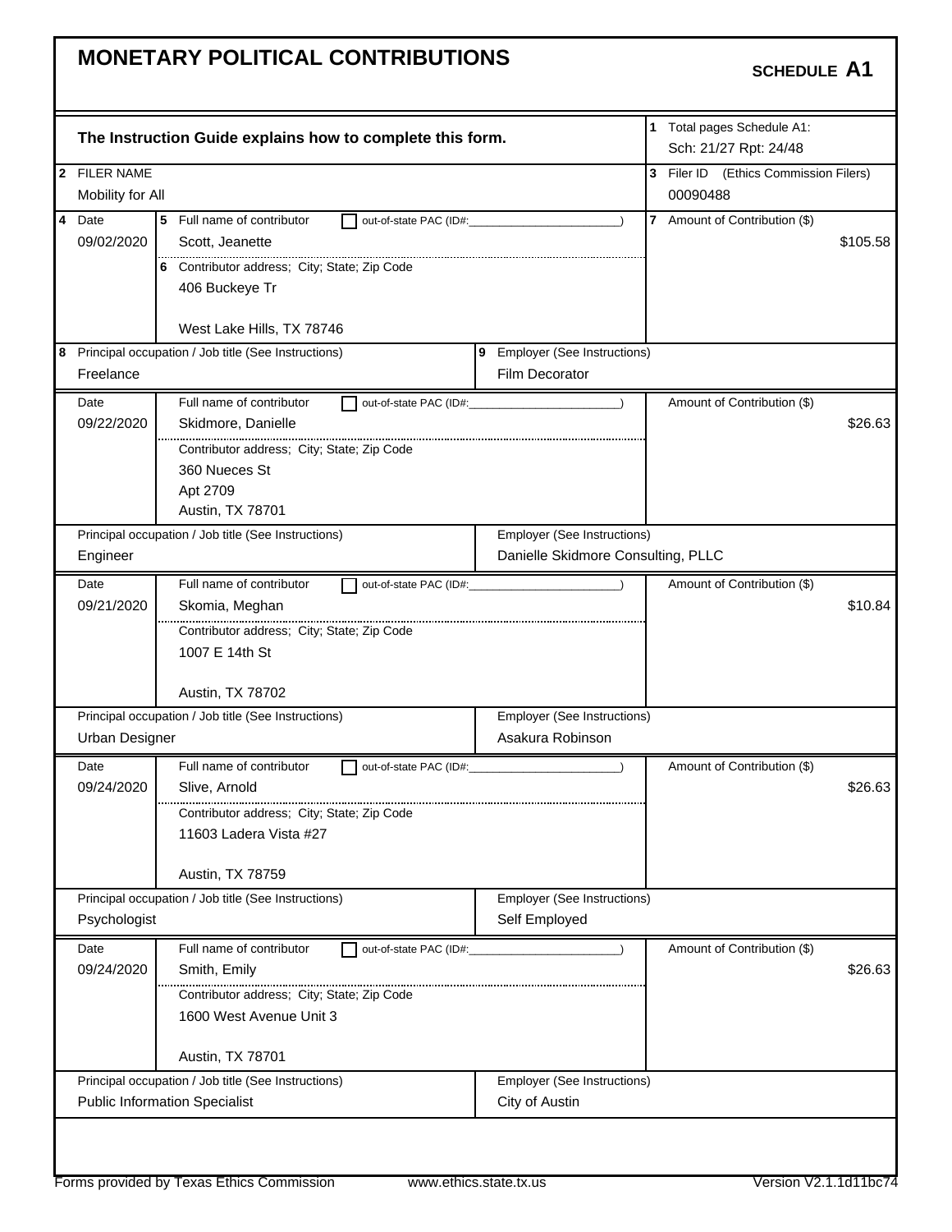# MONETARY POLITICAL CONTRIBUTIONS

**SCHEDULE A1**

**The Instruction Guide explains how to complete this form.**

1 Total pages Schedule A1: Sch: 21/27 Rpt: 24/48

2 FILER NAME: Mobility for All

3 Filer ID (Ethics Commission Filers): 00090488

| 4 Date | 5 Full name of contributor | 6 Contributor address; City; State; Zip Code | 7 Amount of Contribution ($) | 8 Principal occupation / Job title (See Instructions) | 9 Employer (See Instructions) |
|---|---|---|---|---|---|
| 09/02/2020 | Scott, Jeanette | 406 Buckeye Tr, West Lake Hills, TX 78746 | $105.58 | Freelance | Film Decorator |
| 09/22/2020 | Skidmore, Danielle | 360 Nueces St, Apt 2709, Austin, TX 78701 | $26.63 | Engineer | Danielle Skidmore Consulting, PLLC |
| 09/21/2020 | Skomia, Meghan | 1007 E 14th St, Austin, TX 78702 | $10.84 | Urban Designer | Asakura Robinson |
| 09/24/2020 | Slive, Arnold | 11603 Ladera Vista #27, Austin, TX 78759 | $26.63 | Psychologist | Self Employed |
| 09/24/2020 | Smith, Emily | 1600 West Avenue Unit 3, Austin, TX 78701 | $26.63 | Public Information Specialist | City of Austin |

Forms provided by Texas Ethics Commission    www.ethics.state.tx.us    Version V2.1.1d11bc74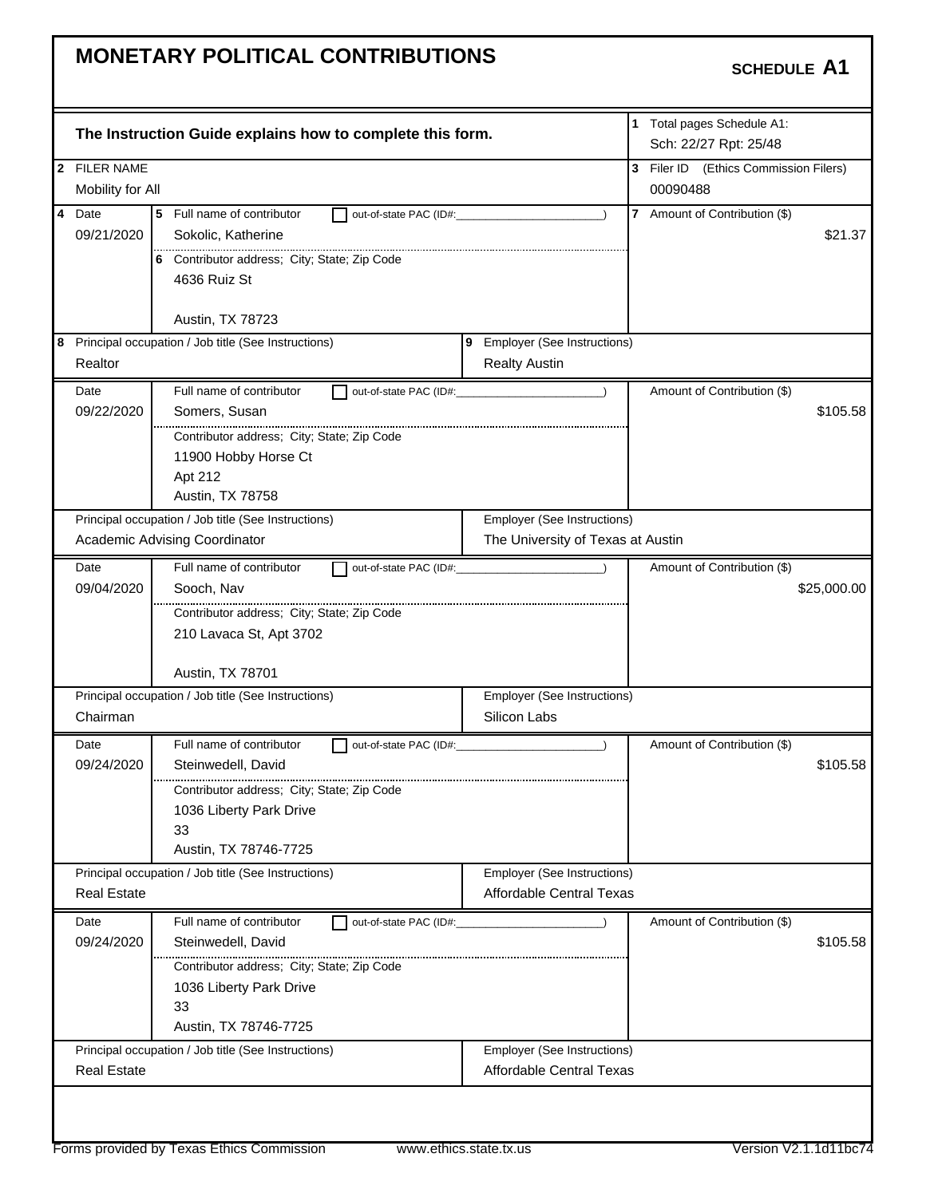# MONETARY POLITICAL CONTRIBUTIONS

**SCHEDULE A1**

**The Instruction Guide explains how to complete this form.**

1 Total pages Schedule A1: Sch: 22/27 Rpt: 25/48

2 FILER NAME: Mobility for All

3 Filer ID (Ethics Commission Filers): 00090488

| 4 Date | 5 Full name of contributor | 6 Contributor address; City; State; Zip Code | 7 Amount of Contribution ($) | 8 Principal occupation / Job title | 9 Employer |
|---|---|---|---|---|---|
| 09/21/2020 | Sokolic, Katherine | 4636 Ruiz St, Austin, TX 78723 | $21.37 | Realtor | Realty Austin |
| 09/22/2020 | Somers, Susan | 11900 Hobby Horse Ct, Apt 212, Austin, TX 78758 | $105.58 | Academic Advising Coordinator | The University of Texas at Austin |
| 09/04/2020 | Sooch, Nav | 210 Lavaca St, Apt 3702, Austin, TX 78701 | $25,000.00 | Chairman | Silicon Labs |
| 09/24/2020 | Steinwedell, David | 1036 Liberty Park Drive, 33, Austin, TX 78746-7725 | $105.58 | Real Estate | Affordable Central Texas |
| 09/24/2020 | Steinwedell, David | 1036 Liberty Park Drive, 33, Austin, TX 78746-7725 | $105.58 | Real Estate | Affordable Central Texas |

Forms provided by Texas Ethics Commission www.ethics.state.tx.us Version V2.1.1d11bc74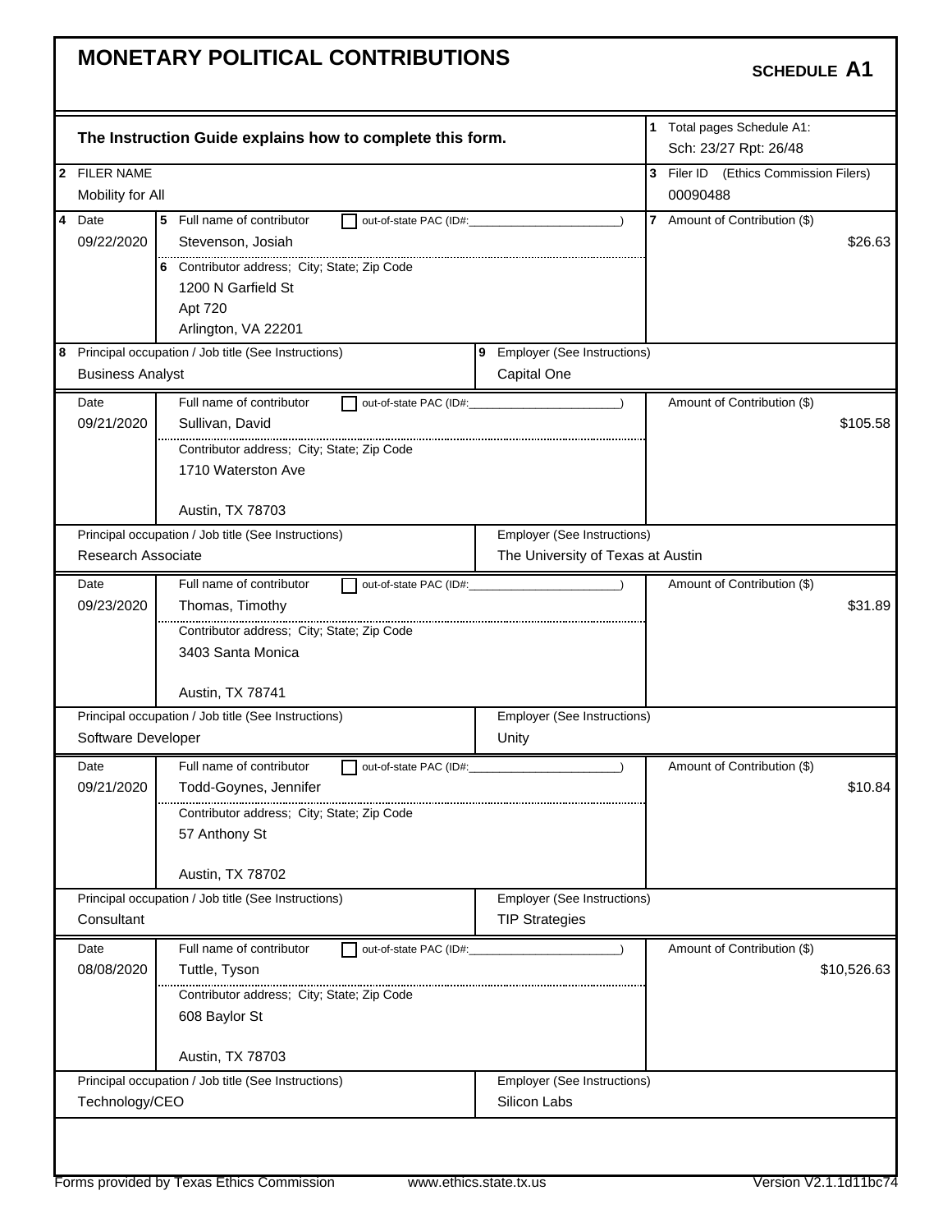# MONETARY POLITICAL CONTRIBUTIONS

**SCHEDULE A1**

**The Instruction Guide explains how to complete this form.**

**1** Total pages Schedule A1: Sch: 23/27 Rpt: 26/48

**2** FILER NAME: Mobility for All

**3** Filer ID (Ethics Commission Filers): 00090488

| 4 Date | 5 Full name of contributor / 6 Contributor address; City; State; Zip Code | 7 Amount of Contribution ($) |
|---|---|---|
| 09/22/2020 | Stevenson, Josiah<br>1200 N Garfield St<br>Apt 720<br>Arlington, VA 22201 | $26.63 |
| | **8** Principal occupation / Job title: Business Analyst | **9** Employer: Capital One |
| 09/21/2020 | Sullivan, David<br>1710 Waterston Ave<br>Austin, TX 78703 | $105.58 |
| | Principal occupation / Job title: Research Associate | Employer: The University of Texas at Austin |
| 09/23/2020 | Thomas, Timothy<br>3403 Santa Monica<br>Austin, TX 78741 | $31.89 |
| | Principal occupation / Job title: Software Developer | Employer: Unity |
| 09/21/2020 | Todd-Goynes, Jennifer<br>57 Anthony St<br>Austin, TX 78702 | $10.84 |
| | Principal occupation / Job title: Consultant | Employer: TIP Strategies |
| 08/08/2020 | Tuttle, Tyson<br>608 Baylor St<br>Austin, TX 78703 | $10,526.63 |
| | Principal occupation / Job title: Technology/CEO | Employer: Silicon Labs |

Forms provided by Texas Ethics Commission www.ethics.state.tx.us Version V2.1.1d11bc74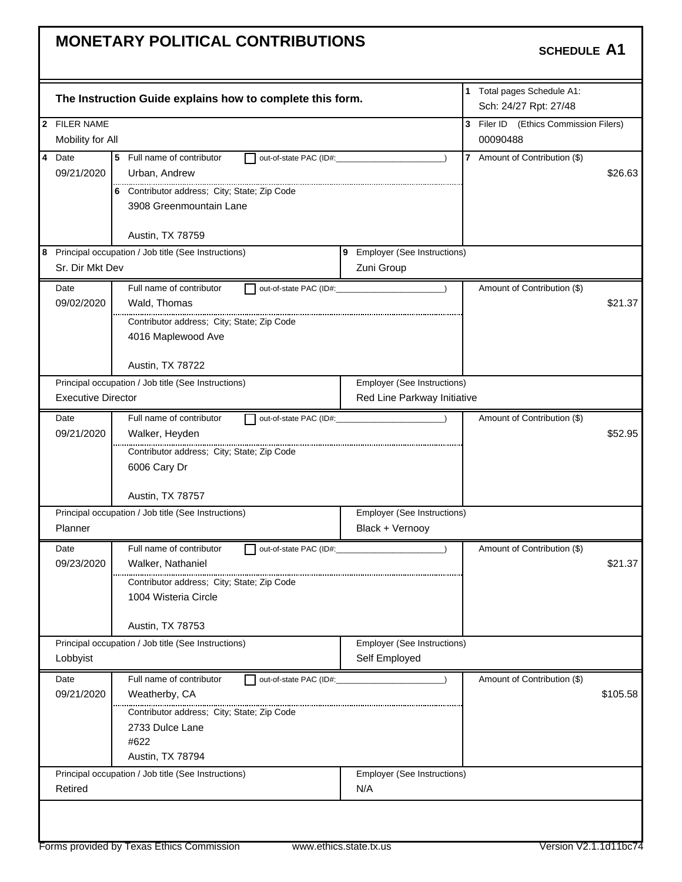# MONETARY POLITICAL CONTRIBUTIONS

**SCHEDULE A1**

**The Instruction Guide explains how to complete this form.**

1 Total pages Schedule A1: Sch: 24/27 Rpt: 27/48

2 FILER NAME: Mobility for All

3 Filer ID (Ethics Commission Filers): 00090488

| 4 Date | 5 Full name of contributor / 6 Contributor address; City; State; Zip Code | 7 Amount of Contribution ($) |
|---|---|---|
| 09/21/2020 | Urban, Andrew<br>3908 Greenmountain Lane<br>Austin, TX 78759 | $26.63 |
| **8 Principal occupation / Job title:** Sr. Dir Mkt Dev | **9 Employer:** Zuni Group | |
| 09/02/2020 | Wald, Thomas<br>4016 Maplewood Ave<br>Austin, TX 78722 | $21.37 |
| **Principal occupation / Job title:** Executive Director | **Employer:** Red Line Parkway Initiative | |
| 09/21/2020 | Walker, Heyden<br>6006 Cary Dr<br>Austin, TX 78757 | $52.95 |
| **Principal occupation / Job title:** Planner | **Employer:** Black + Vernooy | |
| 09/23/2020 | Walker, Nathaniel<br>1004 Wisteria Circle<br>Austin, TX 78753 | $21.37 |
| **Principal occupation / Job title:** Lobbyist | **Employer:** Self Employed | |
| 09/21/2020 | Weatherby, CA<br>2733 Dulce Lane<br>#622<br>Austin, TX 78794 | $105.58 |
| **Principal occupation / Job title:** Retired | **Employer:** N/A | |

Forms provided by Texas Ethics Commission www.ethics.state.tx.us Version V2.1.1d11bc74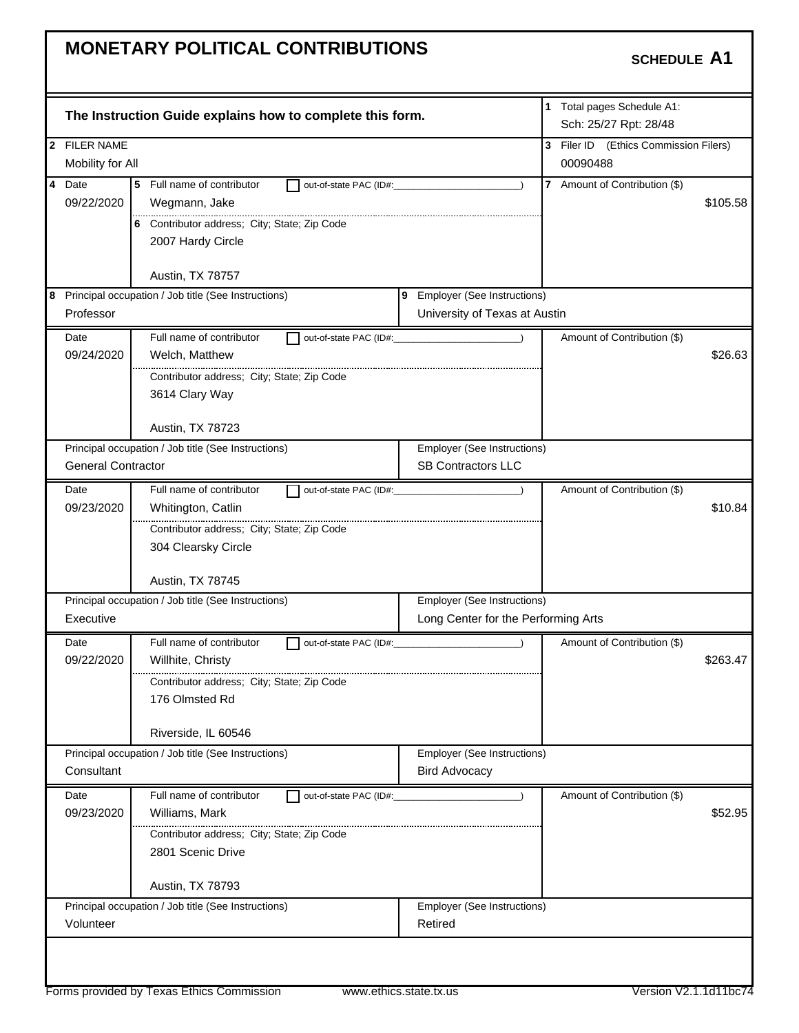# MONETARY POLITICAL CONTRIBUTIONS

**SCHEDULE A1**

**The Instruction Guide explains how to complete this form.**

1 Total pages Schedule A1: Sch: 25/27 Rpt: 28/48

2 FILER NAME: Mobility for All

3 Filer ID (Ethics Commission Filers): 00090488

| 4 Date | 5 Full name of contributor | 6 Contributor address; City; State; Zip Code | 7 Amount of Contribution ($) | 8 Principal occupation / Job title | 9 Employer |
|---|---|---|---|---|---|
| 09/22/2020 | Wegmann, Jake | 2007 Hardy Circle, Austin, TX 78757 | $105.58 | Professor | University of Texas at Austin |
| 09/24/2020 | Welch, Matthew | 3614 Clary Way, Austin, TX 78723 | $26.63 | General Contractor | SB Contractors LLC |
| 09/23/2020 | Whitington, Catlin | 304 Clearsky Circle, Austin, TX 78745 | $10.84 | Executive | Long Center for the Performing Arts |
| 09/22/2020 | Willhite, Christy | 176 Olmsted Rd, Riverside, IL 60546 | $263.47 | Consultant | Bird Advocacy |
| 09/23/2020 | Williams, Mark | 2801 Scenic Drive, Austin, TX 78793 | $52.95 | Volunteer | Retired |

Forms provided by Texas Ethics Commission www.ethics.state.tx.us Version V2.1.1d11bc74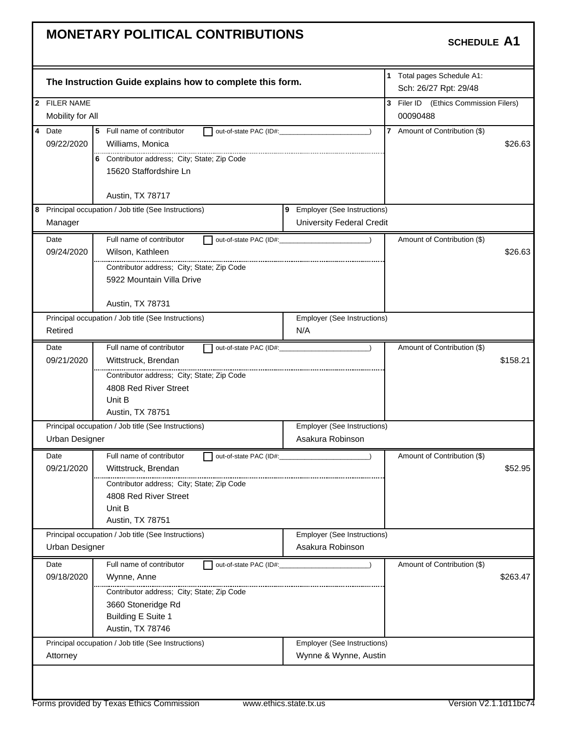# MONETARY POLITICAL CONTRIBUTIONS

**SCHEDULE A1**

**The Instruction Guide explains how to complete this form.**

1 Total pages Schedule A1: Sch: 26/27 Rpt: 29/48

2 FILER NAME: Mobility for All

3 Filer ID (Ethics Commission Filers): 00090488

| 4 Date | 5 Full name of contributor | 6 Contributor address; City; State; Zip Code | 7 Amount of Contribution ($) | 8 Principal occupation / Job title | 9 Employer |
|---|---|---|---|---|---|
| 09/22/2020 | Williams, Monica | 15620 Staffordshire Ln, Austin, TX 78717 | $26.63 | Manager | University Federal Credit |
| 09/24/2020 | Wilson, Kathleen | 5922 Mountain Villa Drive, Austin, TX 78731 | $26.63 | Retired | N/A |
| 09/21/2020 | Wittstruck, Brendan | 4808 Red River Street, Unit B, Austin, TX 78751 | $158.21 | Urban Designer | Asakura Robinson |
| 09/21/2020 | Wittstruck, Brendan | 4808 Red River Street, Unit B, Austin, TX 78751 | $52.95 | Urban Designer | Asakura Robinson |
| 09/18/2020 | Wynne, Anne | 3660 Stoneridge Rd, Building E Suite 1, Austin, TX 78746 | $263.47 | Attorney | Wynne & Wynne, Austin |

Forms provided by Texas Ethics Commission www.ethics.state.tx.us Version V2.1.1d11bc74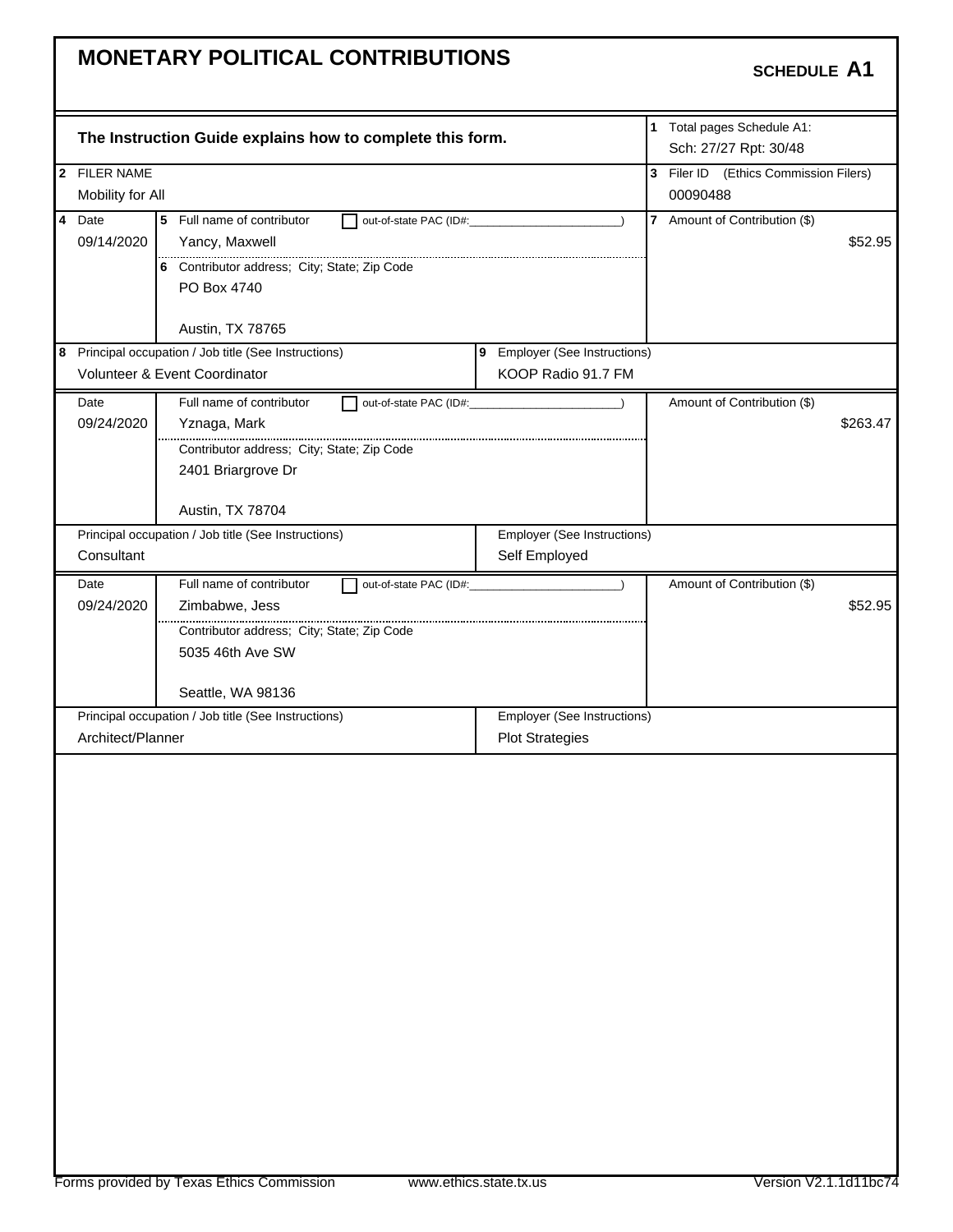# MONETARY POLITICAL CONTRIBUTIONS

**SCHEDULE A1**

**The Instruction Guide explains how to complete this form.**

1 Total pages Schedule A1: Sch: 27/27 Rpt: 30/48

2 FILER NAME: Mobility for All

3 Filer ID (Ethics Commission Filers): 00090488

| 4 Date | 5 Full name of contributor / 6 Contributor address; City; State; Zip Code | 7 Amount of Contribution ($) |
|---|---|---|
| 09/14/2020 | Yancy, Maxwell<br>PO Box 4740<br>Austin, TX 78765 | $52.95 |

| 8 Principal occupation / Job title (See Instructions) | 9 Employer (See Instructions) |
|---|---|
| Volunteer & Event Coordinator | KOOP Radio 91.7 FM |

| Date | Full name of contributor / Contributor address; City; State; Zip Code | Amount of Contribution ($) |
|---|---|---|
| 09/24/2020 | Yznaga, Mark<br>2401 Briargrove Dr<br>Austin, TX 78704 | $263.47 |

| Principal occupation / Job title (See Instructions) | Employer (See Instructions) |
|---|---|
| Consultant | Self Employed |

| Date | Full name of contributor / Contributor address; City; State; Zip Code | Amount of Contribution ($) |
|---|---|---|
| 09/24/2020 | Zimbabwe, Jess<br>5035 46th Ave SW<br>Seattle, WA 98136 | $52.95 |

| Principal occupation / Job title (See Instructions) | Employer (See Instructions) |
|---|---|
| Architect/Planner | Plot Strategies |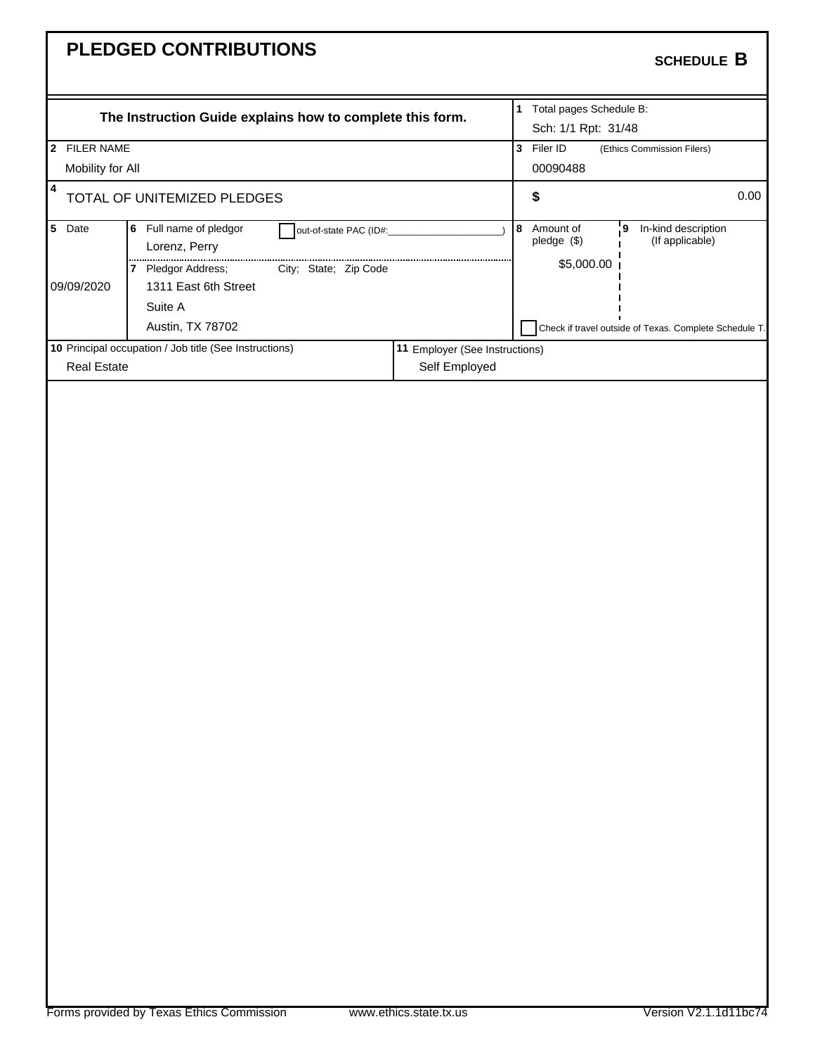# PLEDGED CONTRIBUTIONS

**SCHEDULE B**

**The Instruction Guide explains how to complete this form.**

| | |
|---|---|
| **1** Total pages Schedule B: | Sch: 1/1 Rpt: 31/48 |
| **2** FILER NAME | Mobility for All |
| **3** Filer ID (Ethics Commission Filers) | 00090488 |
| **4** TOTAL OF UNITEMIZED PLEDGES | $ 0.00 |

| 5 Date | 6 Full name of pledgor / 7 Pledgor Address; City; State; Zip Code | 8 Amount of pledge ($) | 9 In-kind description (If applicable) |
|---|---|---|---|
| 09/09/2020 | Lorenz, Perry (out-of-state PAC (ID#: ) ☐)<br>1311 East 6th Street<br>Suite A<br>Austin, TX 78702 | $5,000.00 | ☐ Check if travel outside of Texas. Complete Schedule T. |

| 10 Principal occupation / Job title (See Instructions) | 11 Employer (See Instructions) |
|---|---|
| Real Estate | Self Employed |

Forms provided by Texas Ethics Commission www.ethics.state.tx.us Version V2.1.1d11bc74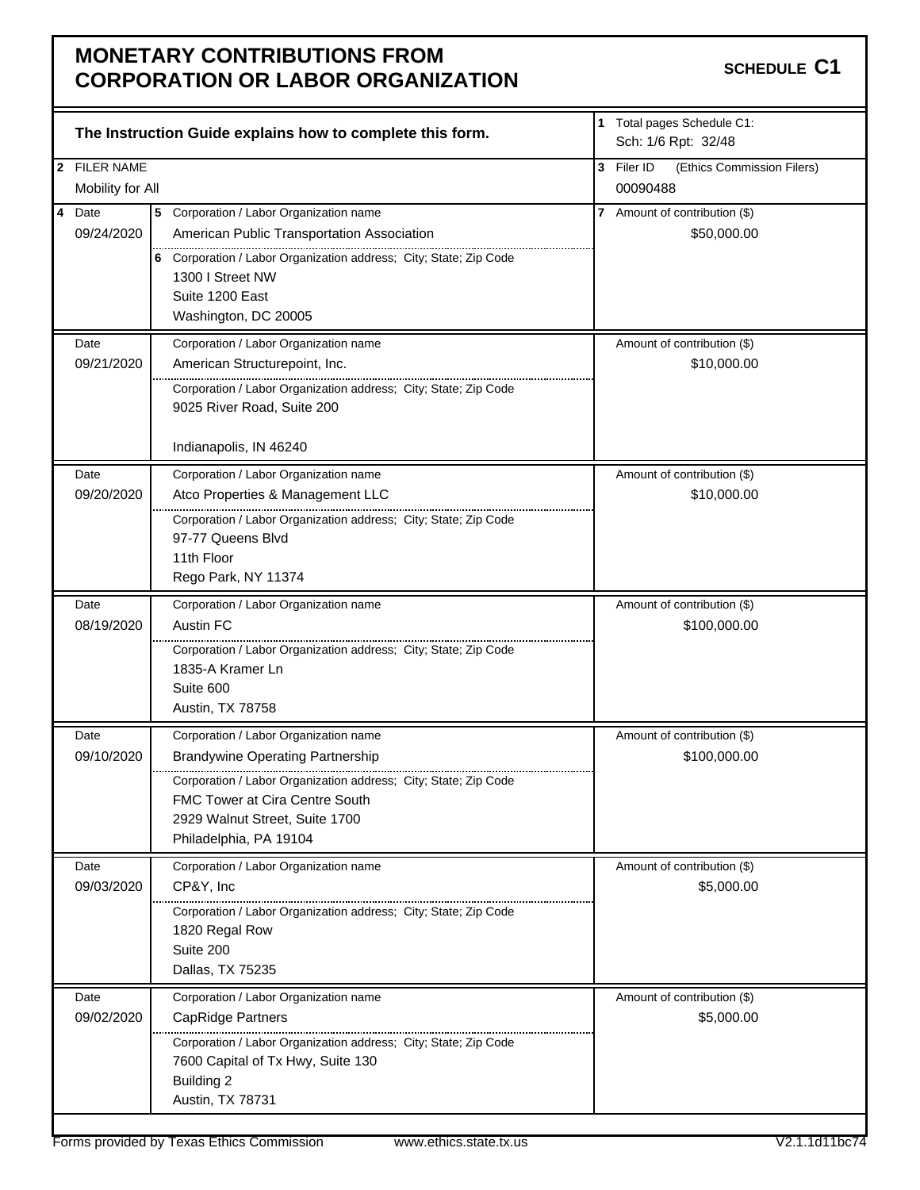# MONETARY CONTRIBUTIONS FROM CORPORATION OR LABOR ORGANIZATION

**SCHEDULE C1**

**The Instruction Guide explains how to complete this form.**

1 Total pages Schedule C1: Sch: 1/6 Rpt: 32/48

2 FILER NAME: Mobility for All

3 Filer ID (Ethics Commission Filers): 00090488

| 4 Date | 5 Corporation / Labor Organization name | 6 Corporation / Labor Organization address; City; State; Zip Code | 7 Amount of contribution ($) |
|---|---|---|---|
| 09/24/2020 | American Public Transportation Association | 1300 I Street NW<br>Suite 1200 East<br>Washington, DC 20005 | $50,000.00 |
| 09/21/2020 | American Structurepoint, Inc. | 9025 River Road, Suite 200<br>Indianapolis, IN 46240 | $10,000.00 |
| 09/20/2020 | Atco Properties & Management LLC | 97-77 Queens Blvd<br>11th Floor<br>Rego Park, NY 11374 | $10,000.00 |
| 08/19/2020 | Austin FC | 1835-A Kramer Ln<br>Suite 600<br>Austin, TX 78758 | $100,000.00 |
| 09/10/2020 | Brandywine Operating Partnership | FMC Tower at Cira Centre South<br>2929 Walnut Street, Suite 1700<br>Philadelphia, PA 19104 | $100,000.00 |
| 09/03/2020 | CP&Y, Inc | 1820 Regal Row<br>Suite 200<br>Dallas, TX 75235 | $5,000.00 |
| 09/02/2020 | CapRidge Partners | 7600 Capital of Tx Hwy, Suite 130<br>Building 2<br>Austin, TX 78731 | $5,000.00 |

Forms provided by Texas Ethics Commission www.ethics.state.tx.us V2.1.1d11bc74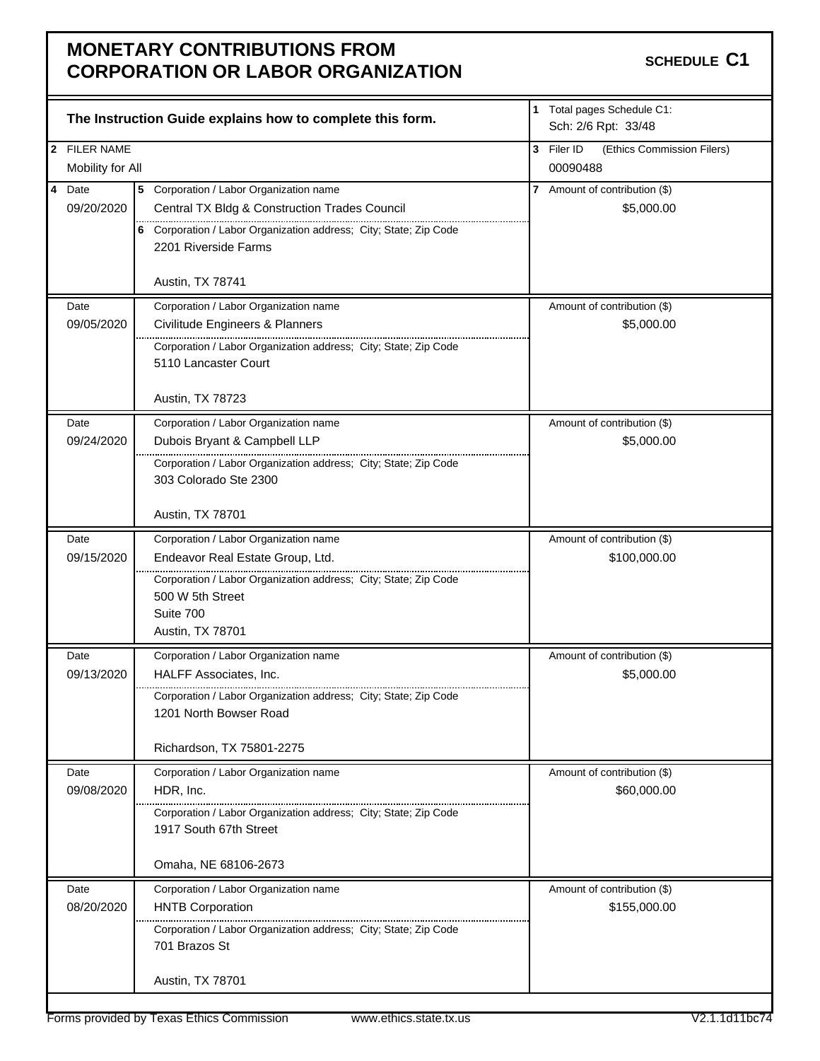# MONETARY CONTRIBUTIONS FROM CORPORATION OR LABOR ORGANIZATION

**SCHEDULE C1**

The Instruction Guide explains how to complete this form.

1 Total pages Schedule C1: Sch: 2/6 Rpt: 33/48

2 FILER NAME: Mobility for All

3 Filer ID (Ethics Commission Filers): 00090488

| 4 Date | 5 Corporation / Labor Organization name<br>6 Corporation / Labor Organization address; City; State; Zip Code | 7 Amount of contribution ($) |
|---|---|---|
| 09/20/2020 | Central TX Bldg & Construction Trades Council<br>2201 Riverside Farms<br>Austin, TX 78741 | $5,000.00 |
| 09/05/2020 | Civilitude Engineers & Planners<br>5110 Lancaster Court<br>Austin, TX 78723 | $5,000.00 |
| 09/24/2020 | Dubois Bryant & Campbell LLP<br>303 Colorado Ste 2300<br>Austin, TX 78701 | $5,000.00 |
| 09/15/2020 | Endeavor Real Estate Group, Ltd.<br>500 W 5th Street<br>Suite 700<br>Austin, TX 78701 | $100,000.00 |
| 09/13/2020 | HALFF Associates, Inc.<br>1201 North Bowser Road<br>Richardson, TX 75801-2275 | $5,000.00 |
| 09/08/2020 | HDR, Inc.<br>1917 South 67th Street<br>Omaha, NE 68106-2673 | $60,000.00 |
| 08/20/2020 | HNTB Corporation<br>701 Brazos St<br>Austin, TX 78701 | $155,000.00 |

Forms provided by Texas Ethics Commission www.ethics.state.tx.us V2.1.1d11bc74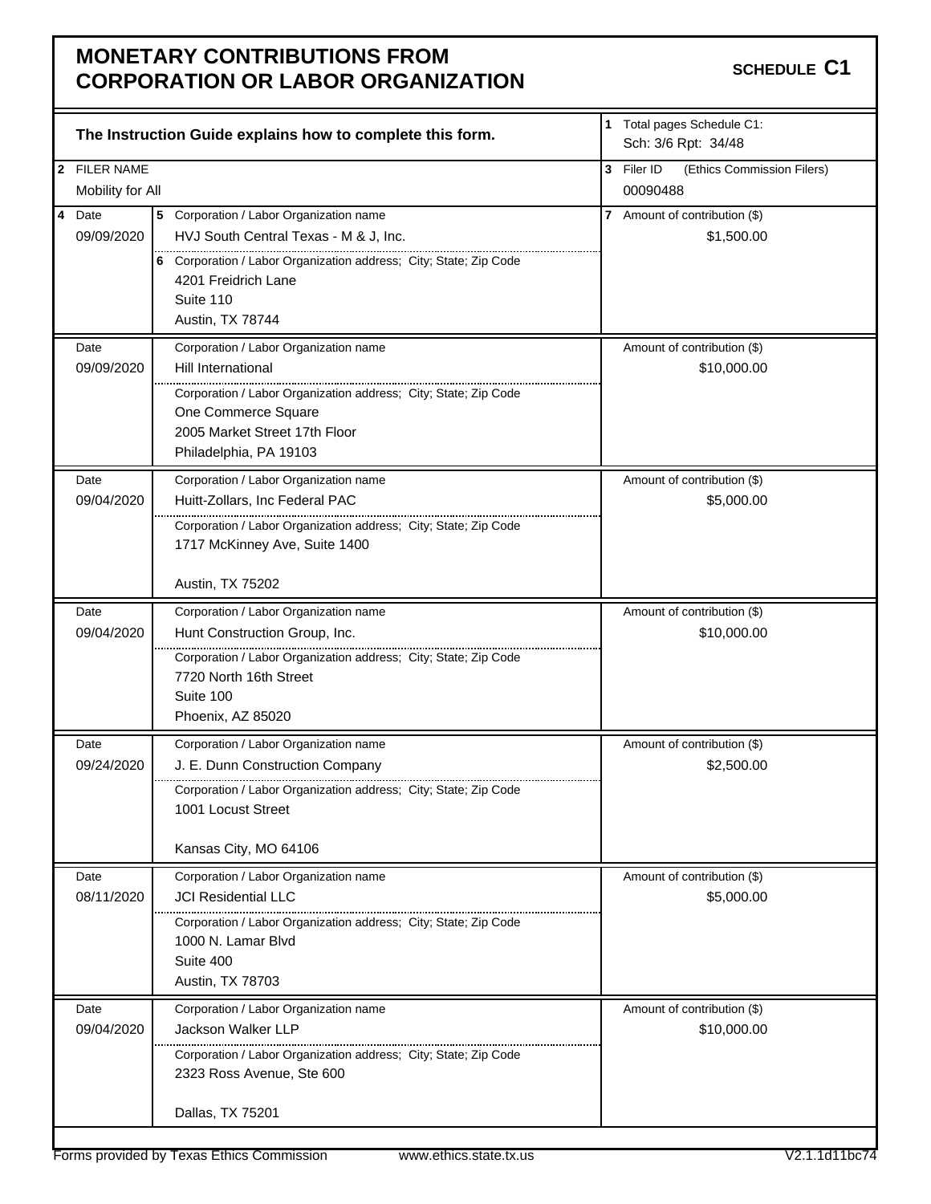# MONETARY CONTRIBUTIONS FROM CORPORATION OR LABOR ORGANIZATION

**SCHEDULE C1**

**The Instruction Guide explains how to complete this form.**

1 Total pages Schedule C1: Sch: 3/6 Rpt: 34/48

2 FILER NAME: Mobility for All

3 Filer ID (Ethics Commission Filers): 00090488

| 4 Date | 5 Corporation / Labor Organization name / 6 Corporation / Labor Organization address; City; State; Zip Code | 7 Amount of contribution ($) |
|---|---|---|
| 09/09/2020 | HVJ South Central Texas - M & J, Inc.<br>4201 Freidrich Lane<br>Suite 110<br>Austin, TX 78744 | $1,500.00 |
| 09/09/2020 | Hill International<br>One Commerce Square<br>2005 Market Street 17th Floor<br>Philadelphia, PA 19103 | $10,000.00 |
| 09/04/2020 | Huitt-Zollars, Inc Federal PAC<br>1717 McKinney Ave, Suite 1400<br>Austin, TX 75202 | $5,000.00 |
| 09/04/2020 | Hunt Construction Group, Inc.<br>7720 North 16th Street<br>Suite 100<br>Phoenix, AZ 85020 | $10,000.00 |
| 09/24/2020 | J. E. Dunn Construction Company<br>1001 Locust Street<br>Kansas City, MO 64106 | $2,500.00 |
| 08/11/2020 | JCI Residential LLC<br>1000 N. Lamar Blvd<br>Suite 400<br>Austin, TX 78703 | $5,000.00 |
| 09/04/2020 | Jackson Walker LLP<br>2323 Ross Avenue, Ste 600<br>Dallas, TX 75201 | $10,000.00 |

Forms provided by Texas Ethics Commission www.ethics.state.tx.us V2.1.1d11bc74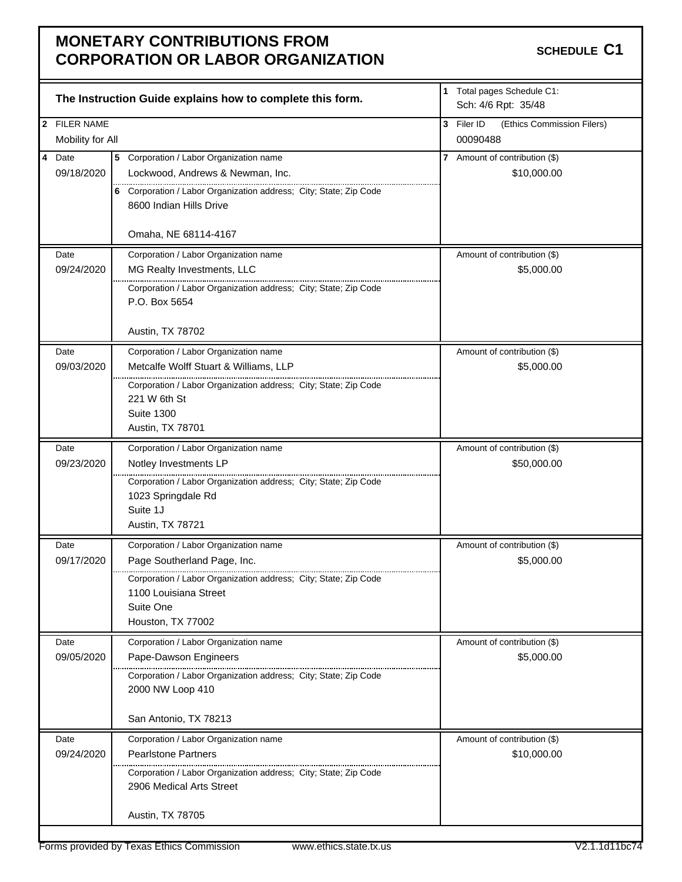# MONETARY CONTRIBUTIONS FROM CORPORATION OR LABOR ORGANIZATION

**SCHEDULE C1**

**The Instruction Guide explains how to complete this form.**

1 Total pages Schedule C1: Sch: 4/6 Rpt: 35/48

2 FILER NAME: Mobility for All

3 Filer ID (Ethics Commission Filers): 00090488

| 4 Date | 5 Corporation / Labor Organization name / 6 Corporation / Labor Organization address; City; State; Zip Code | 7 Amount of contribution ($) |
|---|---|---|
| 09/18/2020 | Lockwood, Andrews & Newman, Inc.<br>8600 Indian Hills Drive<br>Omaha, NE 68114-4167 | $10,000.00 |
| 09/24/2020 | MG Realty Investments, LLC<br>P.O. Box 5654<br>Austin, TX 78702 | $5,000.00 |
| 09/03/2020 | Metcalfe Wolff Stuart & Williams, LLP<br>221 W 6th St<br>Suite 1300<br>Austin, TX 78701 | $5,000.00 |
| 09/23/2020 | Notley Investments LP<br>1023 Springdale Rd<br>Suite 1J<br>Austin, TX 78721 | $50,000.00 |
| 09/17/2020 | Page Southerland Page, Inc.<br>1100 Louisiana Street<br>Suite One<br>Houston, TX 77002 | $5,000.00 |
| 09/05/2020 | Pape-Dawson Engineers<br>2000 NW Loop 410<br>San Antonio, TX 78213 | $5,000.00 |
| 09/24/2020 | Pearlstone Partners<br>2906 Medical Arts Street<br>Austin, TX 78705 | $10,000.00 |

Forms provided by Texas Ethics Commission www.ethics.state.tx.us V2.1.1d11bc74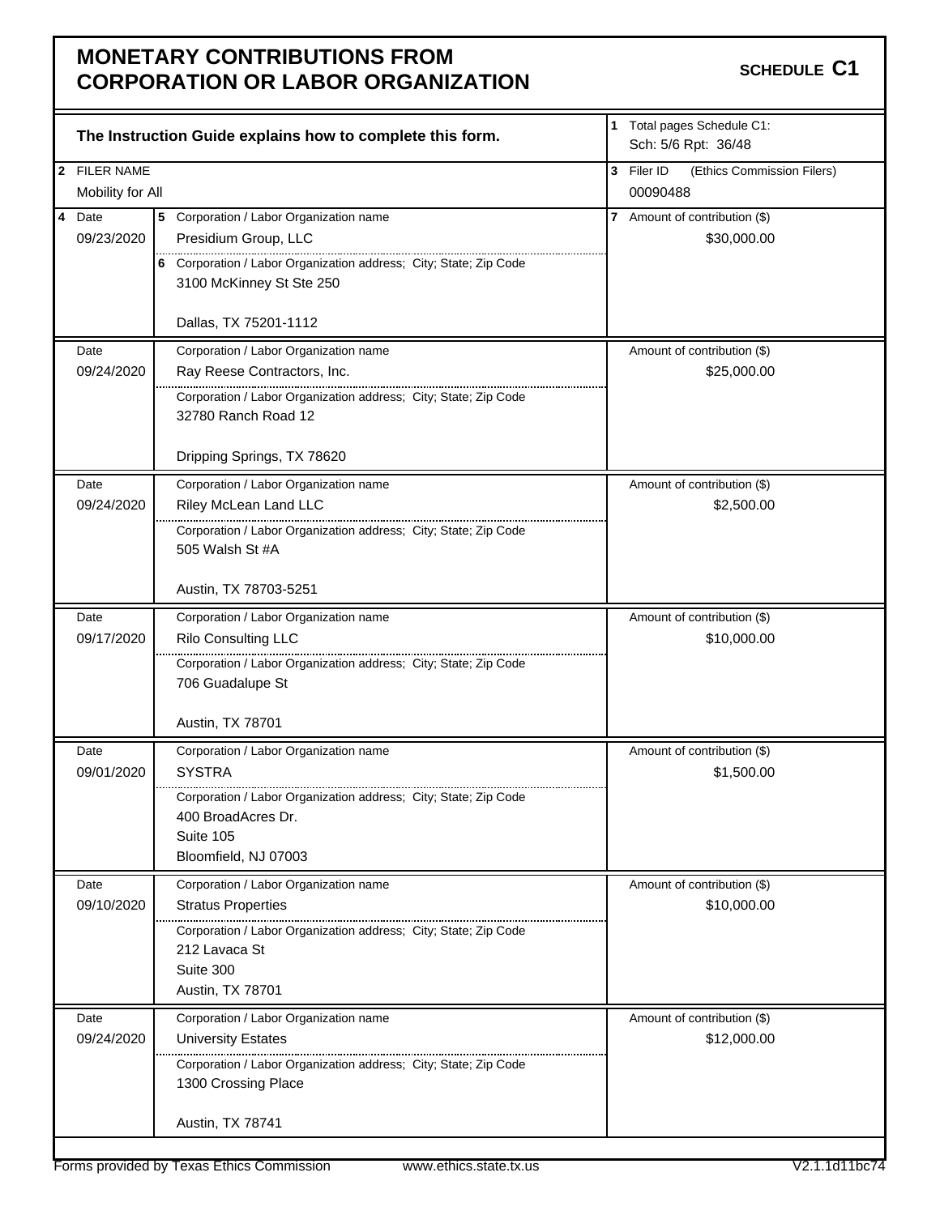# MONETARY CONTRIBUTIONS FROM CORPORATION OR LABOR ORGANIZATION

**SCHEDULE C1**

**The Instruction Guide explains how to complete this form.**

1 Total pages Schedule C1: Sch: 5/6 Rpt: 36/48

2 FILER NAME: Mobility for All

3 Filer ID (Ethics Commission Filers): 00090488

| 4 Date | 5 Corporation / Labor Organization name / 6 Corporation / Labor Organization address; City; State; Zip Code | 7 Amount of contribution ($) |
|---|---|---|
| 09/23/2020 | Presidium Group, LLC<br>3100 McKinney St Ste 250<br>Dallas, TX 75201-1112 | $30,000.00 |
| 09/24/2020 | Ray Reese Contractors, Inc.<br>32780 Ranch Road 12<br>Dripping Springs, TX 78620 | $25,000.00 |
| 09/24/2020 | Riley McLean Land LLC<br>505 Walsh St #A<br>Austin, TX 78703-5251 | $2,500.00 |
| 09/17/2020 | Rilo Consulting LLC<br>706 Guadalupe St<br>Austin, TX 78701 | $10,000.00 |
| 09/01/2020 | SYSTRA<br>400 BroadAcres Dr.<br>Suite 105<br>Bloomfield, NJ 07003 | $1,500.00 |
| 09/10/2020 | Stratus Properties<br>212 Lavaca St<br>Suite 300<br>Austin, TX 78701 | $10,000.00 |
| 09/24/2020 | University Estates<br>1300 Crossing Place<br>Austin, TX 78741 | $12,000.00 |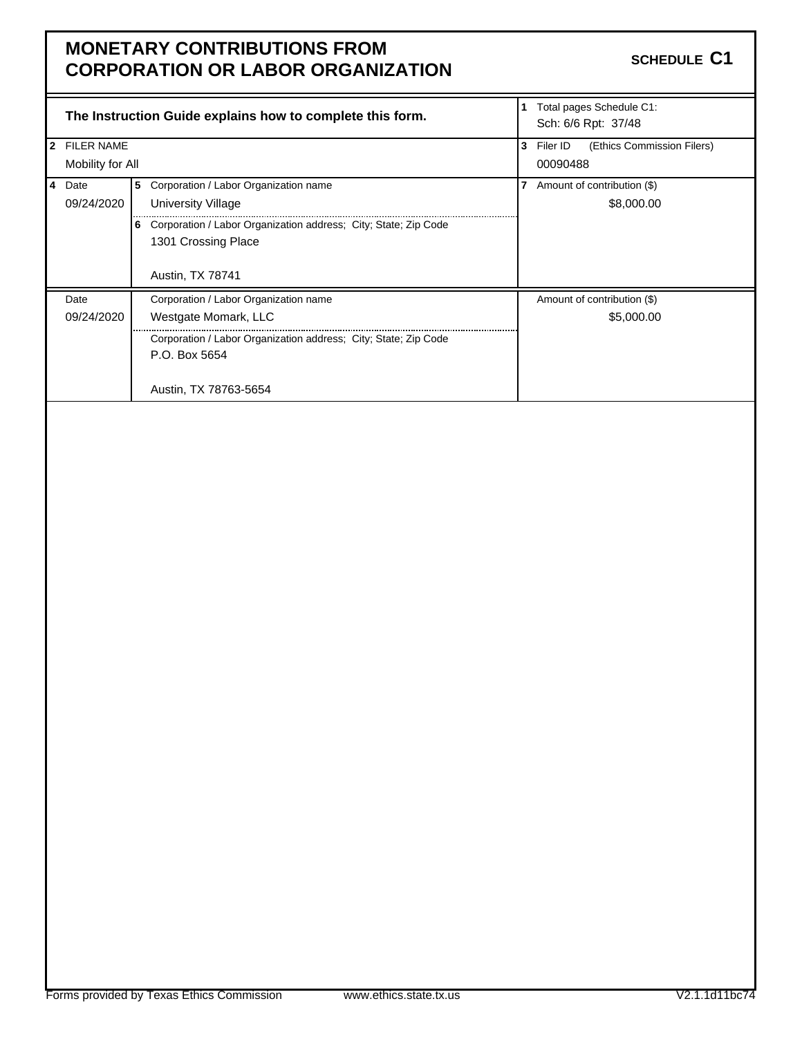# MONETARY CONTRIBUTIONS FROM CORPORATION OR LABOR ORGANIZATION

**SCHEDULE C1**

**The Instruction Guide explains how to complete this form.**

1 Total pages Schedule C1: Sch: 6/6 Rpt: 37/48

2 FILER NAME: Mobility for All

3 Filer ID (Ethics Commission Filers): 00090488

| 4 Date | 5 Corporation / Labor Organization name / 6 Corporation / Labor Organization address; City; State; Zip Code | 7 Amount of contribution ($) |
|---|---|---|
| 09/24/2020 | University Village<br>1301 Crossing Place<br>Austin, TX 78741 | $8,000.00 |
| 09/24/2020 | Westgate Momark, LLC<br>P.O. Box 5654<br>Austin, TX 78763-5654 | $5,000.00 |

Forms provided by Texas Ethics Commission www.ethics.state.tx.us V2.1.1d11bc74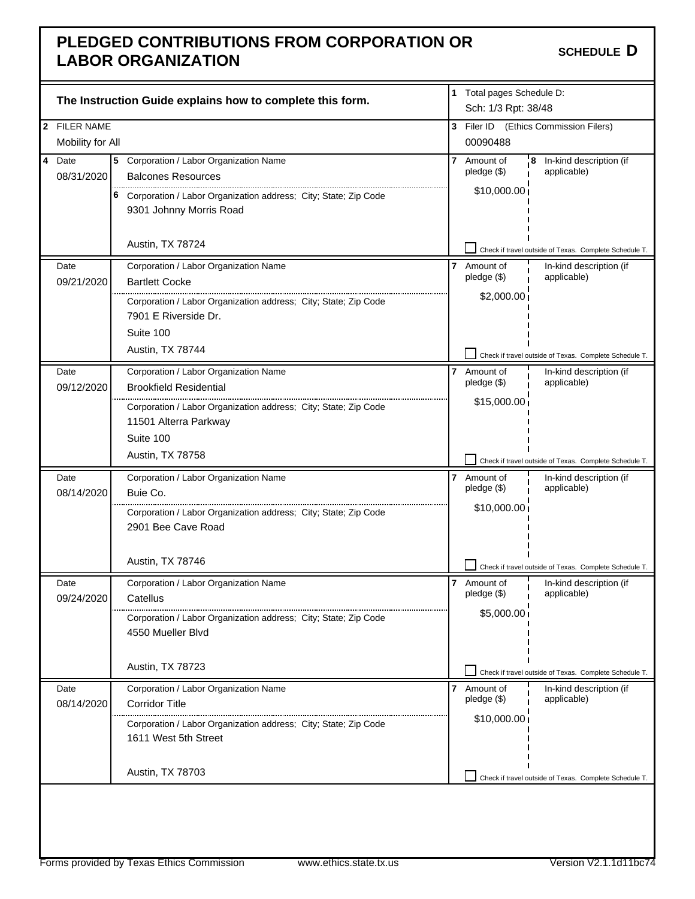# PLEDGED CONTRIBUTIONS FROM CORPORATION OR LABOR ORGANIZATION

**SCHEDULE D**

**The Instruction Guide explains how to complete this form.**

1 Total pages Schedule D: Sch: 1/3 Rpt: 38/48

2 FILER NAME: Mobility for All

3 Filer ID (Ethics Commission Filers): 00090488

| 4 Date | 5 Corporation / Labor Organization Name | 6 Corporation / Labor Organization address; City; State; Zip Code | 7 Amount of pledge ($) | 8 In-kind description (if applicable) | Check if travel outside of Texas. Complete Schedule T. |
|---|---|---|---|---|---|
| 08/31/2020 | Balcones Resources | 9301 Johnny Morris Road, Austin, TX 78724 | $10,000.00 | | ☐ |
| 09/21/2020 | Bartlett Cocke | 7901 E Riverside Dr., Suite 100, Austin, TX 78744 | $2,000.00 | | ☐ |
| 09/12/2020 | Brookfield Residential | 11501 Alterra Parkway, Suite 100, Austin, TX 78758 | $15,000.00 | | ☐ |
| 08/14/2020 | Buie Co. | 2901 Bee Cave Road, Austin, TX 78746 | $10,000.00 | | ☐ |
| 09/24/2020 | Catellus | 4550 Mueller Blvd, Austin, TX 78723 | $5,000.00 | | ☐ |
| 08/14/2020 | Corridor Title | 1611 West 5th Street, Austin, TX 78703 | $10,000.00 | | ☐ |

Forms provided by Texas Ethics Commission www.ethics.state.tx.us Version V2.1.1d11bc74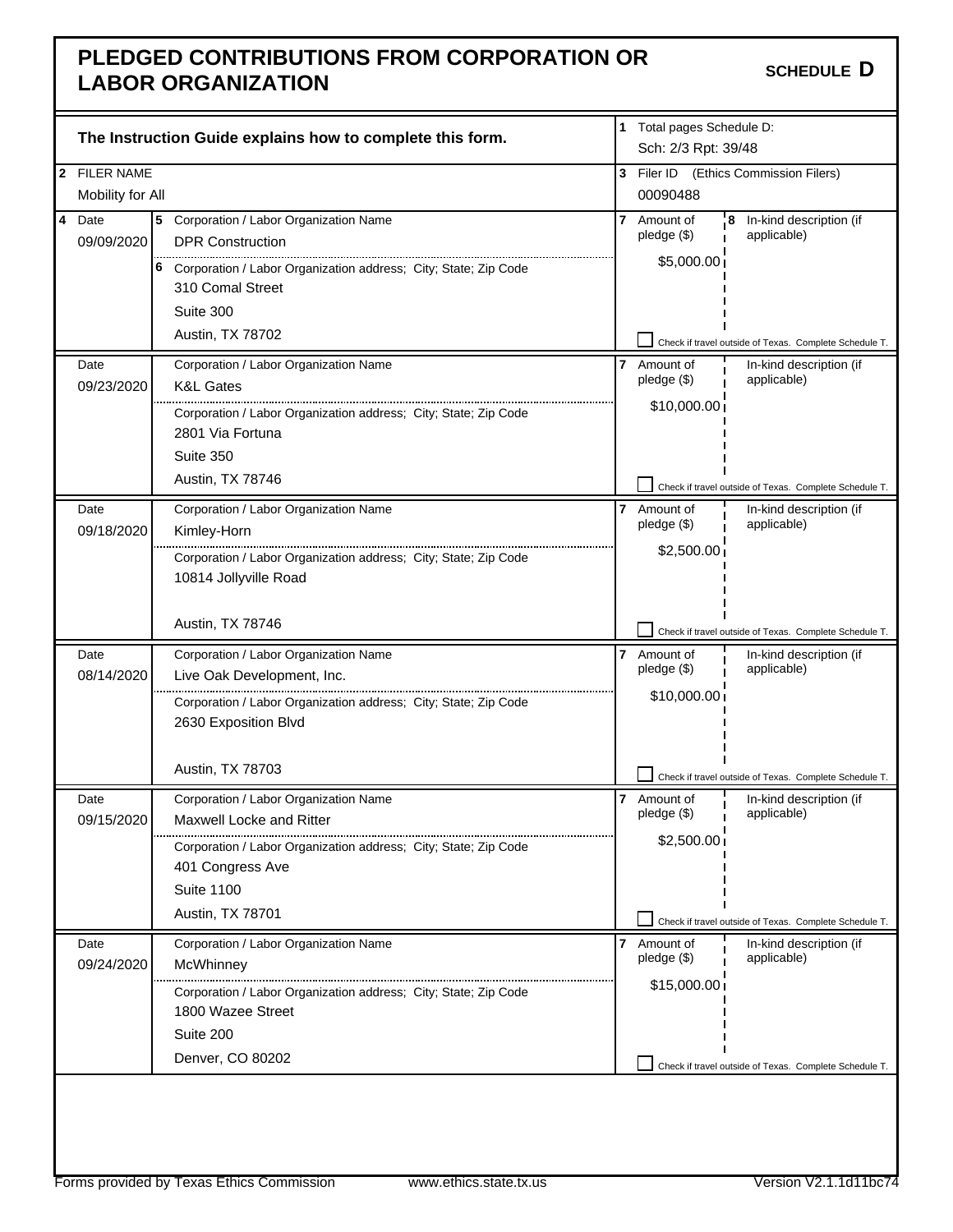# PLEDGED CONTRIBUTIONS FROM CORPORATION OR LABOR ORGANIZATION

**SCHEDULE D**

**The Instruction Guide explains how to complete this form.**

**1** Total pages Schedule D: Sch: 2/3 Rpt: 39/48

**2** FILER NAME: Mobility for All

**3** Filer ID (Ethics Commission Filers): 00090488

| 4 Date | 5 Corporation / Labor Organization Name / 6 Corporation / Labor Organization address; City; State; Zip Code | 7 Amount of pledge ($) | 8 In-kind description (if applicable) | Check if travel outside of Texas. Complete Schedule T. |
|---|---|---|---|---|
| 09/09/2020 | DPR Construction<br>310 Comal Street<br>Suite 300<br>Austin, TX 78702 | $5,000.00 | | ☐ |
| 09/23/2020 | K&L Gates<br>2801 Via Fortuna<br>Suite 350<br>Austin, TX 78746 | $10,000.00 | | ☐ |
| 09/18/2020 | Kimley-Horn<br>10814 Jollyville Road<br>Austin, TX 78746 | $2,500.00 | | ☐ |
| 08/14/2020 | Live Oak Development, Inc.<br>2630 Exposition Blvd<br>Austin, TX 78703 | $10,000.00 | | ☐ |
| 09/15/2020 | Maxwell Locke and Ritter<br>401 Congress Ave<br>Suite 1100<br>Austin, TX 78701 | $2,500.00 | | ☐ |
| 09/24/2020 | McWhinney<br>1800 Wazee Street<br>Suite 200<br>Denver, CO 80202 | $15,000.00 | | ☐ |

Forms provided by Texas Ethics Commission www.ethics.state.tx.us Version V2.1.1d11bc74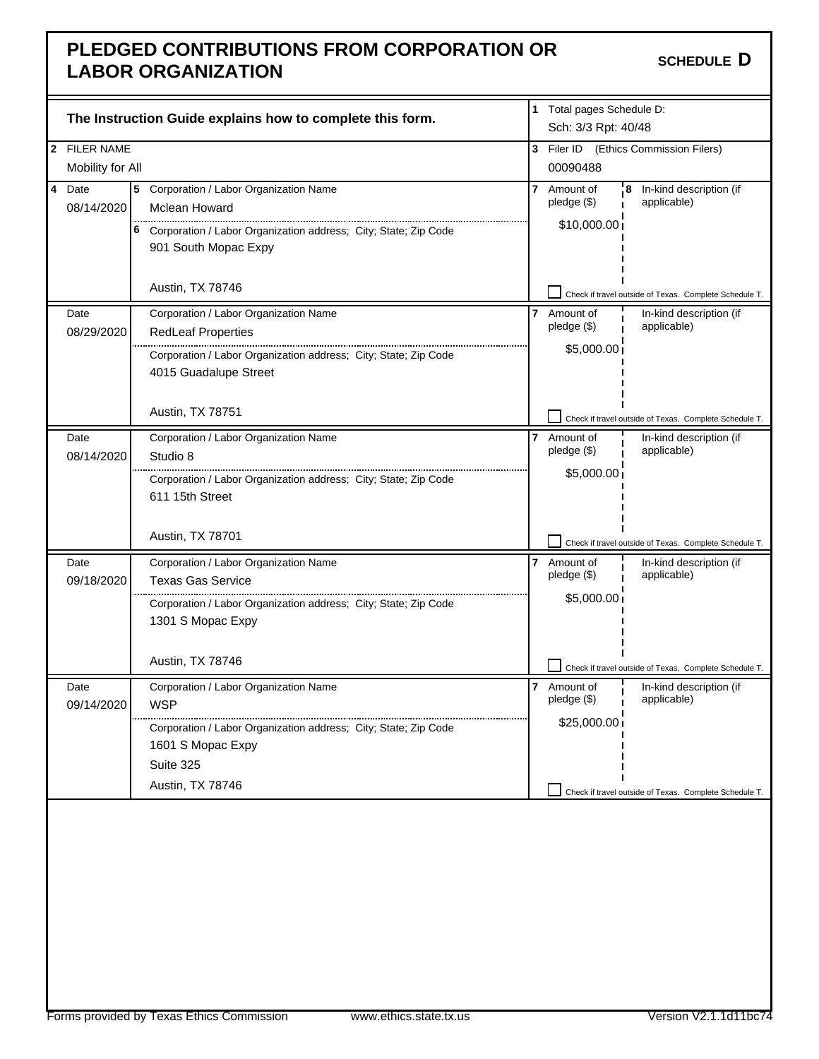# PLEDGED CONTRIBUTIONS FROM CORPORATION OR LABOR ORGANIZATION

**SCHEDULE D**

**The Instruction Guide explains how to complete this form.**

1 Total pages Schedule D: Sch: 3/3 Rpt: 40/48

2 FILER NAME: Mobility for All

3 Filer ID (Ethics Commission Filers): 00090488

| 4 Date | 5 Corporation / Labor Organization Name / 6 Corporation / Labor Organization address; City; State; Zip Code | 7 Amount of pledge ($) | 8 In-kind description (if applicable) |
|---|---|---|---|
| 08/14/2020 | Mclean Howard<br>901 South Mopac Expy<br>Austin, TX 78746 | $10,000.00 | |
| 08/29/2020 | RedLeaf Properties<br>4015 Guadalupe Street<br>Austin, TX 78751 | $5,000.00 | |
| 08/14/2020 | Studio 8<br>611 15th Street<br>Austin, TX 78701 | $5,000.00 | |
| 09/18/2020 | Texas Gas Service<br>1301 S Mopac Expy<br>Austin, TX 78746 | $5,000.00 | |
| 09/14/2020 | WSP<br>1601 S Mopac Expy<br>Suite 325<br>Austin, TX 78746 | $25,000.00 | |

Check if travel outside of Texas. Complete Schedule T. (unchecked for all entries)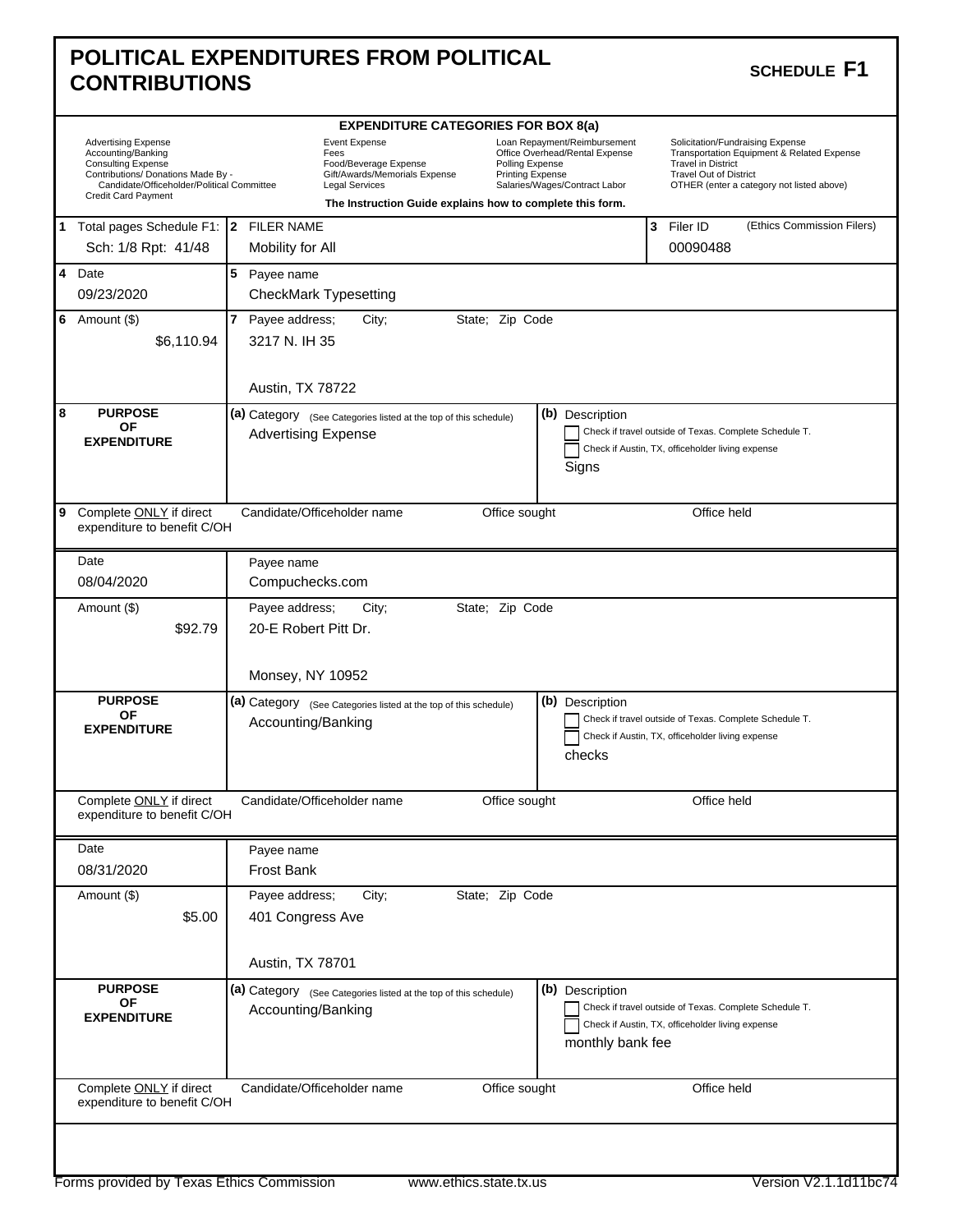# POLITICAL EXPENDITURES FROM POLITICAL CONTRIBUTIONS

**SCHEDULE F1**

**EXPENDITURE CATEGORIES FOR BOX 8(a)**

| | | | |
|---|---|---|---|
| Advertising Expense | Event Expense | Loan Repayment/Reimbursement | Solicitation/Fundraising Expense |
| Accounting/Banking | Fees | Office Overhead/Rental Expense | Transportation Equipment & Related Expense |
| Consulting Expense | Food/Beverage Expense | Polling Expense | Travel in District |
| Contributions/ Donations Made By - Candidate/Officeholder/Political Committee | Gift/Awards/Memorials Expense | Printing Expense | Travel Out of District |
| Credit Card Payment | Legal Services | Salaries/Wages/Contract Labor | OTHER (enter a category not listed above) |

**The Instruction Guide explains how to complete this form.**

| | | |
|---|---|---|
| **1** Total pages Schedule F1: Sch: 1/8 Rpt: 41/48 | **2** FILER NAME Mobility for All | **3** Filer ID (Ethics Commission Filers) 00090488 |

| | |
|---|---|
| **4** Date 09/23/2020 | **5** Payee name CheckMark Typesetting |
| **6** Amount ($) $6,110.94 | **7** Payee address; City; State; Zip Code 3217 N. IH 35 Austin, TX 78722 |
| **8** **PURPOSE OF EXPENDITURE** | **(a)** Category (See Categories listed at the top of this schedule): Advertising Expense<br>**(b)** Description: Signs<br>☐ Check if travel outside of Texas. Complete Schedule T.<br>☐ Check if Austin, TX, officeholder living expense |
| **9** Complete ONLY if direct expenditure to benefit C/OH | Candidate/Officeholder name / Office sought / Office held |

| | |
|---|---|
| Date 08/04/2020 | Payee name Compuchecks.com |
| Amount ($) $92.79 | Payee address; City; State; Zip Code 20-E Robert Pitt Dr. Monsey, NY 10952 |
| **PURPOSE OF EXPENDITURE** | **(a)** Category (See Categories listed at the top of this schedule): Accounting/Banking<br>**(b)** Description: checks<br>☐ Check if travel outside of Texas. Complete Schedule T.<br>☐ Check if Austin, TX, officeholder living expense |
| Complete ONLY if direct expenditure to benefit C/OH | Candidate/Officeholder name / Office sought / Office held |

| | |
|---|---|
| Date 08/31/2020 | Payee name Frost Bank |
| Amount ($) $5.00 | Payee address; City; State; Zip Code 401 Congress Ave Austin, TX 78701 |
| **PURPOSE OF EXPENDITURE** | **(a)** Category (See Categories listed at the top of this schedule): Accounting/Banking<br>**(b)** Description: monthly bank fee<br>☐ Check if travel outside of Texas. Complete Schedule T.<br>☐ Check if Austin, TX, officeholder living expense |
| Complete ONLY if direct expenditure to benefit C/OH | Candidate/Officeholder name / Office sought / Office held |

Forms provided by Texas Ethics Commission www.ethics.state.tx.us Version V2.1.1d11bc74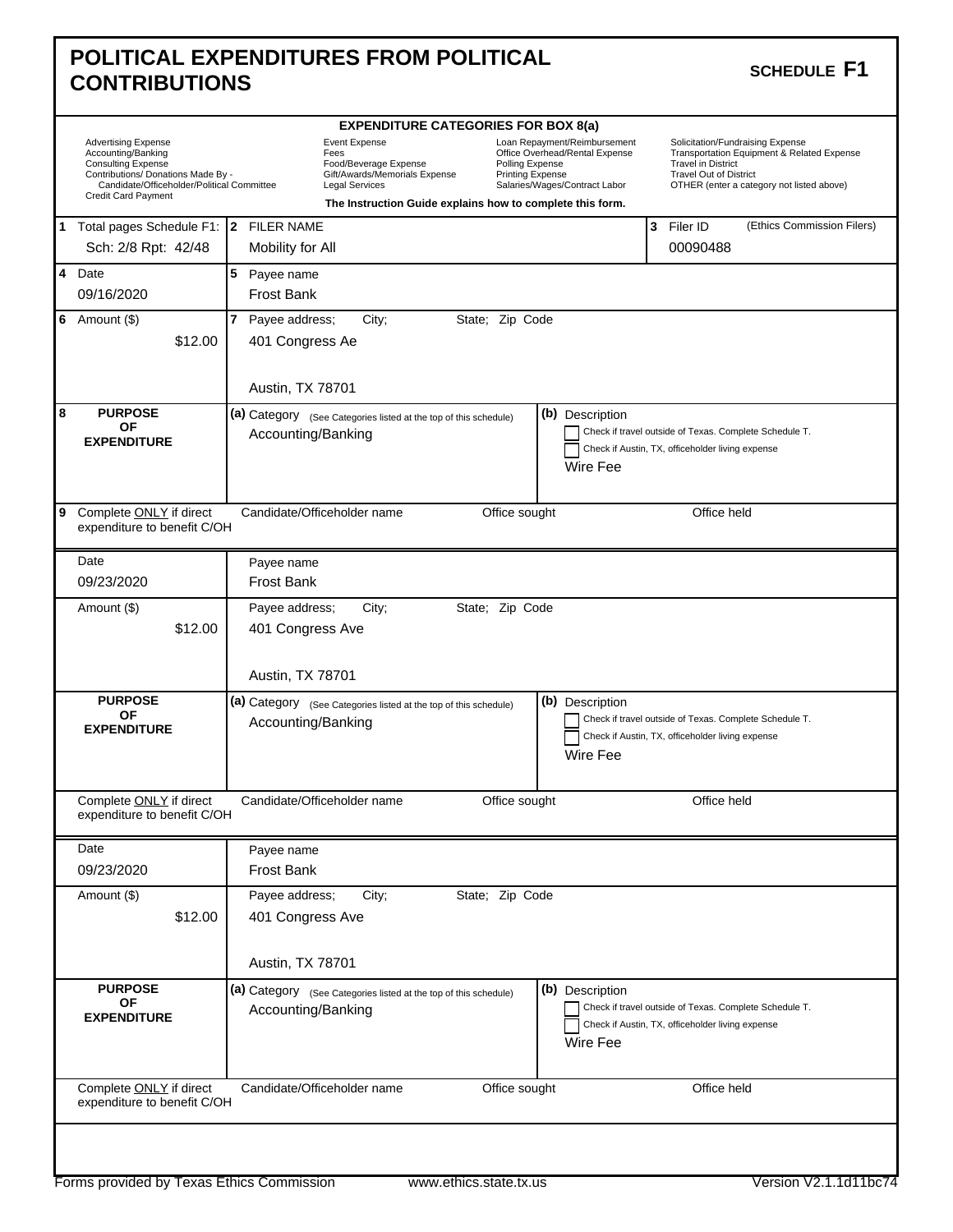# POLITICAL EXPENDITURES FROM POLITICAL CONTRIBUTIONS

**SCHEDULE F1**

**EXPENDITURE CATEGORIES FOR BOX 8(a)**

| | | | |
|---|---|---|---|
| Advertising Expense | Event Expense | Loan Repayment/Reimbursement | Solicitation/Fundraising Expense |
| Accounting/Banking | Fees | Office Overhead/Rental Expense | Transportation Equipment & Related Expense |
| Consulting Expense | Food/Beverage Expense | Polling Expense | Travel in District |
| Contributions/ Donations Made By - Candidate/Officeholder/Political Committee | Gift/Awards/Memorials Expense | Printing Expense | Travel Out of District |
| Credit Card Payment | Legal Services | Salaries/Wages/Contract Labor | OTHER (enter a category not listed above) |

**The Instruction Guide explains how to complete this form.**

| 1 Total pages Schedule F1: | 2 FILER NAME | 3 Filer ID (Ethics Commission Filers) |
|---|---|---|
| Sch: 2/8 Rpt: 42/48 | Mobility for All | 00090488 |

---

**4 Date:** 09/16/2020

**5 Payee name:** Frost Bank

**6 Amount ($):** $12.00

**7 Payee address; City; State; Zip Code:**
401 Congress Ae
Austin, TX 78701

**8 PURPOSE OF EXPENDITURE**
- (a) Category (See Categories listed at the top of this schedule): Accounting/Banking
- (b) Description: Wire Fee
  - ☐ Check if travel outside of Texas. Complete Schedule T.
  - ☐ Check if Austin, TX, officeholder living expense

**9 Complete ONLY if direct expenditure to benefit C/OH** — Candidate/Officeholder name: | Office sought: | Office held:

---

**Date:** 09/23/2020

**Payee name:** Frost Bank

**Amount ($):** $12.00

**Payee address; City; State; Zip Code:**
401 Congress Ave
Austin, TX 78701

**PURPOSE OF EXPENDITURE**
- (a) Category (See Categories listed at the top of this schedule): Accounting/Banking
- (b) Description: Wire Fee
  - ☐ Check if travel outside of Texas. Complete Schedule T.
  - ☐ Check if Austin, TX, officeholder living expense

**Complete ONLY if direct expenditure to benefit C/OH** — Candidate/Officeholder name: | Office sought: | Office held:

---

**Date:** 09/23/2020

**Payee name:** Frost Bank

**Amount ($):** $12.00

**Payee address; City; State; Zip Code:**
401 Congress Ave
Austin, TX 78701

**PURPOSE OF EXPENDITURE**
- (a) Category (See Categories listed at the top of this schedule): Accounting/Banking
- (b) Description: Wire Fee
  - ☐ Check if travel outside of Texas. Complete Schedule T.
  - ☐ Check if Austin, TX, officeholder living expense

**Complete ONLY if direct expenditure to benefit C/OH** — Candidate/Officeholder name: | Office sought: | Office held: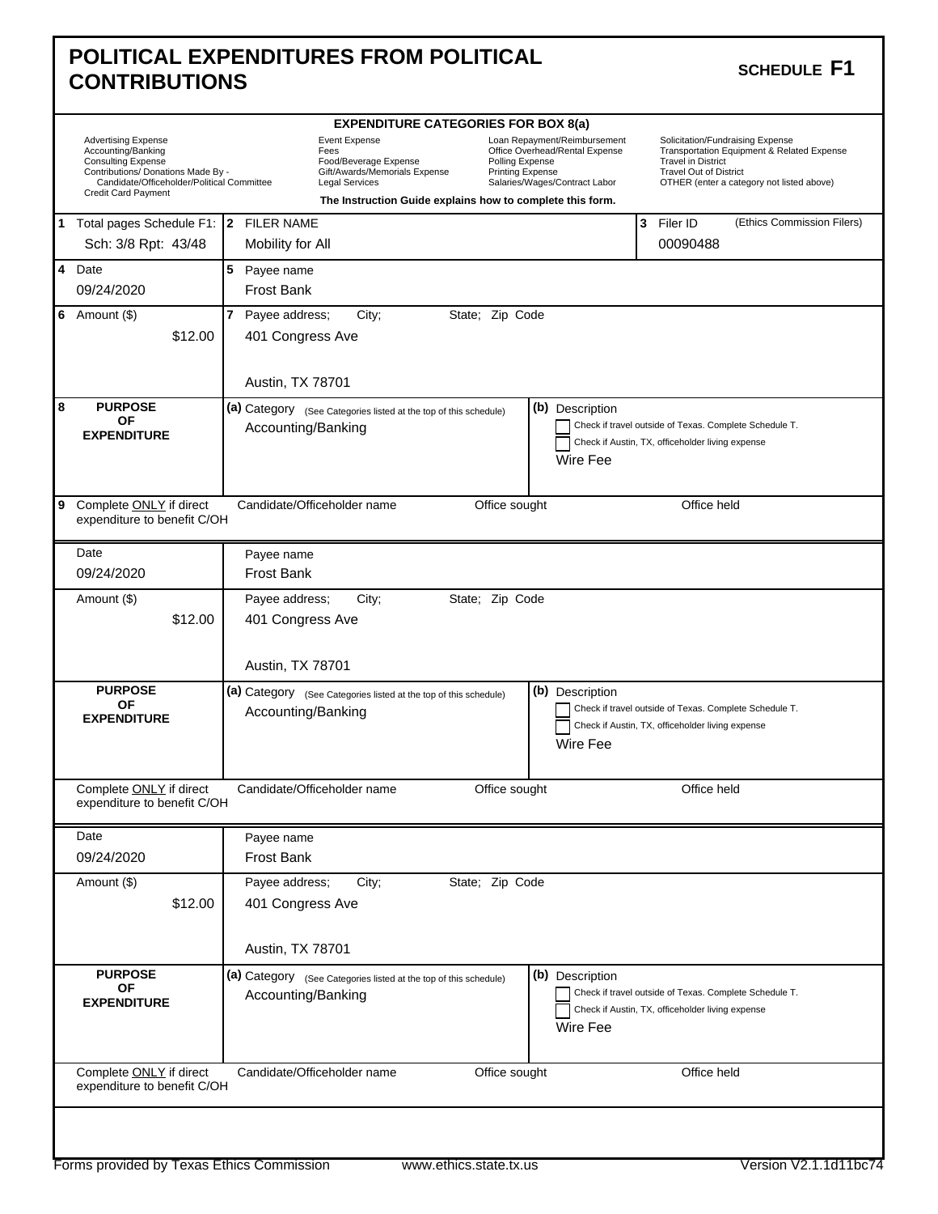# POLITICAL EXPENDITURES FROM POLITICAL CONTRIBUTIONS

**SCHEDULE F1**

**EXPENDITURE CATEGORIES FOR BOX 8(a)**

| | | | |
|---|---|---|---|
| Advertising Expense | Event Expense | Loan Repayment/Reimbursement | Solicitation/Fundraising Expense |
| Accounting/Banking | Fees | Office Overhead/Rental Expense | Transportation Equipment & Related Expense |
| Consulting Expense | Food/Beverage Expense | Polling Expense | Travel in District |
| Contributions/ Donations Made By - Candidate/Officeholder/Political Committee | Gift/Awards/Memorials Expense | Printing Expense | Travel Out of District |
| Credit Card Payment | Legal Services | Salaries/Wages/Contract Labor | OTHER (enter a category not listed above) |

**The Instruction Guide explains how to complete this form.**

| | | |
|---|---|---|
| **1** Total pages Schedule F1: Sch: 3/8 Rpt: 43/48 | **2** FILER NAME: Mobility for All | **3** Filer ID (Ethics Commission Filers): 00090488 |

---

**4** Date: 09/24/2020

**5** Payee name: Frost Bank

**6** Amount ($): $12.00

**7** Payee address; City; State; Zip Code: 401 Congress Ave, Austin, TX 78701

**8 PURPOSE OF EXPENDITURE**
- **(a)** Category (See Categories listed at the top of this schedule): Accounting/Banking
- **(b)** Description: Wire Fee
  - ☐ Check if travel outside of Texas. Complete Schedule T.
  - ☐ Check if Austin, TX, officeholder living expense

**9** Complete ONLY if direct expenditure to benefit C/OH — Candidate/Officeholder name: | Office sought: | Office held:

---

Date: 09/24/2020

Payee name: Frost Bank

Amount ($): $12.00

Payee address; City; State; Zip Code: 401 Congress Ave, Austin, TX 78701

**PURPOSE OF EXPENDITURE**
- **(a)** Category (See Categories listed at the top of this schedule): Accounting/Banking
- **(b)** Description: Wire Fee
  - ☐ Check if travel outside of Texas. Complete Schedule T.
  - ☐ Check if Austin, TX, officeholder living expense

Complete ONLY if direct expenditure to benefit C/OH — Candidate/Officeholder name: | Office sought: | Office held:

---

Date: 09/24/2020

Payee name: Frost Bank

Amount ($): $12.00

Payee address; City; State; Zip Code: 401 Congress Ave, Austin, TX 78701

**PURPOSE OF EXPENDITURE**
- **(a)** Category (See Categories listed at the top of this schedule): Accounting/Banking
- **(b)** Description: Wire Fee
  - ☐ Check if travel outside of Texas. Complete Schedule T.
  - ☐ Check if Austin, TX, officeholder living expense

Complete ONLY if direct expenditure to benefit C/OH — Candidate/Officeholder name: | Office sought: | Office held: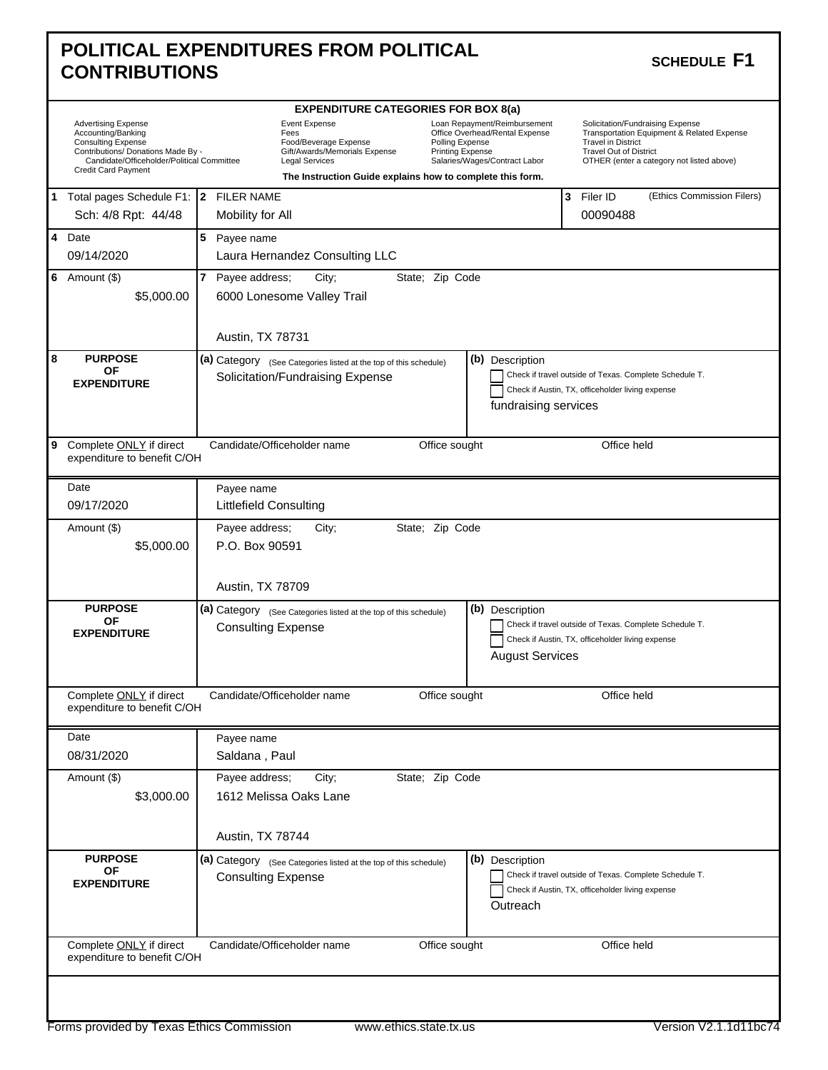# POLITICAL EXPENDITURES FROM POLITICAL CONTRIBUTIONS

**SCHEDULE F1**

**EXPENDITURE CATEGORIES FOR BOX 8(a)**

| | | | |
|---|---|---|---|
| Advertising Expense | Event Expense | Loan Repayment/Reimbursement | Solicitation/Fundraising Expense |
| Accounting/Banking | Fees | Office Overhead/Rental Expense | Transportation Equipment & Related Expense |
| Consulting Expense | Food/Beverage Expense | Polling Expense | Travel in District |
| Contributions/ Donations Made By - Candidate/Officeholder/Political Committee | Gift/Awards/Memorials Expense | Printing Expense | Travel Out of District |
| Credit Card Payment | Legal Services | Salaries/Wages/Contract Labor | OTHER (enter a category not listed above) |

**The Instruction Guide explains how to complete this form.**

| | | |
|---|---|---|
| 1 Total pages Schedule F1: Sch: 4/8 Rpt: 44/48 | 2 FILER NAME: Mobility for All | 3 Filer ID (Ethics Commission Filers): 00090488 |

---

| Field | Value |
|---|---|
| 4 Date | 09/14/2020 |
| 5 Payee name | Laura Hernandez Consulting LLC |
| 6 Amount ($) | $5,000.00 |
| 7 Payee address; City; State; Zip Code | 6000 Lonesome Valley Trail, Austin, TX 78731 |
| 8 PURPOSE OF EXPENDITURE (a) Category | Solicitation/Fundraising Expense |
| (b) Description | fundraising services |
| ☐ Check if travel outside of Texas. Complete Schedule T. | |
| ☐ Check if Austin, TX, officeholder living expense | |
| 9 Complete ONLY if direct expenditure to benefit C/OH — Candidate/Officeholder name / Office sought / Office held | |

---

| Field | Value |
|---|---|
| Date | 09/17/2020 |
| Payee name | Littlefield Consulting |
| Amount ($) | $5,000.00 |
| Payee address; City; State; Zip Code | P.O. Box 90591, Austin, TX 78709 |
| PURPOSE OF EXPENDITURE (a) Category | Consulting Expense |
| (b) Description | August Services |
| ☐ Check if travel outside of Texas. Complete Schedule T. | |
| ☐ Check if Austin, TX, officeholder living expense | |
| Complete ONLY if direct expenditure to benefit C/OH — Candidate/Officeholder name / Office sought / Office held | |

---

| Field | Value |
|---|---|
| Date | 08/31/2020 |
| Payee name | Saldana , Paul |
| Amount ($) | $3,000.00 |
| Payee address; City; State; Zip Code | 1612 Melissa Oaks Lane, Austin, TX 78744 |
| PURPOSE OF EXPENDITURE (a) Category | Consulting Expense |
| (b) Description | Outreach |
| ☐ Check if travel outside of Texas. Complete Schedule T. | |
| ☐ Check if Austin, TX, officeholder living expense | |
| Complete ONLY if direct expenditure to benefit C/OH — Candidate/Officeholder name / Office sought / Office held | |

Forms provided by Texas Ethics Commission — www.ethics.state.tx.us — Version V2.1.1d11bc74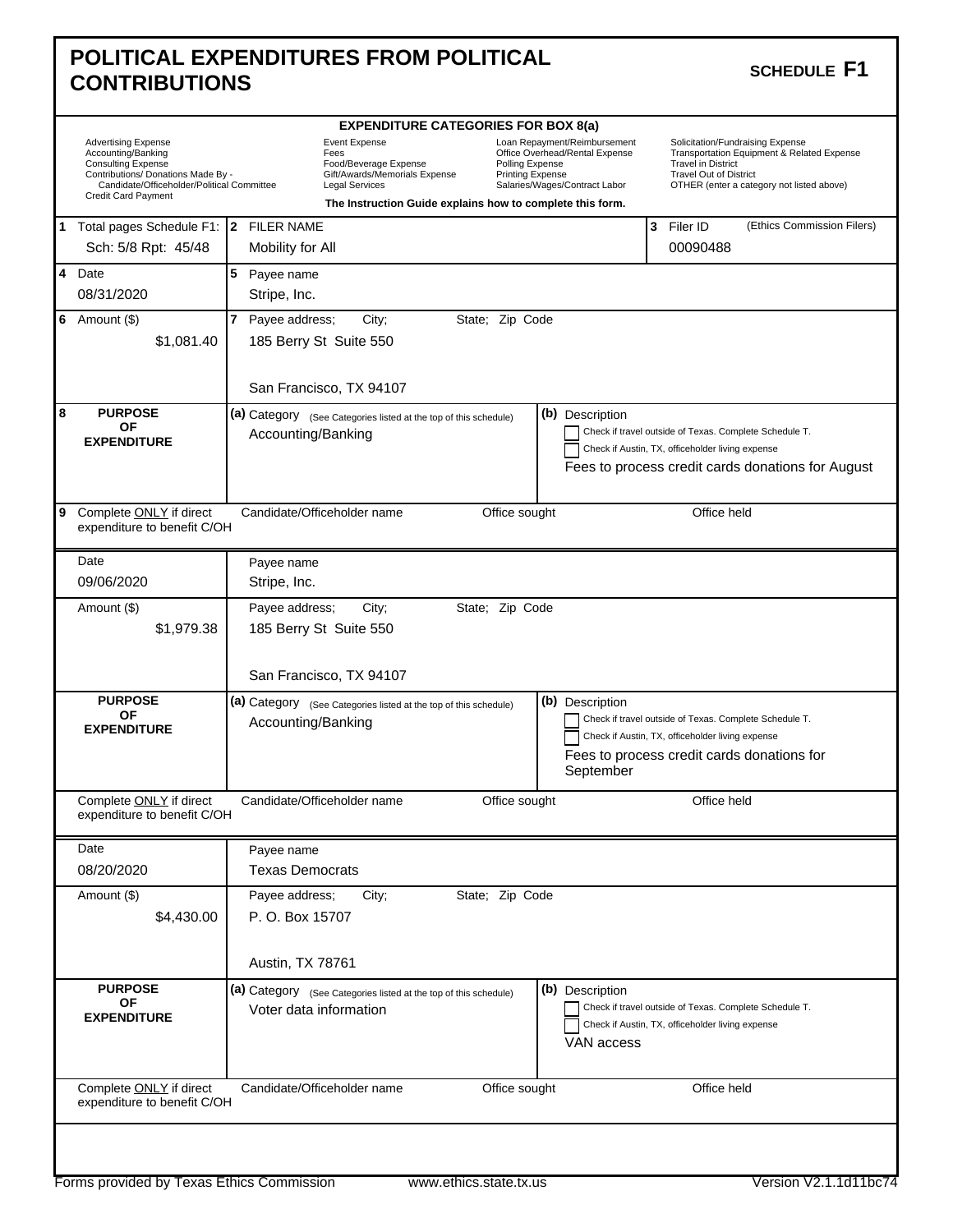# POLITICAL EXPENDITURES FROM POLITICAL CONTRIBUTIONS

**SCHEDULE F1**

**EXPENDITURE CATEGORIES FOR BOX 8(a)**

| | | | |
|---|---|---|---|
| Advertising Expense | Event Expense | Loan Repayment/Reimbursement | Solicitation/Fundraising Expense |
| Accounting/Banking | Fees | Office Overhead/Rental Expense | Transportation Equipment & Related Expense |
| Consulting Expense | Food/Beverage Expense | Polling Expense | Travel in District |
| Contributions/ Donations Made By - Candidate/Officeholder/Political Committee | Gift/Awards/Memorials Expense | Printing Expense | Travel Out of District |
| Credit Card Payment | Legal Services | Salaries/Wages/Contract Labor | OTHER (enter a category not listed above) |

**The Instruction Guide explains how to complete this form.**

| | | |
|---|---|---|
| **1** Total pages Schedule F1: Sch: 5/8 Rpt: 45/48 | **2** FILER NAME: Mobility for All | **3** Filer ID (Ethics Commission Filers): 00090488 |

---

| | |
|---|---|
| **4** Date: 08/31/2020 | **5** Payee name: Stripe, Inc. |
| **6** Amount ($): $1,081.40 | **7** Payee address; City; State; Zip Code: 185 Berry St Suite 550, San Francisco, TX 94107 |
| **8** PURPOSE OF EXPENDITURE | **(a)** Category (See Categories listed at the top of this schedule): Accounting/Banking<br>**(b)** Description: ☐ Check if travel outside of Texas. Complete Schedule T. ☐ Check if Austin, TX, officeholder living expense<br>Fees to process credit cards donations for August |
| **9** Complete ONLY if direct expenditure to benefit C/OH | Candidate/Officeholder name: — Office sought: — Office held: — |

---

| | |
|---|---|
| Date: 09/06/2020 | Payee name: Stripe, Inc. |
| Amount ($): $1,979.38 | Payee address; City; State; Zip Code: 185 Berry St Suite 550, San Francisco, TX 94107 |
| PURPOSE OF EXPENDITURE | **(a)** Category (See Categories listed at the top of this schedule): Accounting/Banking<br>**(b)** Description: ☐ Check if travel outside of Texas. Complete Schedule T. ☐ Check if Austin, TX, officeholder living expense<br>Fees to process credit cards donations for September |
| Complete ONLY if direct expenditure to benefit C/OH | Candidate/Officeholder name: — Office sought: — Office held: — |

---

| | |
|---|---|
| Date: 08/20/2020 | Payee name: Texas Democrats |
| Amount ($): $4,430.00 | Payee address; City; State; Zip Code: P. O. Box 15707, Austin, TX 78761 |
| PURPOSE OF EXPENDITURE | **(a)** Category (See Categories listed at the top of this schedule): Voter data information<br>**(b)** Description: ☐ Check if travel outside of Texas. Complete Schedule T. ☐ Check if Austin, TX, officeholder living expense<br>VAN access |
| Complete ONLY if direct expenditure to benefit C/OH | Candidate/Officeholder name: — Office sought: — Office held: — |

Forms provided by Texas Ethics Commission www.ethics.state.tx.us Version V2.1.1d11bc74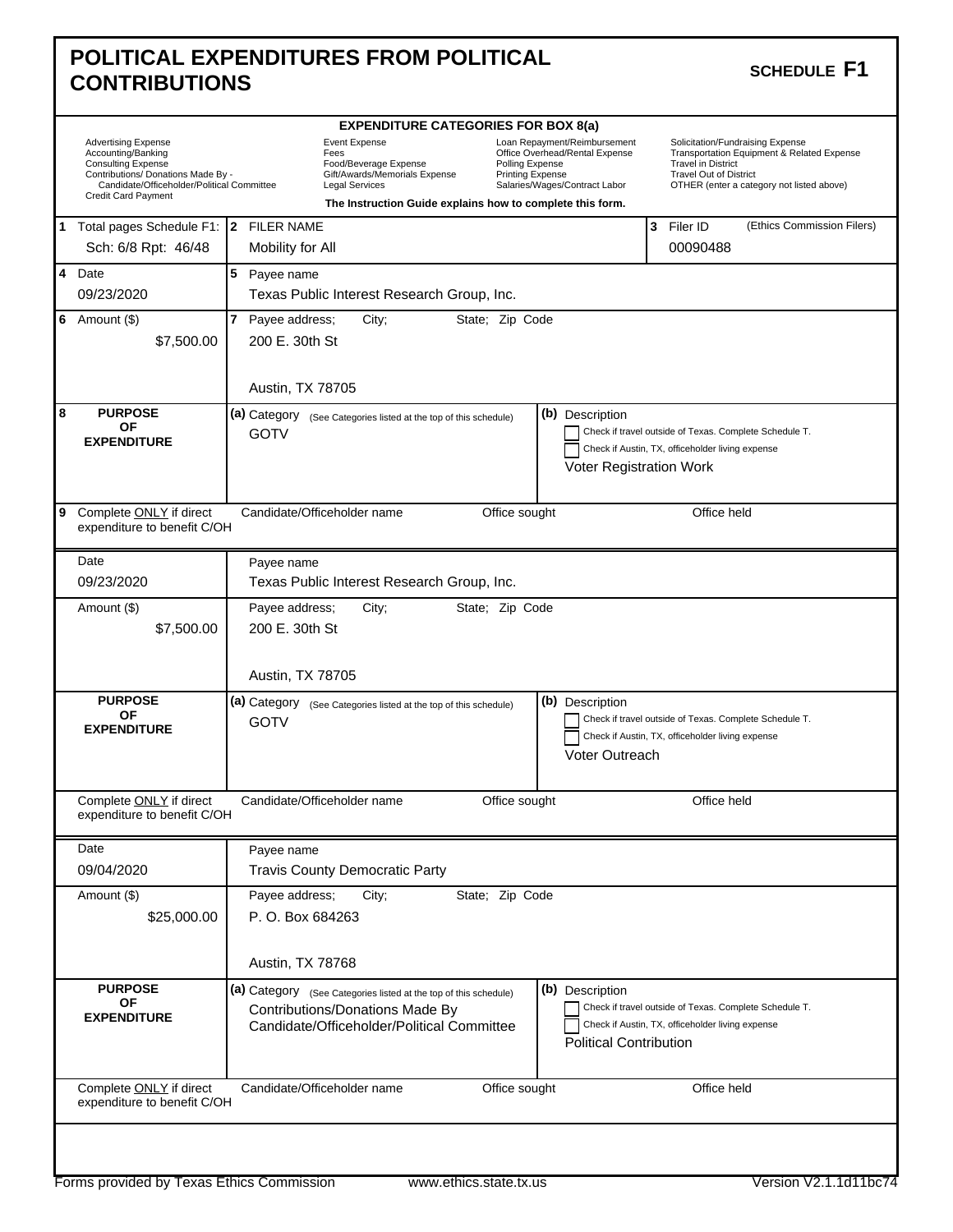# POLITICAL EXPENDITURES FROM POLITICAL CONTRIBUTIONS

**SCHEDULE F1**

**EXPENDITURE CATEGORIES FOR BOX 8(a)**

| | | | |
|---|---|---|---|
| Advertising Expense | Event Expense | Loan Repayment/Reimbursement | Solicitation/Fundraising Expense |
| Accounting/Banking | Fees | Office Overhead/Rental Expense | Transportation Equipment & Related Expense |
| Consulting Expense | Food/Beverage Expense | Polling Expense | Travel in District |
| Contributions/ Donations Made By - Candidate/Officeholder/Political Committee | Gift/Awards/Memorials Expense | Printing Expense | Travel Out of District |
| Credit Card Payment | Legal Services | Salaries/Wages/Contract Labor | OTHER (enter a category not listed above) |

**The Instruction Guide explains how to complete this form.**

| | |
|---|---|
| 1 Total pages Schedule F1: Sch: 6/8 Rpt: 46/48 | 2 FILER NAME: Mobility for All |
| 3 Filer ID (Ethics Commission Filers) | 00090488 |

---

| | |
|---|---|
| 4 Date | 09/23/2020 |
| 5 Payee name | Texas Public Interest Research Group, Inc. |
| 6 Amount ($) | $7,500.00 |
| 7 Payee address; City; State; Zip Code | 200 E. 30th St, Austin, TX 78705 |
| 8 PURPOSE OF EXPENDITURE (a) Category | GOTV |
| (b) Description | Voter Registration Work |
| ☐ Check if travel outside of Texas. Complete Schedule T. | |
| ☐ Check if Austin, TX, officeholder living expense | |
| 9 Complete ONLY if direct expenditure to benefit C/OH | Candidate/Officeholder name: / Office sought: / Office held: |

---

| | |
|---|---|
| Date | 09/23/2020 |
| Payee name | Texas Public Interest Research Group, Inc. |
| Amount ($) | $7,500.00 |
| Payee address; City; State; Zip Code | 200 E. 30th St, Austin, TX 78705 |
| PURPOSE OF EXPENDITURE (a) Category | GOTV |
| (b) Description | Voter Outreach |
| ☐ Check if travel outside of Texas. Complete Schedule T. | |
| ☐ Check if Austin, TX, officeholder living expense | |
| Complete ONLY if direct expenditure to benefit C/OH | Candidate/Officeholder name: / Office sought: / Office held: |

---

| | |
|---|---|
| Date | 09/04/2020 |
| Payee name | Travis County Democratic Party |
| Amount ($) | $25,000.00 |
| Payee address; City; State; Zip Code | P. O. Box 684263, Austin, TX 78768 |
| PURPOSE OF EXPENDITURE (a) Category | Contributions/Donations Made By Candidate/Officeholder/Political Committee |
| (b) Description | Political Contribution |
| ☐ Check if travel outside of Texas. Complete Schedule T. | |
| ☐ Check if Austin, TX, officeholder living expense | |
| Complete ONLY if direct expenditure to benefit C/OH | Candidate/Officeholder name: / Office sought: / Office held: |

Forms provided by Texas Ethics Commission | www.ethics.state.tx.us | Version V2.1.1d11bc74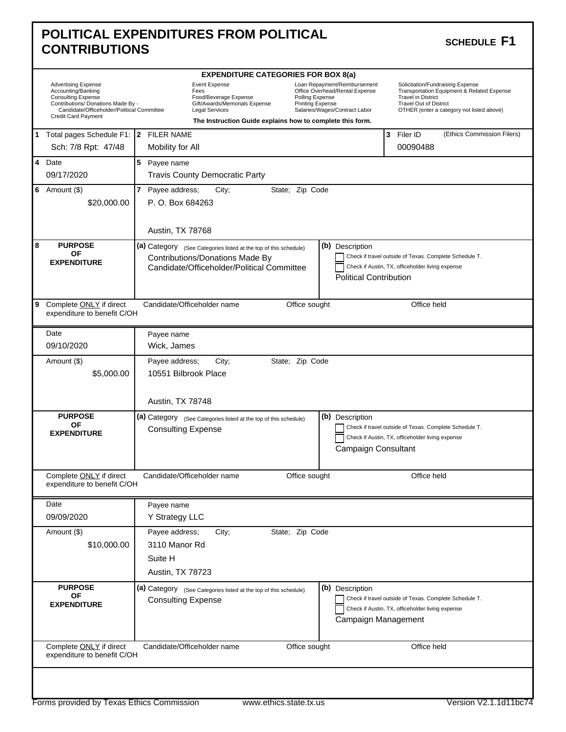# POLITICAL EXPENDITURES FROM POLITICAL CONTRIBUTIONS

**SCHEDULE F1**

**EXPENDITURE CATEGORIES FOR BOX 8(a)**

| | | | |
|---|---|---|---|
| Advertising Expense | Event Expense | Loan Repayment/Reimbursement | Solicitation/Fundraising Expense |
| Accounting/Banking | Fees | Office Overhead/Rental Expense | Transportation Equipment & Related Expense |
| Consulting Expense | Food/Beverage Expense | Polling Expense | Travel in District |
| Contributions/ Donations Made By - Candidate/Officeholder/Political Committee | Gift/Awards/Memorials Expense | Printing Expense | Travel Out of District |
| Credit Card Payment | Legal Services | Salaries/Wages/Contract Labor | OTHER (enter a category not listed above) |

**The Instruction Guide explains how to complete this form.**

| 1 Total pages Schedule F1: | 2 FILER NAME | 3 Filer ID (Ethics Commission Filers) |
|---|---|---|
| Sch: 7/8 Rpt: 47/48 | Mobility for All | 00090488 |

---

**4 Date:** 09/17/2020

**5 Payee name:** Travis County Democratic Party

**6 Amount ($):** $20,000.00

**7 Payee address; City; State; Zip Code:**
P. O. Box 684263
Austin, TX 78768

**8 PURPOSE OF EXPENDITURE**

(a) Category (See Categories listed at the top of this schedule): Contributions/Donations Made By Candidate/Officeholder/Political Committee

(b) Description:
☐ Check if travel outside of Texas. Complete Schedule T.
☐ Check if Austin, TX, officeholder living expense
Political Contribution

**9 Complete ONLY if direct expenditure to benefit C/OH**

| Candidate/Officeholder name | Office sought | Office held |
|---|---|---|
| | | |

---

**Date:** 09/10/2020

**Payee name:** Wick, James

**Amount ($):** $5,000.00

**Payee address; City; State; Zip Code:**
10551 Bilbrook Place
Austin, TX 78748

**PURPOSE OF EXPENDITURE**

(a) Category (See Categories listed at the top of this schedule): Consulting Expense

(b) Description:
☐ Check if travel outside of Texas. Complete Schedule T.
☐ Check if Austin, TX, officeholder living expense
Campaign Consultant

**Complete ONLY if direct expenditure to benefit C/OH**

| Candidate/Officeholder name | Office sought | Office held |
|---|---|---|
| | | |

---

**Date:** 09/09/2020

**Payee name:** Y Strategy LLC

**Amount ($):** $10,000.00

**Payee address; City; State; Zip Code:**
3110 Manor Rd
Suite H
Austin, TX 78723

**PURPOSE OF EXPENDITURE**

(a) Category (See Categories listed at the top of this schedule): Consulting Expense

(b) Description:
☐ Check if travel outside of Texas. Complete Schedule T.
☐ Check if Austin, TX, officeholder living expense
Campaign Management

**Complete ONLY if direct expenditure to benefit C/OH**

| Candidate/Officeholder name | Office sought | Office held |
|---|---|---|
| | | |

Forms provided by Texas Ethics Commission www.ethics.state.tx.us Version V2.1.1d11bc74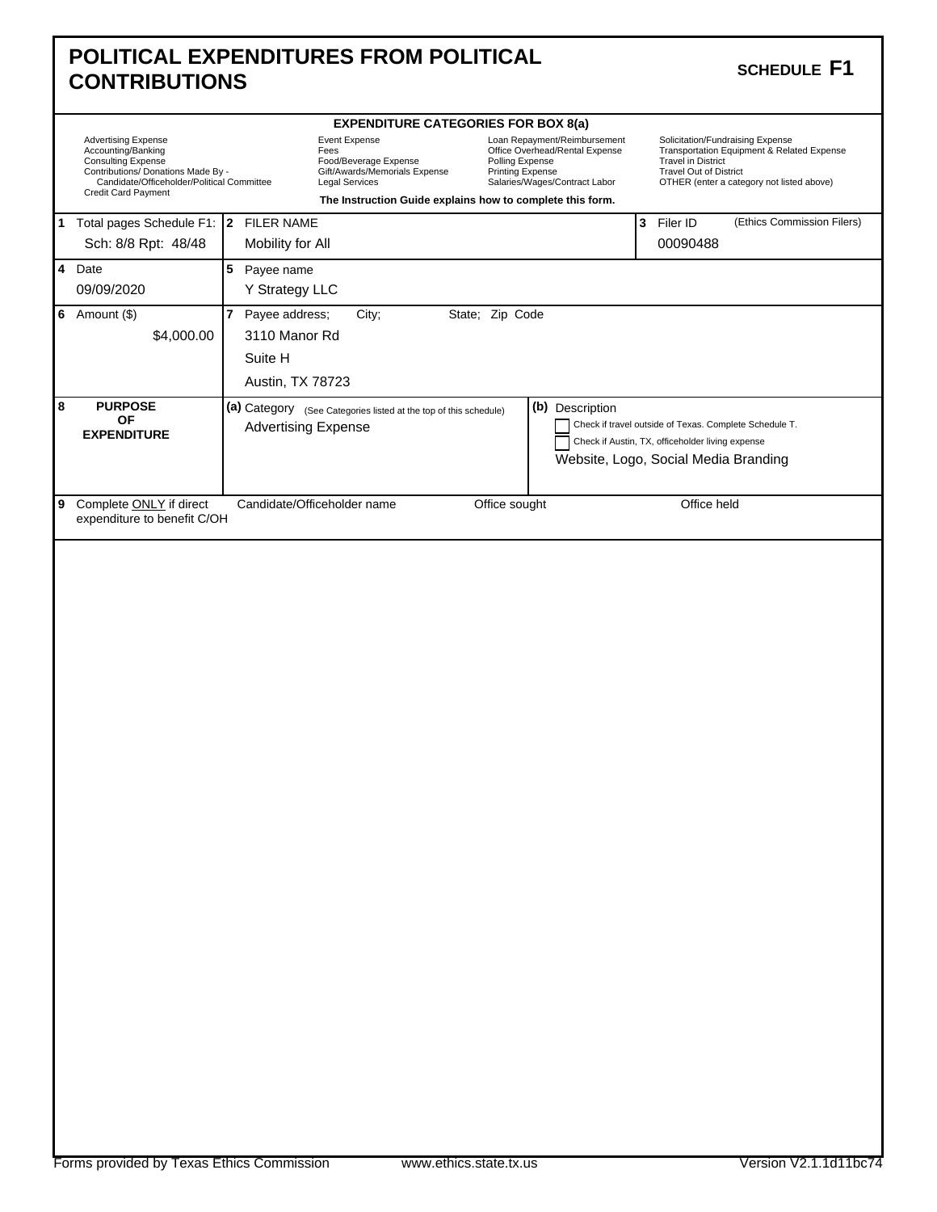# POLITICAL EXPENDITURES FROM POLITICAL CONTRIBUTIONS

**SCHEDULE F1**

**EXPENDITURE CATEGORIES FOR BOX 8(a)**

| | | | |
|---|---|---|---|
| Advertising Expense | Event Expense | Loan Repayment/Reimbursement | Solicitation/Fundraising Expense |
| Accounting/Banking | Fees | Office Overhead/Rental Expense | Transportation Equipment & Related Expense |
| Consulting Expense | Food/Beverage Expense | Polling Expense | Travel in District |
| Contributions/ Donations Made By - Candidate/Officeholder/Political Committee | Gift/Awards/Memorials Expense | Printing Expense | Travel Out of District |
| Credit Card Payment | Legal Services | Salaries/Wages/Contract Labor | OTHER (enter a category not listed above) |

**The Instruction Guide explains how to complete this form.**

| | | |
|---|---|---|
| **1** Total pages Schedule F1: Sch: 8/8 Rpt: 48/48 | **2** FILER NAME: Mobility for All | **3** Filer ID (Ethics Commission Filers): 00090488 |
| **4** Date: 09/09/2020 | **5** Payee name: Y Strategy LLC | |
| **6** Amount ($): $4,000.00 | **7** Payee address; City; State; Zip Code: 3110 Manor Rd, Suite H, Austin, TX 78723 | |
| **8** PURPOSE OF EXPENDITURE | **(a)** Category (See Categories listed at the top of this schedule): Advertising Expense | **(b)** Description: ☐ Check if travel outside of Texas. Complete Schedule T. ☐ Check if Austin, TX, officeholder living expense. Website, Logo, Social Media Branding |
| **9** Complete ONLY if direct expenditure to benefit C/OH | Candidate/Officeholder name / Office sought | Office held |

Forms provided by Texas Ethics Commission www.ethics.state.tx.us Version V2.1.1d11bc74